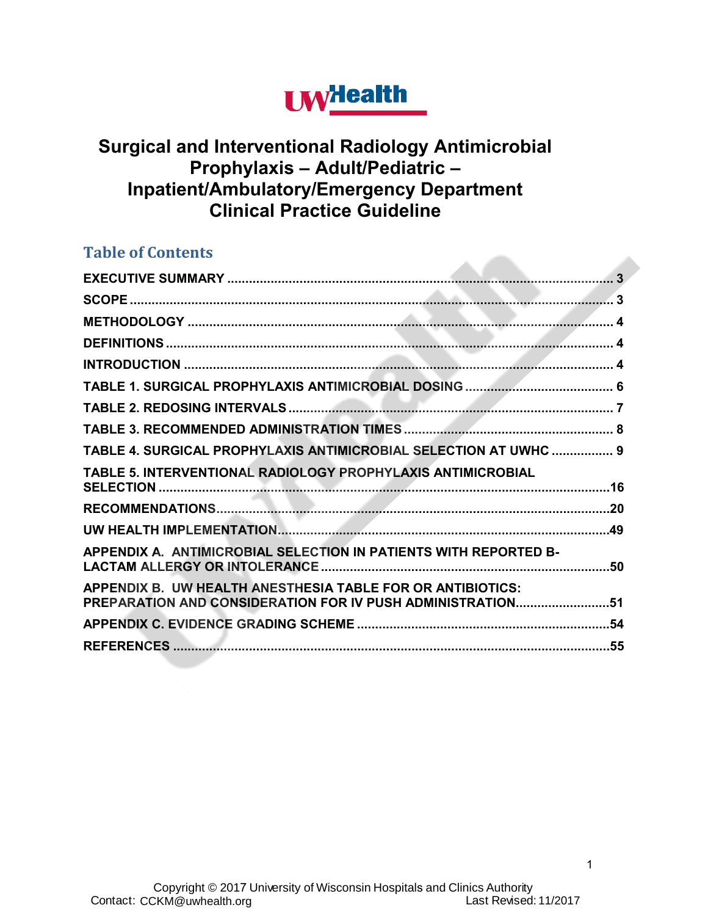# Surgical and Interventional Radiology Antimicrobial Prophylaxis – Adult/Pediatric – Inpatient/Ambulatory/Emergency Department Clinical Practice Guideline

## Table of Contents

EXECUTIVE SUMMARY ..... 3

SCOPE ..... 3

METHODOLOGY ..... 4

DEFINITIONS ..... 4

INTRODUCTION ..... 4

TABLE 1. SURGICAL PROPHYLAXIS ANTIMICROBIAL DOSING ..... 6

TABLE 2. REDOSING INTERVALS ..... 7

TABLE 3. RECOMMENDED ADMINISTRATION TIMES ..... 8

TABLE 4. SURGICAL PROPHYLAXIS ANTIMICROBIAL SELECTION AT UWHC ..... 9

TABLE 5. INTERVENTIONAL RADIOLOGY PROPHYLAXIS ANTIMICROBIAL SELECTION ..... 16

RECOMMENDATIONS ..... 20

UW HEALTH IMPLEMENTATION ..... 49

APPENDIX A. ANTIMICROBIAL SELECTION IN PATIENTS WITH REPORTED B-LACTAM ALLERGY OR INTOLERANCE ..... 50

APPENDIX B. UW HEALTH ANESTHESIA TABLE FOR OR ANTIBIOTICS: PREPARATION AND CONSIDERATION FOR IV PUSH ADMINISTRATION ..... 51

APPENDIX C. EVIDENCE GRADING SCHEME ..... 54

REFERENCES ..... 55

Copyright © 2017 University of Wisconsin Hospitals and Clinics Authority

Contact: CCKM@uwhealth.org

Last Revised: 11/2017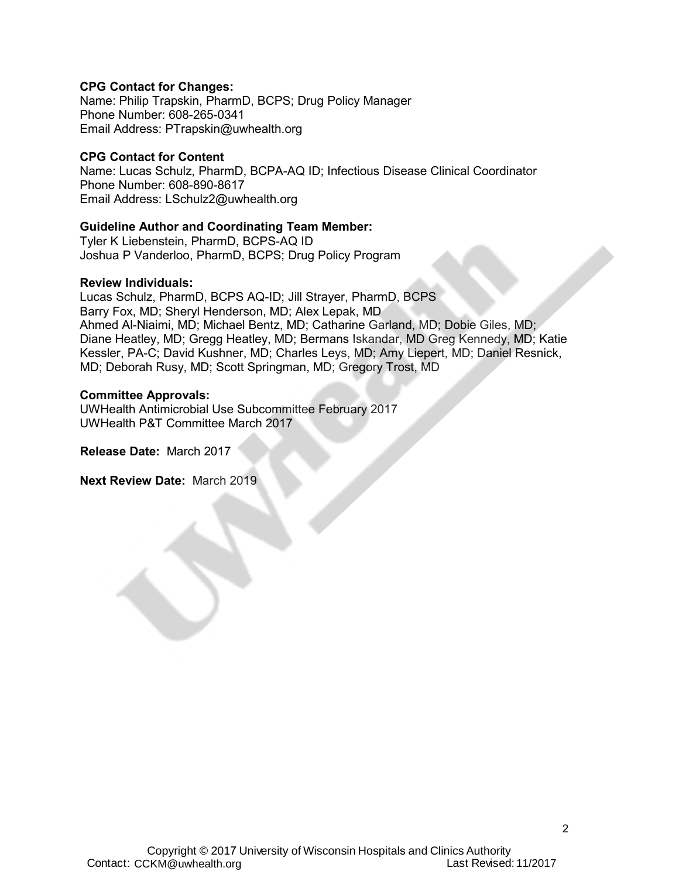**CPG Contact for Changes:**
Name: Philip Trapskin, PharmD, BCPS; Drug Policy Manager
Phone Number: 608-265-0341
Email Address: PTrapskin@uwhealth.org

**CPG Contact for Content**
Name: Lucas Schulz, PharmD, BCPA-AQ ID; Infectious Disease Clinical Coordinator
Phone Number: 608-890-8617
Email Address: LSchulz2@uwhealth.org

**Guideline Author and Coordinating Team Member:**
Tyler K Liebenstein, PharmD, BCPS-AQ ID
Joshua P Vanderloo, PharmD, BCPS; Drug Policy Program

**Review Individuals:**
Lucas Schulz, PharmD, BCPS AQ-ID; Jill Strayer, PharmD, BCPS
Barry Fox, MD; Sheryl Henderson, MD; Alex Lepak, MD
Ahmed Al-Niaimi, MD; Michael Bentz, MD; Catharine Garland, MD; Dobie Giles, MD; Diane Heatley, MD; Gregg Heatley, MD; Bermans Iskandar, MD Greg Kennedy, MD; Katie Kessler, PA-C; David Kushner, MD; Charles Leys, MD; Amy Liepert, MD; Daniel Resnick, MD; Deborah Rusy, MD; Scott Springman, MD; Gregory Trost, MD

**Committee Approvals:**
UWHealth Antimicrobial Use Subcommittee February 2017
UWHealth P&T Committee March 2017

**Release Date:** March 2017

**Next Review Date:** March 2019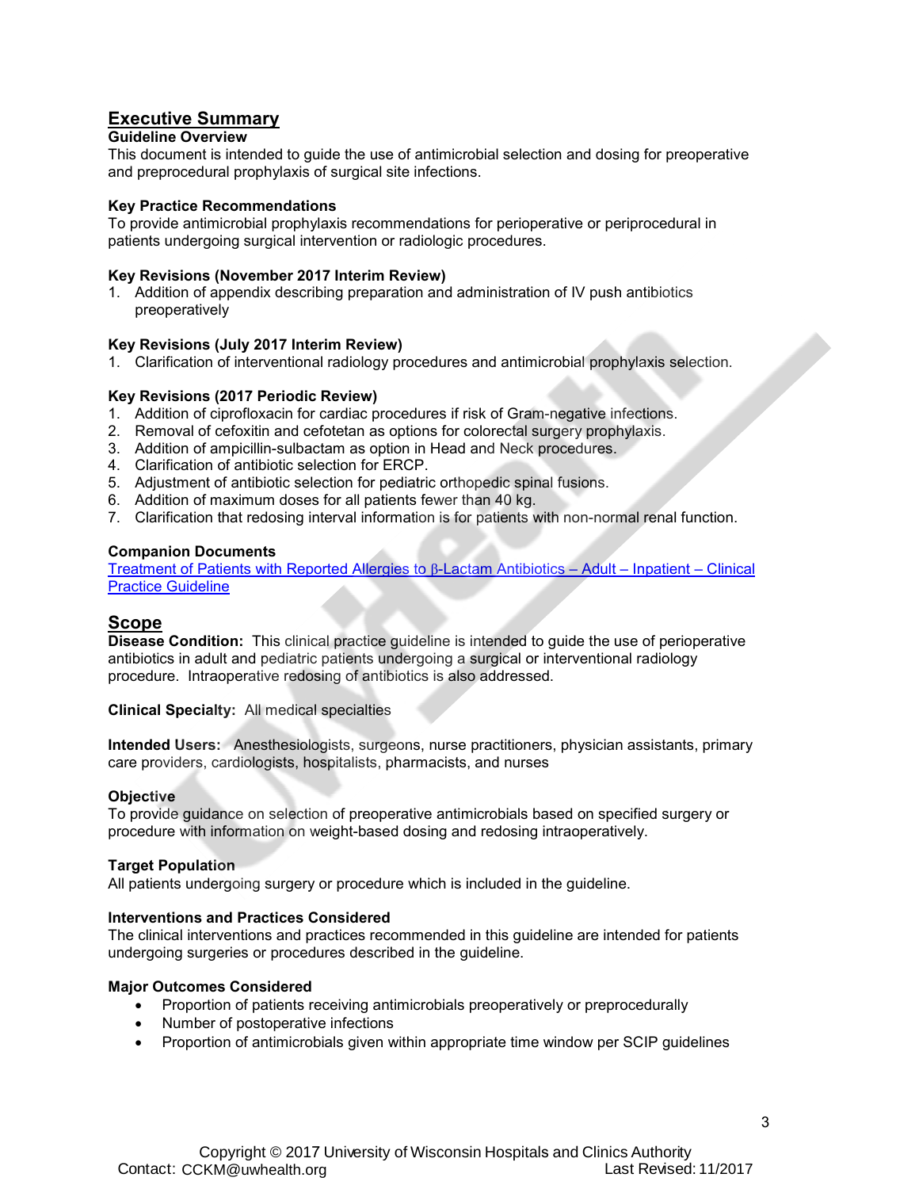## Executive Summary

**Guideline Overview**

This document is intended to guide the use of antimicrobial selection and dosing for preoperative and preprocedural prophylaxis of surgical site infections.

**Key Practice Recommendations**

To provide antimicrobial prophylaxis recommendations for perioperative or periprocedural in patients undergoing surgical intervention or radiologic procedures.

**Key Revisions (November 2017 Interim Review)**

1. Addition of appendix describing preparation and administration of IV push antibiotics preoperatively

**Key Revisions (July 2017 Interim Review)**

1. Clarification of interventional radiology procedures and antimicrobial prophylaxis selection.

**Key Revisions (2017 Periodic Review)**

1. Addition of ciprofloxacin for cardiac procedures if risk of Gram-negative infections.
2. Removal of cefoxitin and cefotetan as options for colorectal surgery prophylaxis.
3. Addition of ampicillin-sulbactam as option in Head and Neck procedures.
4. Clarification of antibiotic selection for ERCP.
5. Adjustment of antibiotic selection for pediatric orthopedic spinal fusions.
6. Addition of maximum doses for all patients fewer than 40 kg.
7. Clarification that redosing interval information is for patients with non-normal renal function.

**Companion Documents**

Treatment of Patients with Reported Allergies to β-Lactam Antibiotics – Adult – Inpatient – Clinical Practice Guideline

## Scope

**Disease Condition:** This clinical practice guideline is intended to guide the use of perioperative antibiotics in adult and pediatric patients undergoing a surgical or interventional radiology procedure. Intraoperative redosing of antibiotics is also addressed.

**Clinical Specialty:** All medical specialties

**Intended Users:** Anesthesiologists, surgeons, nurse practitioners, physician assistants, primary care providers, cardiologists, hospitalists, pharmacists, and nurses

**Objective**

To provide guidance on selection of preoperative antimicrobials based on specified surgery or procedure with information on weight-based dosing and redosing intraoperatively.

**Target Population**

All patients undergoing surgery or procedure which is included in the guideline.

**Interventions and Practices Considered**

The clinical interventions and practices recommended in this guideline are intended for patients undergoing surgeries or procedures described in the guideline.

**Major Outcomes Considered**

- Proportion of patients receiving antimicrobials preoperatively or preprocedurally
- Number of postoperative infections
- Proportion of antimicrobials given within appropriate time window per SCIP guidelines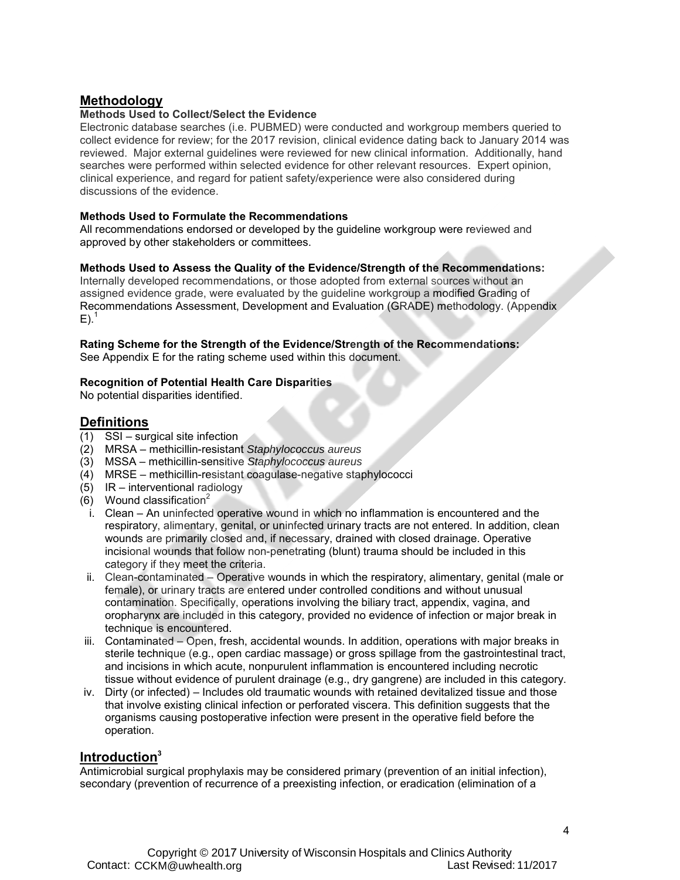## Methodology

### Methods Used to Collect/Select the Evidence

Electronic database searches (i.e. PUBMED) were conducted and workgroup members queried to collect evidence for review; for the 2017 revision, clinical evidence dating back to January 2014 was reviewed. Major external guidelines were reviewed for new clinical information. Additionally, hand searches were performed within selected evidence for other relevant resources. Expert opinion, clinical experience, and regard for patient safety/experience were also considered during discussions of the evidence.

### Methods Used to Formulate the Recommendations

All recommendations endorsed or developed by the guideline workgroup were reviewed and approved by other stakeholders or committees.

### Methods Used to Assess the Quality of the Evidence/Strength of the Recommendations:

Internally developed recommendations, or those adopted from external sources without an assigned evidence grade, were evaluated by the guideline workgroup a modified Grading of Recommendations Assessment, Development and Evaluation (GRADE) methodology. (Appendix E).[1]

### Rating Scheme for the Strength of the Evidence/Strength of the Recommendations:

See Appendix E for the rating scheme used within this document.

### Recognition of Potential Health Care Disparities

No potential disparities identified.

## Definitions

(1) SSI – surgical site infection
(2) MRSA – methicillin-resistant *Staphylococcus aureus*
(3) MSSA – methicillin-sensitive *Staphylococcus aureus*
(4) MRSE – methicillin-resistant coagulase-negative staphylococci
(5) IR – interventional radiology
(6) Wound classification[2]

  i. Clean – An uninfected operative wound in which no inflammation is encountered and the respiratory, alimentary, genital, or uninfected urinary tracts are not entered. In addition, clean wounds are primarily closed and, if necessary, drained with closed drainage. Operative incisional wounds that follow non-penetrating (blunt) trauma should be included in this category if they meet the criteria.
  ii. Clean-contaminated – Operative wounds in which the respiratory, alimentary, genital (male or female), or urinary tracts are entered under controlled conditions and without unusual contamination. Specifically, operations involving the biliary tract, appendix, vagina, and oropharynx are included in this category, provided no evidence of infection or major break in technique is encountered.
  iii. Contaminated – Open, fresh, accidental wounds. In addition, operations with major breaks in sterile technique (e.g., open cardiac massage) or gross spillage from the gastrointestinal tract, and incisions in which acute, nonpurulent inflammation is encountered including necrotic tissue without evidence of purulent drainage (e.g., dry gangrene) are included in this category.
  iv. Dirty (or infected) – Includes old traumatic wounds with retained devitalized tissue and those that involve existing clinical infection or perforated viscera. This definition suggests that the organisms causing postoperative infection were present in the operative field before the operation.

## Introduction[3]

Antimicrobial surgical prophylaxis may be considered primary (prevention of an initial infection), secondary (prevention of recurrence of a preexisting infection, or eradication (elimination of a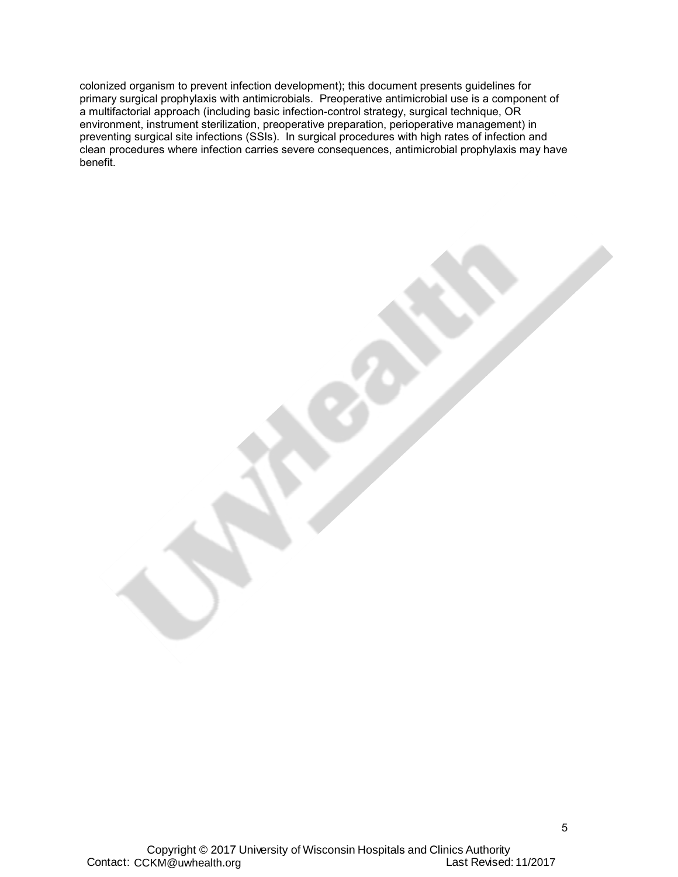colonized organism to prevent infection development); this document presents guidelines for primary surgical prophylaxis with antimicrobials. Preoperative antimicrobial use is a component of a multifactorial approach (including basic infection-control strategy, surgical technique, OR environment, instrument sterilization, preoperative preparation, perioperative management) in preventing surgical site infections (SSIs). In surgical procedures with high rates of infection and clean procedures where infection carries severe consequences, antimicrobial prophylaxis may have benefit.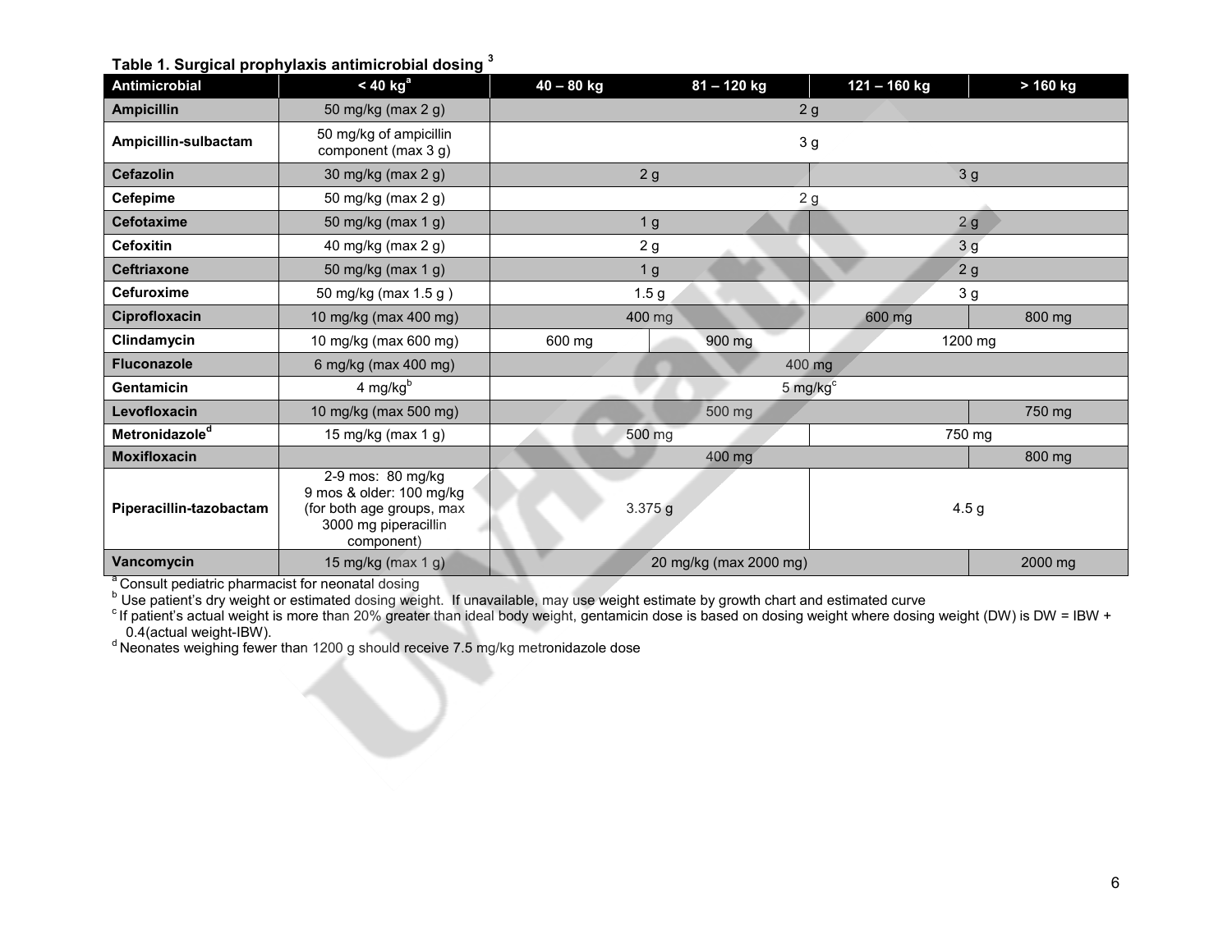**Table 1. Surgical prophylaxis antimicrobial dosing [3]**

| Antimicrobial | < 40 kg[a] | 40 – 80 kg | 81 – 120 kg | 121 – 160 kg | > 160 kg |
|---|---|---|---|---|---|
| **Ampicillin** | 50 mg/kg (max 2 g) | 2 g | | | |
| **Ampicillin-sulbactam** | 50 mg/kg of ampicillin component (max 3 g) | 3 g | | | |
| **Cefazolin** | 30 mg/kg (max 2 g) | 2 g | | 3 g | |
| **Cefepime** | 50 mg/kg (max 2 g) | 2 g | | | |
| **Cefotaxime** | 50 mg/kg (max 1 g) | 1 g | | 2 g | |
| **Cefoxitin** | 40 mg/kg (max 2 g) | 2 g | | 3 g | |
| **Ceftriaxone** | 50 mg/kg (max 1 g) | 1 g | | 2 g | |
| **Cefuroxime** | 50 mg/kg (max 1.5 g ) | 1.5 g | | 3 g | |
| **Ciprofloxacin** | 10 mg/kg (max 400 mg) | 400 mg | | 600 mg | 800 mg |
| **Clindamycin** | 10 mg/kg (max 600 mg) | 600 mg | 900 mg | 1200 mg | |
| **Fluconazole** | 6 mg/kg (max 400 mg) | 400 mg | | | |
| **Gentamicin** | 4 mg/kg[b] | 5 mg/kg[c] | | | |
| **Levofloxacin** | 10 mg/kg (max 500 mg) | 500 mg | | | 750 mg |
| **Metronidazole[d]** | 15 mg/kg (max 1 g) | 500 mg | | 750 mg | |
| **Moxifloxacin** | | 400 mg | | | 800 mg |
| **Piperacillin-tazobactam** | 2-9 mos: 80 mg/kg<br>9 mos & older: 100 mg/kg<br>(for both age groups, max 3000 mg piperacillin component) | 3.375 g | | 4.5 g | |
| **Vancomycin** | 15 mg/kg (max 1 g) | 20 mg/kg (max 2000 mg) | | | 2000 mg |

[a] Consult pediatric pharmacist for neonatal dosing

[b] Use patient's dry weight or estimated dosing weight. If unavailable, may use weight estimate by growth chart and estimated curve

[c] If patient's actual weight is more than 20% greater than ideal body weight, gentamicin dose is based on dosing weight where dosing weight (DW) is DW = IBW + 0.4(actual weight-IBW).

[d] Neonates weighing fewer than 1200 g should receive 7.5 mg/kg metronidazole dose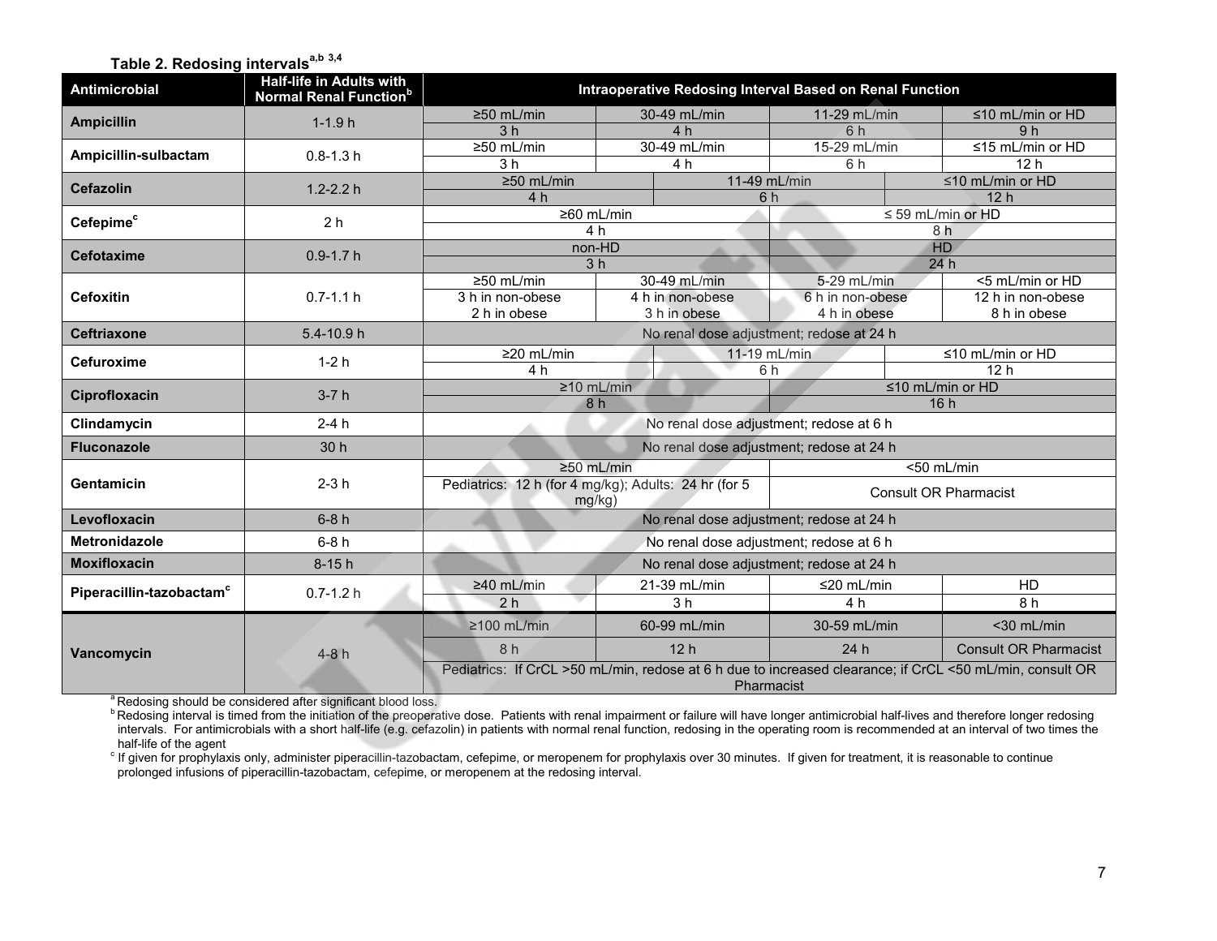### Table 2. Redosing intervals[a,b] [3,4]

| Antimicrobial | Half-life in Adults with Normal Renal Function[b] | Intraoperative Redosing Interval Based on Renal Function | | | |
|---|---|---|---|---|---|
| **Ampicillin** | 1-1.9 h | ≥50 mL/min: 3 h | 30-49 mL/min: 4 h | 11-29 mL/min: 6 h | ≤10 mL/min or HD: 9 h |
| **Ampicillin-sulbactam** | 0.8-1.3 h | ≥50 mL/min: 3 h | 30-49 mL/min: 4 h | 15-29 mL/min: 6 h | ≤15 mL/min or HD: 12 h |
| **Cefazolin** | 1.2-2.2 h | ≥50 mL/min: 4 h | 11-49 mL/min: 6 h | | ≤10 mL/min or HD: 12 h |
| **Cefepime**[c] | 2 h | ≥60 mL/min: 4 h | | ≤ 59 mL/min or HD: 8 h | |
| **Cefotaxime** | 0.9-1.7 h | non-HD: 3 h | | HD: 24 h | |
| **Cefoxitin** | 0.7-1.1 h | ≥50 mL/min: 3 h in non-obese, 2 h in obese | 30-49 mL/min: 4 h in non-obese, 3 h in obese | 5-29 mL/min: 6 h in non-obese, 4 h in obese | <5 mL/min or HD: 12 h in non-obese, 8 h in obese |
| **Ceftriaxone** | 5.4-10.9 h | No renal dose adjustment; redose at 24 h | | | |
| **Cefuroxime** | 1-2 h | ≥20 mL/min: 4 h | 11-19 mL/min: 6 h | | ≤10 mL/min or HD: 12 h |
| **Ciprofloxacin** | 3-7 h | ≥10 mL/min: 8 h | | ≤10 mL/min or HD: 16 h | |
| **Clindamycin** | 2-4 h | No renal dose adjustment; redose at 6 h | | | |
| **Fluconazole** | 30 h | No renal dose adjustment; redose at 24 h | | | |
| **Gentamicin** | 2-3 h | ≥50 mL/min: Pediatrics: 12 h (for 4 mg/kg); Adults: 24 hr (for 5 mg/kg) | | <50 mL/min: Consult OR Pharmacist | |
| **Levofloxacin** | 6-8 h | No renal dose adjustment; redose at 24 h | | | |
| **Metronidazole** | 6-8 h | No renal dose adjustment; redose at 6 h | | | |
| **Moxifloxacin** | 8-15 h | No renal dose adjustment; redose at 24 h | | | |
| **Piperacillin-tazobactam**[c] | 0.7-1.2 h | ≥40 mL/min: 2 h | 21-39 mL/min: 3 h | ≤20 mL/min: 4 h | HD: 8 h |
| **Vancomycin** | 4-8 h | ≥100 mL/min: 8 h | 60-99 mL/min: 12 h | 30-59 mL/min: 24 h | <30 mL/min: Consult OR Pharmacist |
| | | Pediatrics: If CrCL >50 mL/min, redose at 6 h due to increased clearance; if CrCL <50 mL/min, consult OR Pharmacist | | | |

[a] Redosing should be considered after significant blood loss.

[b] Redosing interval is timed from the initiation of the preoperative dose. Patients with renal impairment or failure will have longer antimicrobial half-lives and therefore longer redosing intervals. For antimicrobials with a short half-life (e.g. cefazolin) in patients with normal renal function, redosing in the operating room is recommended at an interval of two times the half-life of the agent

[c] If given for prophylaxis only, administer piperacillin-tazobactam, cefepime, or meropenem for prophylaxis over 30 minutes. If given for treatment, it is reasonable to continue prolonged infusions of piperacillin-tazobactam, cefepime, or meropenem at the redosing interval.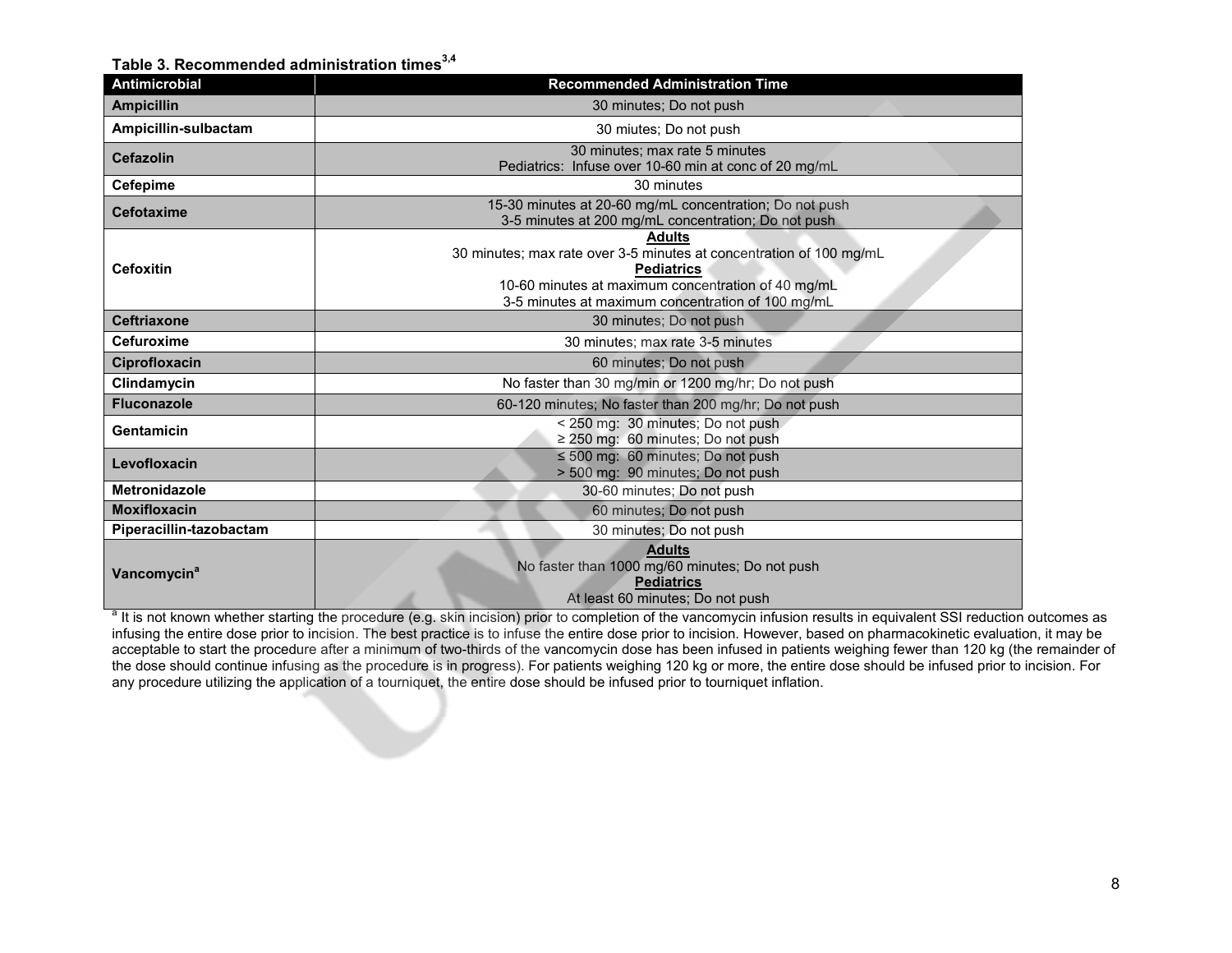**Table 3. Recommended administration times[3,4]**

| Antimicrobial | Recommended Administration Time |
|---|---|
| **Ampicillin** | 30 minutes; Do not push |
| **Ampicillin-sulbactam** | 30 miutes; Do not push |
| **Cefazolin** | 30 minutes; max rate 5 minutes<br>Pediatrics: Infuse over 10-60 min at conc of 20 mg/mL |
| **Cefepime** | 30 minutes |
| **Cefotaxime** | 15-30 minutes at 20-60 mg/mL concentration; Do not push<br>3-5 minutes at 200 mg/mL concentration; Do not push |
| **Cefoxitin** | **Adults**<br>30 minutes; max rate over 3-5 minutes at concentration of 100 mg/mL<br>**Pediatrics**<br>10-60 minutes at maximum concentration of 40 mg/mL<br>3-5 minutes at maximum concentration of 100 mg/mL |
| **Ceftriaxone** | 30 minutes; Do not push |
| **Cefuroxime** | 30 minutes; max rate 3-5 minutes |
| **Ciprofloxacin** | 60 minutes; Do not push |
| **Clindamycin** | No faster than 30 mg/min or 1200 mg/hr; Do not push |
| **Fluconazole** | 60-120 minutes; No faster than 200 mg/hr; Do not push |
| **Gentamicin** | < 250 mg: 30 minutes; Do not push<br>≥ 250 mg: 60 minutes; Do not push |
| **Levofloxacin** | ≤ 500 mg: 60 minutes; Do not push<br>> 500 mg: 90 minutes; Do not push |
| **Metronidazole** | 30-60 minutes; Do not push |
| **Moxifloxacin** | 60 minutes; Do not push |
| **Piperacillin-tazobactam** | 30 minutes; Do not push |
| **Vancomycin[a]** | **Adults**<br>No faster than 1000 mg/60 minutes; Do not push<br>**Pediatrics**<br>At least 60 minutes; Do not push |

[a] It is not known whether starting the procedure (e.g. skin incision) prior to completion of the vancomycin infusion results in equivalent SSI reduction outcomes as infusing the entire dose prior to incision. The best practice is to infuse the entire dose prior to incision. However, based on pharmacokinetic evaluation, it may be acceptable to start the procedure after a minimum of two-thirds of the vancomycin dose has been infused in patients weighing fewer than 120 kg (the remainder of the dose should continue infusing as the procedure is in progress). For patients weighing 120 kg or more, the entire dose should be infused prior to incision. For any procedure utilizing the application of a tourniquet, the entire dose should be infused prior to tourniquet inflation.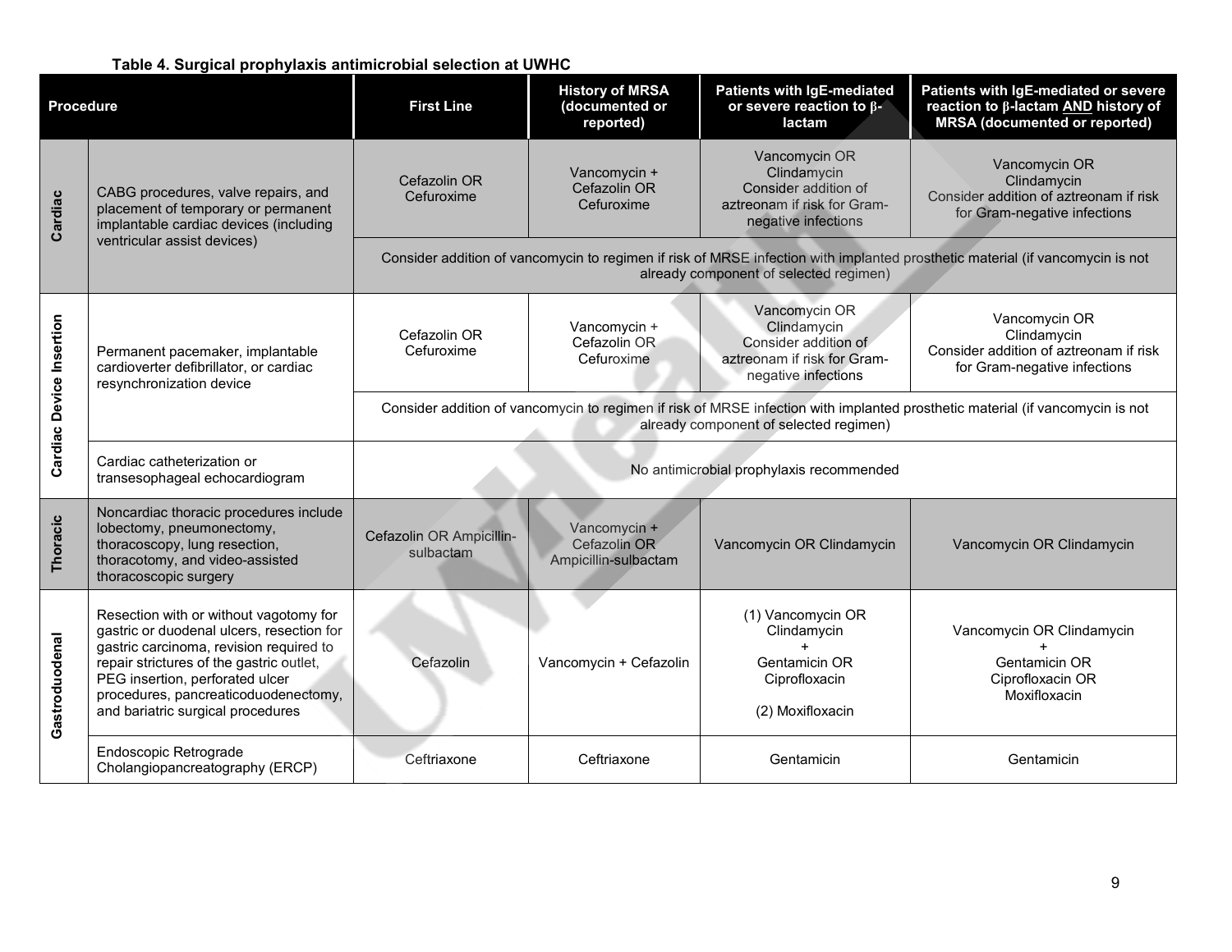**Table 4. Surgical prophylaxis antimicrobial selection at UWHC**

| Procedure | | First Line | History of MRSA (documented or reported) | Patients with IgE-mediated or severe reaction to β-lactam | Patients with IgE-mediated or severe reaction to β-lactam AND history of MRSA (documented or reported) |
|---|---|---|---|---|---|
| Cardiac | CABG procedures, valve repairs, and placement of temporary or permanent implantable cardiac devices (including ventricular assist devices) | Cefazolin OR Cefuroxime | Vancomycin + Cefazolin OR Cefuroxime | Vancomycin OR Clindamycin Consider addition of aztreonam if risk for Gram-negative infections | Vancomycin OR Clindamycin Consider addition of aztreonam if risk for Gram-negative infections |
| | | Consider addition of vancomycin to regimen if risk of MRSE infection with implanted prosthetic material (if vancomycin is not already component of selected regimen) | | | |
| Cardiac Device Insertion | Permanent pacemaker, implantable cardioverter defibrillator, or cardiac resynchronization device | Cefazolin OR Cefuroxime | Vancomycin + Cefazolin OR Cefuroxime | Vancomycin OR Clindamycin Consider addition of aztreonam if risk for Gram-negative infections | Vancomycin OR Clindamycin Consider addition of aztreonam if risk for Gram-negative infections |
| | | Consider addition of vancomycin to regimen if risk of MRSE infection with implanted prosthetic material (if vancomycin is not already component of selected regimen) | | | |
| | Cardiac catheterization or transesophageal echocardiogram | No antimicrobial prophylaxis recommended | | | |
| Thoracic | Noncardiac thoracic procedures include lobectomy, pneumonectomy, thoracoscopy, lung resection, thoracotomy, and video-assisted thoracoscopic surgery | Cefazolin OR Ampicillin-sulbactam | Vancomycin + Cefazolin OR Ampicillin-sulbactam | Vancomycin OR Clindamycin | Vancomycin OR Clindamycin |
| Gastroduodenal | Resection with or without vagotomy for gastric or duodenal ulcers, resection for gastric carcinoma, revision required to repair strictures of the gastric outlet, PEG insertion, perforated ulcer procedures, pancreaticoduodenectomy, and bariatric surgical procedures | Cefazolin | Vancomycin + Cefazolin | (1) Vancomycin OR Clindamycin + Gentamicin OR Ciprofloxacin<br><br>(2) Moxifloxacin | Vancomycin OR Clindamycin + Gentamicin OR Ciprofloxacin OR Moxifloxacin |
| | Endoscopic Retrograde Cholangiopancreatography (ERCP) | Ceftriaxone | Ceftriaxone | Gentamicin | Gentamicin |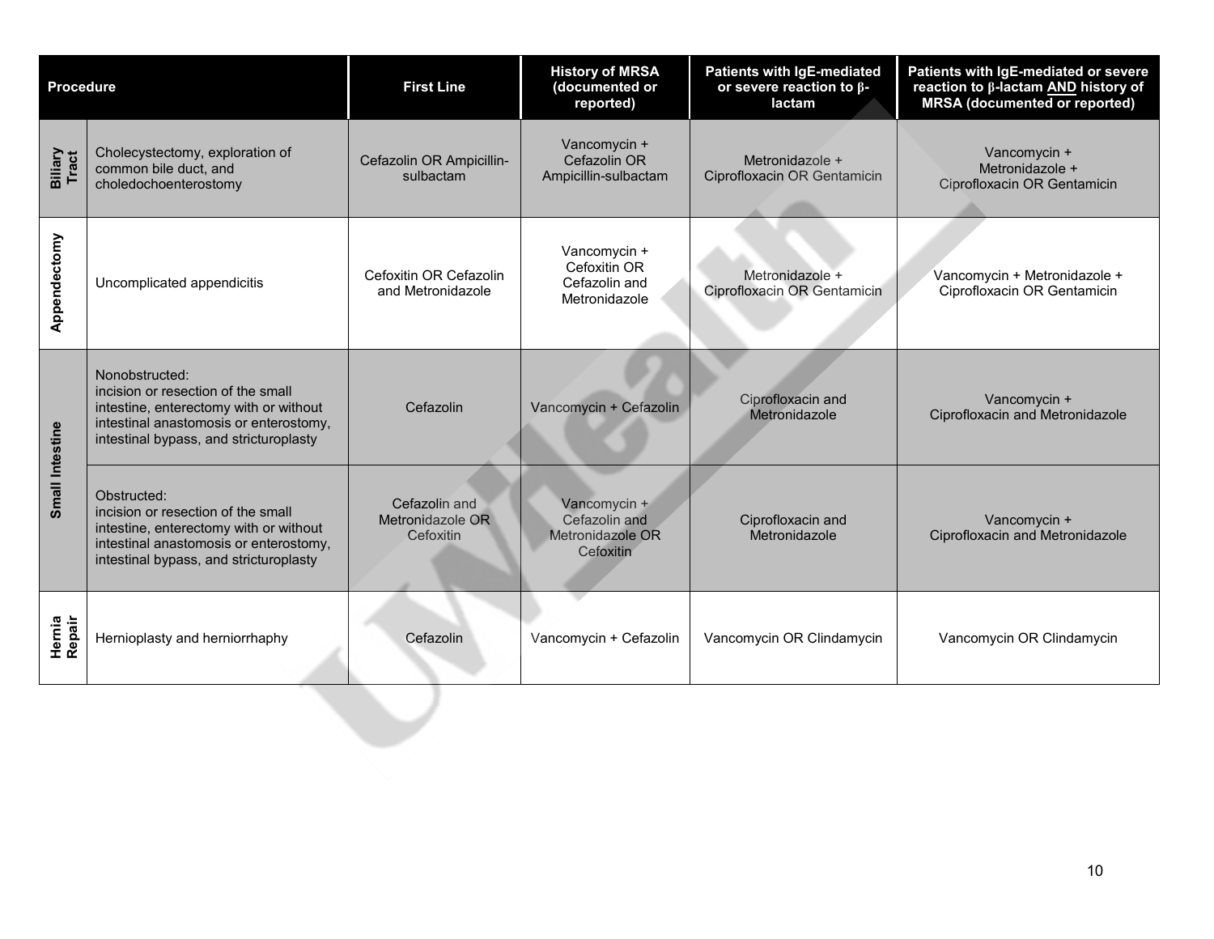| Procedure | | First Line | History of MRSA (documented or reported) | Patients with IgE-mediated or severe reaction to β-lactam | Patients with IgE-mediated or severe reaction to β-lactam **AND** history of MRSA (documented or reported) |
|---|---|---|---|---|---|
| Biliary Tract | Cholecystectomy, exploration of common bile duct, and choledochoenterostomy | Cefazolin OR Ampicillin-sulbactam | Vancomycin + Cefazolin OR Ampicillin-sulbactam | Metronidazole + Ciprofloxacin OR Gentamicin | Vancomycin + Metronidazole + Ciprofloxacin OR Gentamicin |
| Appendectomy | Uncomplicated appendicitis | Cefoxitin OR Cefazolin and Metronidazole | Vancomycin + Cefoxitin OR Cefazolin and Metronidazole | Metronidazole + Ciprofloxacin OR Gentamicin | Vancomycin + Metronidazole + Ciprofloxacin OR Gentamicin |
| Small Intestine | Nonobstructed: incision or resection of the small intestine, enterectomy with or without intestinal anastomosis or enterostomy, intestinal bypass, and strictureplasty | Cefazolin | Vancomycin + Cefazolin | Ciprofloxacin and Metronidazole | Vancomycin + Ciprofloxacin and Metronidazole |
| Small Intestine | Obstructed: incision or resection of the small intestine, enterectomy with or without intestinal anastomosis or enterostomy, intestinal bypass, and strictureplasty | Cefazolin and Metronidazole OR Cefoxitin | Vancomycin + Cefazolin and Metronidazole OR Cefoxitin | Ciprofloxacin and Metronidazole | Vancomycin + Ciprofloxacin and Metronidazole |
| Hernia Repair | Hernioplasty and herniorrhaphy | Cefazolin | Vancomycin + Cefazolin | Vancomycin OR Clindamycin | Vancomycin OR Clindamycin |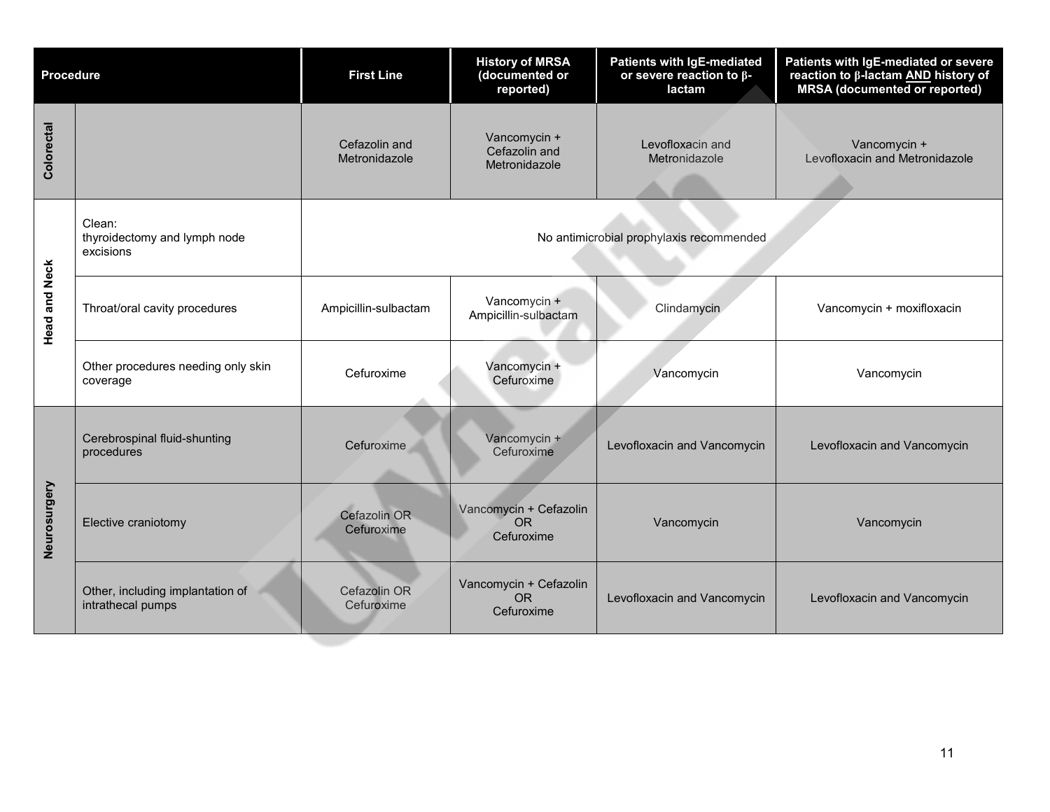| Procedure | | First Line | History of MRSA (documented or reported) | Patients with IgE-mediated or severe reaction to β-lactam | Patients with IgE-mediated or severe reaction to β-lactam **AND** history of MRSA (documented or reported) |
|---|---|---|---|---|---|
| Colorectal | | Cefazolin and Metronidazole | Vancomycin + Cefazolin and Metronidazole | Levofloxacin and Metronidazole | Vancomycin + Levofloxacin and Metronidazole |
| Head and Neck | Clean: thyroidectomy and lymph node excisions | No antimicrobial prophylaxis recommended | | | |
| | Throat/oral cavity procedures | Ampicillin-sulbactam | Vancomycin + Ampicillin-sulbactam | Clindamycin | Vancomycin + moxifloxacin |
| | Other procedures needing only skin coverage | Cefuroxime | Vancomycin + Cefuroxime | Vancomycin | Vancomycin |
| Neurosurgery | Cerebrospinal fluid-shunting procedures | Cefuroxime | Vancomycin + Cefuroxime | Levofloxacin and Vancomycin | Levofloxacin and Vancomycin |
| | Elective craniotomy | Cefazolin OR Cefuroxime | Vancomycin + Cefazolin OR Cefuroxime | Vancomycin | Vancomycin |
| | Other, including implantation of intrathecal pumps | Cefazolin OR Cefuroxime | Vancomycin + Cefazolin OR Cefuroxime | Levofloxacin and Vancomycin | Levofloxacin and Vancomycin |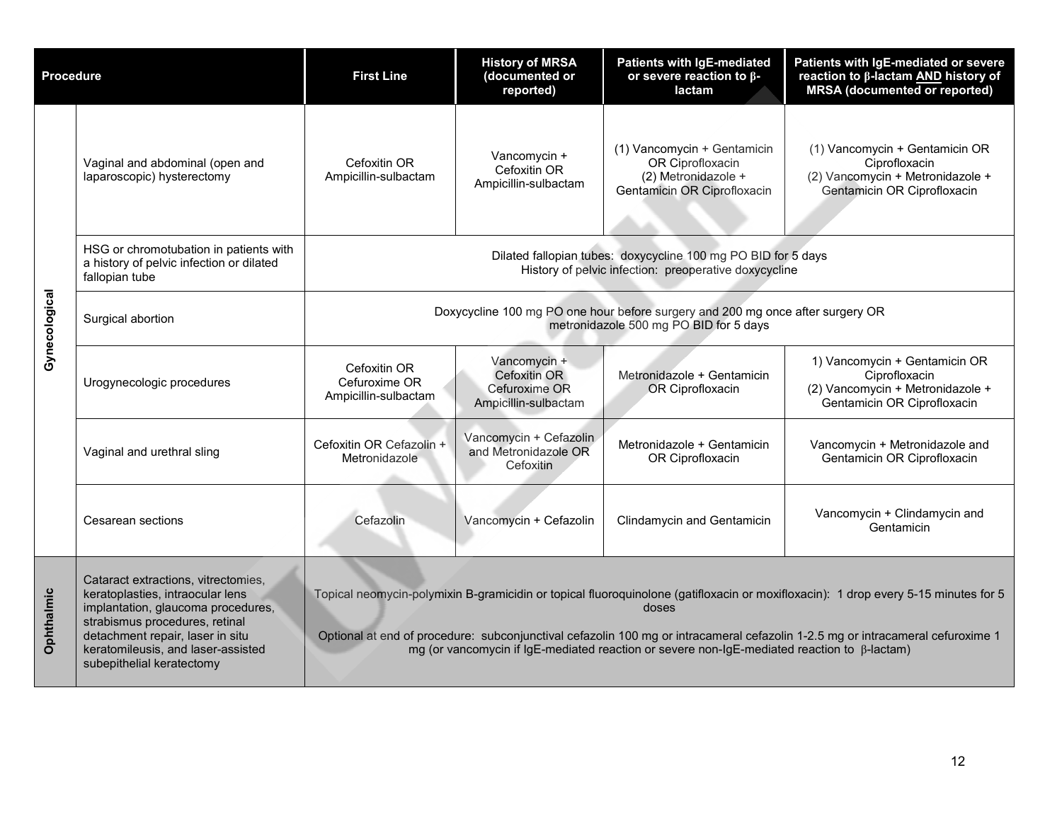| Procedure | | First Line | History of MRSA (documented or reported) | Patients with IgE-mediated or severe reaction to β-lactam | Patients with IgE-mediated or severe reaction to β-lactam **AND** history of MRSA (documented or reported) |
|---|---|---|---|---|---|
| Gynecological | Vaginal and abdominal (open and laparoscopic) hysterectomy | Cefoxitin OR Ampicillin-sulbactam | Vancomycin + Cefoxitin OR Ampicillin-sulbactam | (1) Vancomycin + Gentamicin OR Ciprofloxacin (2) Metronidazole + Gentamicin OR Ciprofloxacin | (1) Vancomycin + Gentamicin OR Ciprofloxacin (2) Vancomycin + Metronidazole + Gentamicin OR Ciprofloxacin |
| | HSG or chromotubation in patients with a history of pelvic infection or dilated fallopian tube | Dilated fallopian tubes: doxycycline 100 mg PO BID for 5 days History of pelvic infection: preoperative doxycycline | | | |
| | Surgical abortion | Doxycycline 100 mg PO one hour before surgery and 200 mg once after surgery OR metronidazole 500 mg PO BID for 5 days | | | |
| | Urogynecologic procedures | Cefoxitin OR Cefuroxime OR Ampicillin-sulbactam | Vancomycin + Cefoxitin OR Cefuroxime OR Ampicillin-sulbactam | Metronidazole + Gentamicin OR Ciprofloxacin | 1) Vancomycin + Gentamicin OR Ciprofloxacin (2) Vancomycin + Metronidazole + Gentamicin OR Ciprofloxacin |
| | Vaginal and urethral sling | Cefoxitin OR Cefazolin + Metronidazole | Vancomycin + Cefazolin and Metronidazole OR Cefoxitin | Metronidazole + Gentamicin OR Ciprofloxacin | Vancomycin + Metronidazole and Gentamicin OR Ciprofloxacin |
| | Cesarean sections | Cefazolin | Vancomycin + Cefazolin | Clindamycin and Gentamicin | Vancomycin + Clindamycin and Gentamicin |
| Ophthalmic | Cataract extractions, vitrectomies, keratoplasties, intraocular lens implantation, glaucoma procedures, strabismus procedures, retinal detachment repair, laser in situ keratomileusis, and laser-assisted subepithelial keratectomy | Topical neomycin-polymixin B-gramicidin or topical fluoroquinolone (gatifloxacin or moxifloxacin): 1 drop every 5-15 minutes for 5 doses<br><br>Optional at end of procedure: subconjunctival cefazolin 100 mg or intracameral cefazolin 1-2.5 mg or intracameral cefuroxime 1 mg (or vancomycin if IgE-mediated reaction or severe non-IgE-mediated reaction to β-lactam) | | | |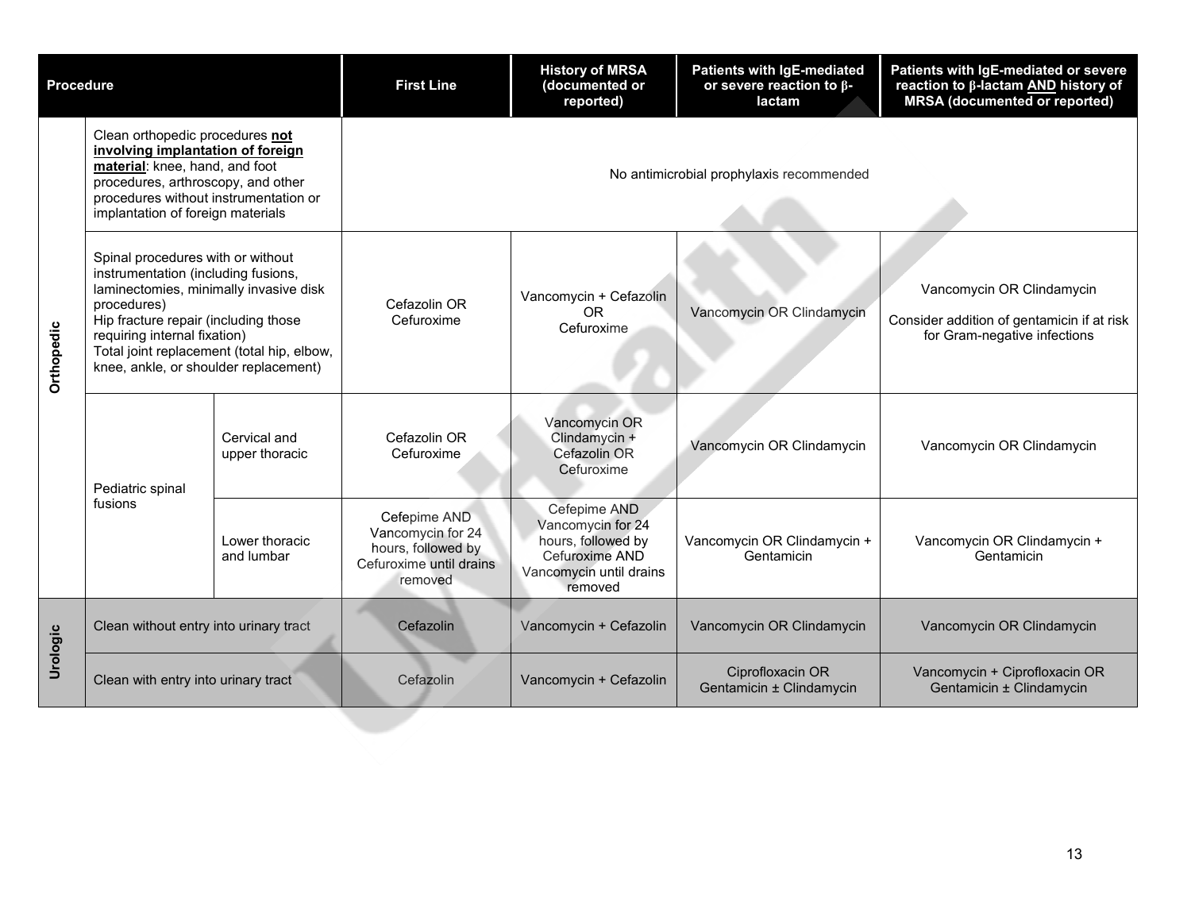| Procedure | | | First Line | History of MRSA (documented or reported) | Patients with IgE-mediated or severe reaction to β-lactam | Patients with IgE-mediated or severe reaction to β-lactam AND history of MRSA (documented or reported) |
|---|---|---|---|---|---|---|
| Orthopedic | Clean orthopedic procedures **not involving implantation of foreign material**: knee, hand, and foot procedures, arthroscopy, and other procedures without instrumentation or implantation of foreign materials | | No antimicrobial prophylaxis recommended | | | |
| | Spinal procedures with or without instrumentation (including fusions, laminectomies, minimally invasive disk procedures)<br>Hip fracture repair (including those requiring internal fixation)<br>Total joint replacement (total hip, elbow, knee, ankle, or shoulder replacement) | | Cefazolin OR Cefuroxime | Vancomycin + Cefazolin OR Cefuroxime | Vancomycin OR Clindamycin | Vancomycin OR Clindamycin<br>Consider addition of gentamicin if at risk for Gram-negative infections |
| | Pediatric spinal fusions | Cervical and upper thoracic | Cefazolin OR Cefuroxime | Vancomycin OR Clindamycin + Cefazolin OR Cefuroxime | Vancomycin OR Clindamycin | Vancomycin OR Clindamycin |
| | | Lower thoracic and lumbar | Cefepime AND Vancomycin for 24 hours, followed by Cefuroxime until drains removed | Cefepime AND Vancomycin for 24 hours, followed by Cefuroxime AND Vancomycin until drains removed | Vancomycin OR Clindamycin + Gentamicin | Vancomycin OR Clindamycin + Gentamicin |
| Urologic | Clean without entry into urinary tract | | Cefazolin | Vancomycin + Cefazolin | Vancomycin OR Clindamycin | Vancomycin OR Clindamycin |
| | Clean with entry into urinary tract | | Cefazolin | Vancomycin + Cefazolin | Ciprofloxacin OR Gentamicin ± Clindamycin | Vancomycin + Ciprofloxacin OR Gentamicin ± Clindamycin |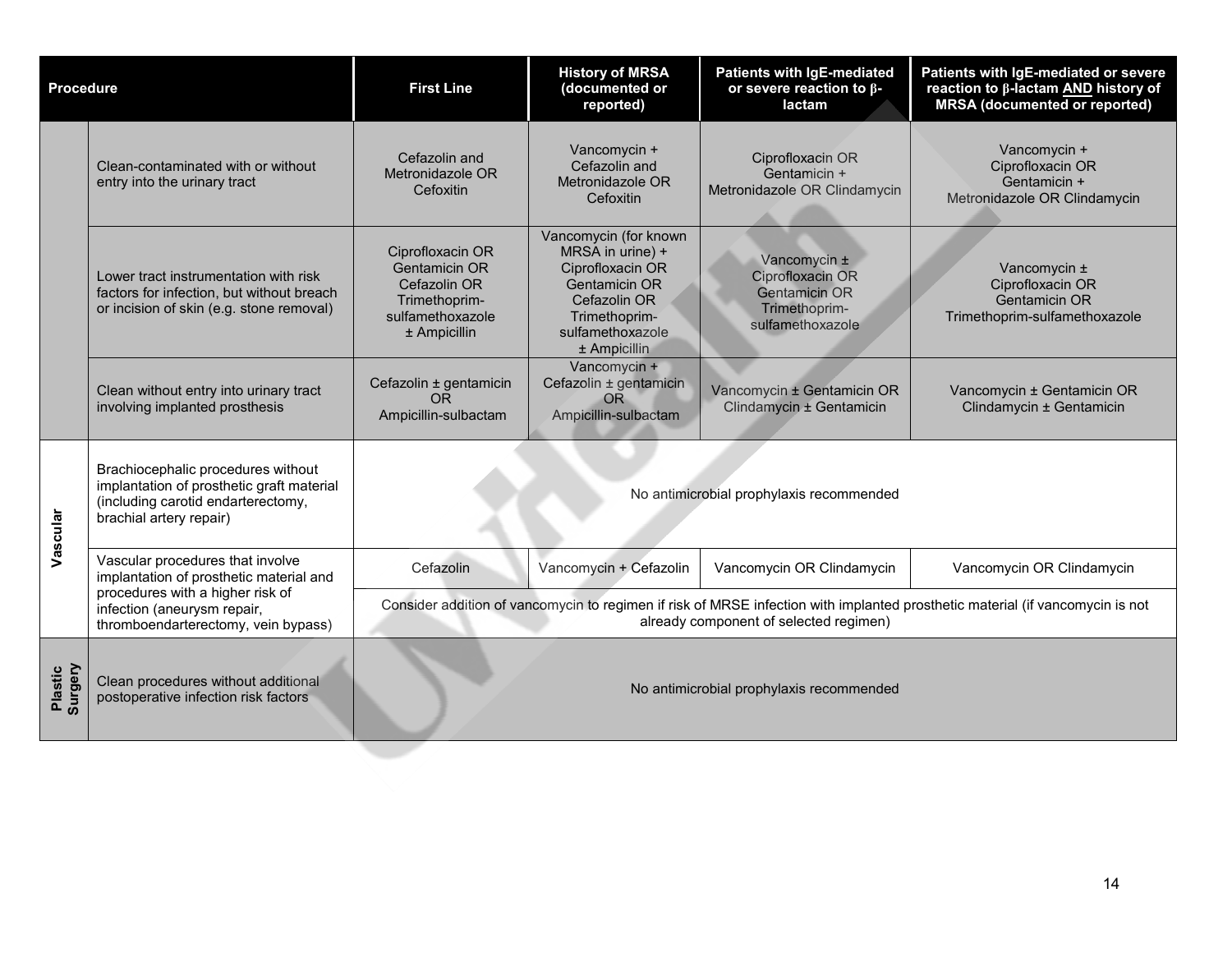| Procedure | | First Line | History of MRSA (documented or reported) | Patients with IgE-mediated or severe reaction to β-lactam | Patients with IgE-mediated or severe reaction to β-lactam **AND** history of MRSA (documented or reported) |
|---|---|---|---|---|---|
| | Clean-contaminated with or without entry into the urinary tract | Cefazolin and Metronidazole OR Cefoxitin | Vancomycin + Cefazolin and Metronidazole OR Cefoxitin | Ciprofloxacin OR Gentamicin + Metronidazole OR Clindamycin | Vancomycin + Ciprofloxacin OR Gentamicin + Metronidazole OR Clindamycin |
| | Lower tract instrumentation with risk factors for infection, but without breach or incision of skin (e.g. stone removal) | Ciprofloxacin OR Gentamicin OR Cefazolin OR Trimethoprim-sulfamethoxazole ± Ampicillin | Vancomycin (for known MRSA in urine) + Ciprofloxacin OR Gentamicin OR Cefazolin OR Trimethoprim-sulfamethoxazole ± Ampicillin | Vancomycin ± Ciprofloxacin OR Gentamicin OR Trimethoprim-sulfamethoxazole | Vancomycin ± Ciprofloxacin OR Gentamicin OR Trimethoprim-sulfamethoxazole |
| | Clean without entry into urinary tract involving implanted prosthesis | Cefazolin ± gentamicin OR Ampicillin-sulbactam | Vancomycin + Cefazolin ± gentamicin OR Ampicillin-sulbactam | Vancomycin ± Gentamicin OR Clindamycin ± Gentamicin | Vancomycin ± Gentamicin OR Clindamycin ± Gentamicin |
| **Vascular** | Brachiocephalic procedures without implantation of prosthetic graft material (including carotid endarterectomy, brachial artery repair) | No antimicrobial prophylaxis recommended | | | |
| | Vascular procedures that involve implantation of prosthetic material and procedures with a higher risk of infection (aneurysm repair, thromboendarterectomy, vein bypass) | Cefazolin | Vancomycin + Cefazolin | Vancomycin OR Clindamycin | Vancomycin OR Clindamycin |
| | | Consider addition of vancomycin to regimen if risk of MRSE infection with implanted prosthetic material (if vancomycin is not already component of selected regimen) | | | |
| **Plastic Surgery** | Clean procedures without additional postoperative infection risk factors | No antimicrobial prophylaxis recommended | | | |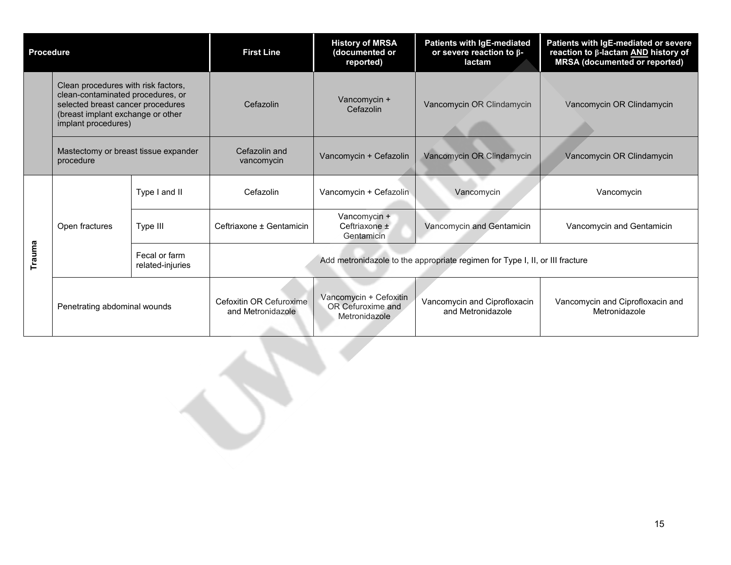| Procedure | | | First Line | History of MRSA (documented or reported) | Patients with IgE-mediated or severe reaction to β-lactam | Patients with IgE-mediated or severe reaction to β-lactam AND history of MRSA (documented or reported) |
|---|---|---|---|---|---|---|
| | Clean procedures with risk factors, clean-contaminated procedures, or selected breast cancer procedures (breast implant exchange or other implant procedures) | | Cefazolin | Vancomycin + Cefazolin | Vancomycin OR Clindamycin | Vancomycin OR Clindamycin |
| | Mastectomy or breast tissue expander procedure | | Cefazolin and vancomycin | Vancomycin + Cefazolin | Vancomycin OR Clindamycin | Vancomycin OR Clindamycin |
| Trauma | Open fractures | Type I and II | Cefazolin | Vancomycin + Cefazolin | Vancomycin | Vancomycin |
| | | Type III | Ceftriaxone ± Gentamicin | Vancomycin + Ceftriaxone ± Gentamicin | Vancomycin and Gentamicin | Vancomycin and Gentamicin |
| | | Fecal or farm related-injuries | Add metronidazole to the appropriate regimen for Type I, II, or III fracture | | | |
| | Penetrating abdominal wounds | | Cefoxitin OR Cefuroxime and Metronidazole | Vancomycin + Cefoxitin OR Cefuroxime and Metronidazole | Vancomycin and Ciprofloxacin and Metronidazole | Vancomycin and Ciprofloxacin and Metronidazole |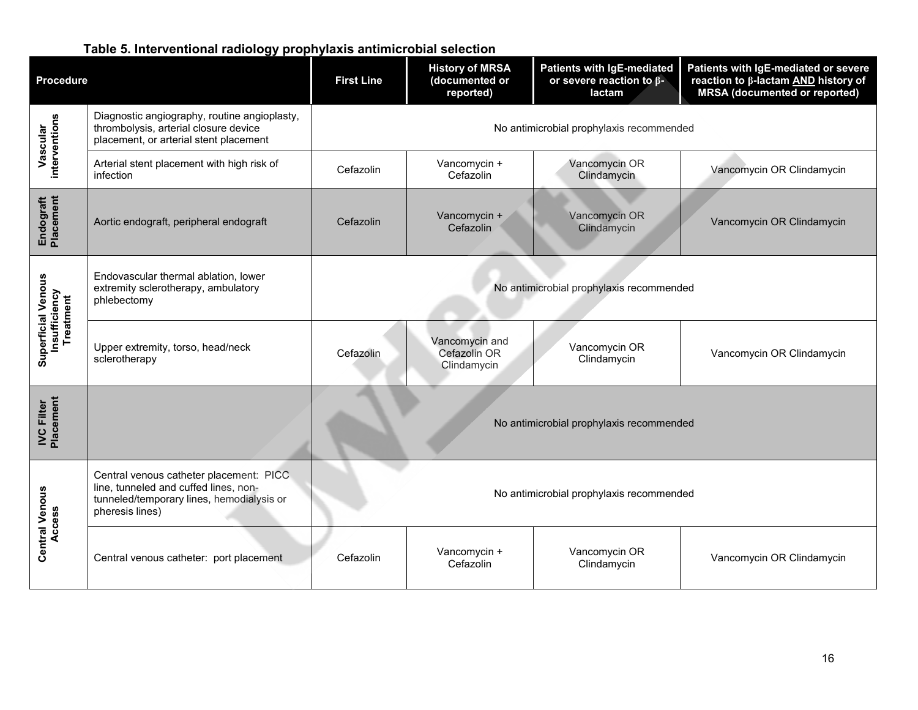### Table 5. Interventional radiology prophylaxis antimicrobial selection

| Procedure | | First Line | History of MRSA (documented or reported) | Patients with IgE-mediated or severe reaction to β-lactam | Patients with IgE-mediated or severe reaction to β-lactam **AND** history of MRSA (documented or reported) |
|---|---|---|---|---|---|
| Vascular interventions | Diagnostic angiography, routine angioplasty, thrombolysis, arterial closure device placement, or arterial stent placement | No antimicrobial prophylaxis recommended | | | |
| | Arterial stent placement with high risk of infection | Cefazolin | Vancomycin + Cefazolin | Vancomycin OR Clindamycin | Vancomycin OR Clindamycin |
| Endograft Placement | Aortic endograft, peripheral endograft | Cefazolin | Vancomycin + Cefazolin | Vancomycin OR Clindamycin | Vancomycin OR Clindamycin |
| Superficial Venous Insufficiency Treatment | Endovascular thermal ablation, lower extremity sclerotherapy, ambulatory phlebectomy | No antimicrobial prophylaxis recommended | | | |
| | Upper extremity, torso, head/neck sclerotherapy | Cefazolin | Vancomycin and Cefazolin OR Clindamycin | Vancomycin OR Clindamycin | Vancomycin OR Clindamycin |
| IVC Filter Placement | | No antimicrobial prophylaxis recommended | | | |
| Central Venous Access | Central venous catheter placement: PICC line, tunneled and cuffed lines, non-tunneled/temporary lines, hemodialysis or pheresis lines) | No antimicrobial prophylaxis recommended | | | |
| | Central venous catheter: port placement | Cefazolin | Vancomycin + Cefazolin | Vancomycin OR Clindamycin | Vancomycin OR Clindamycin |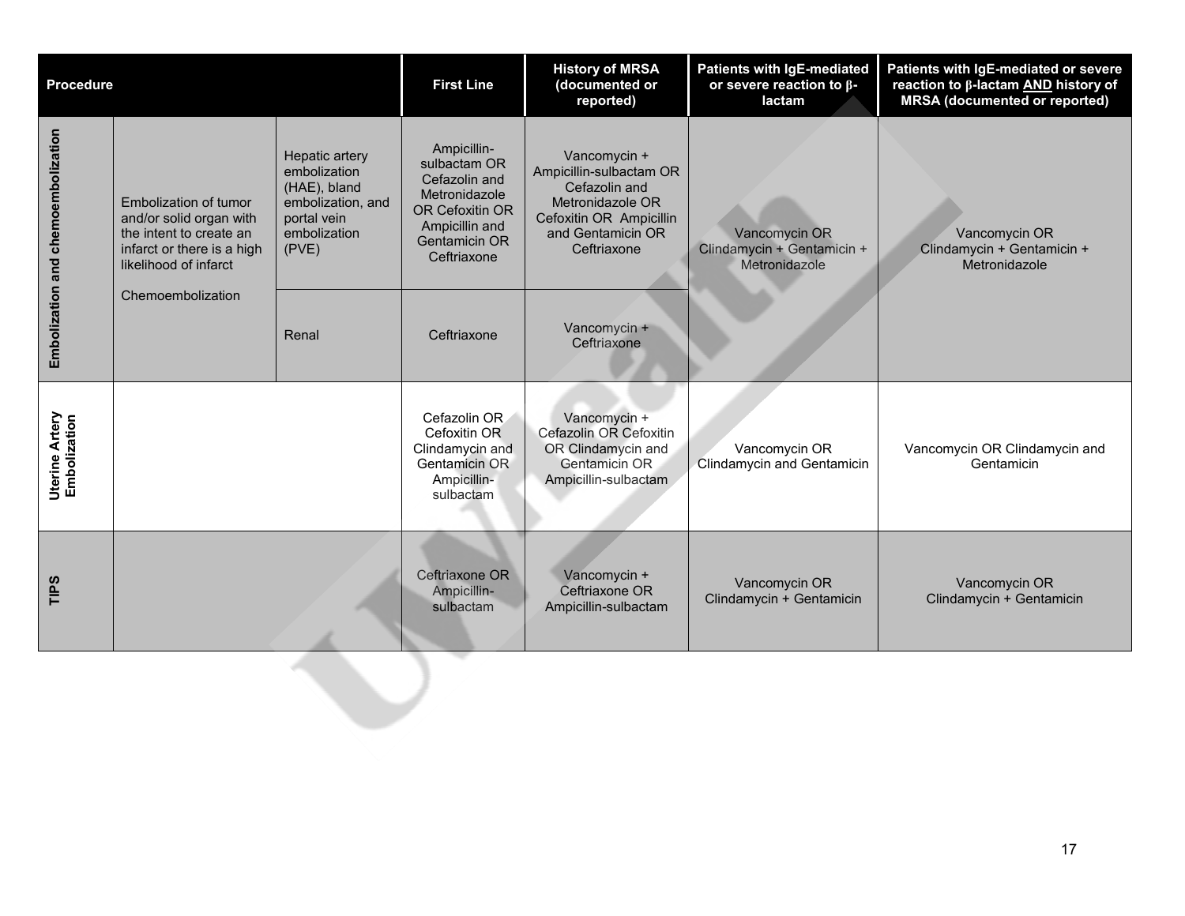| Procedure | | | First Line | History of MRSA (documented or reported) | Patients with IgE-mediated or severe reaction to β-lactam | Patients with IgE-mediated or severe reaction to β-lactam **AND** history of MRSA (documented or reported) |
|---|---|---|---|---|---|---|
| **Embolization and chemoembolization** | Embolization of tumor and/or solid organ with the intent to create an infarct or there is a high likelihood of infarct<br><br>Chemoembolization | Hepatic artery embolization (HAE), bland embolization, and portal vein embolization (PVE) | Ampicillin-sulbactam OR Cefazolin and Metronidazole OR Cefoxitin OR Ampicillin and Gentamicin OR Ceftriaxone | Vancomycin + Ampicillin-sulbactam OR Cefazolin and Metronidazole OR Cefoxitin OR Ampicillin and Gentamicin OR Ceftriaxone | Vancomycin OR Clindamycin + Gentamicin + Metronidazole | Vancomycin OR Clindamycin + Gentamicin + Metronidazole |
| | | Renal | Ceftriaxone | Vancomycin + Ceftriaxone | | |
| **Uterine Artery Embolization** | | | Cefazolin OR Cefoxitin OR Clindamycin and Gentamicin OR Ampicillin-sulbactam | Vancomycin + Cefazolin OR Cefoxitin OR Clindamycin and Gentamicin OR Ampicillin-sulbactam | Vancomycin OR Clindamycin and Gentamicin | Vancomycin OR Clindamycin and Gentamicin |
| **TIPS** | | | Ceftriaxone OR Ampicillin-sulbactam | Vancomycin + Ceftriaxone OR Ampicillin-sulbactam | Vancomycin OR Clindamycin + Gentamicin | Vancomycin OR Clindamycin + Gentamicin |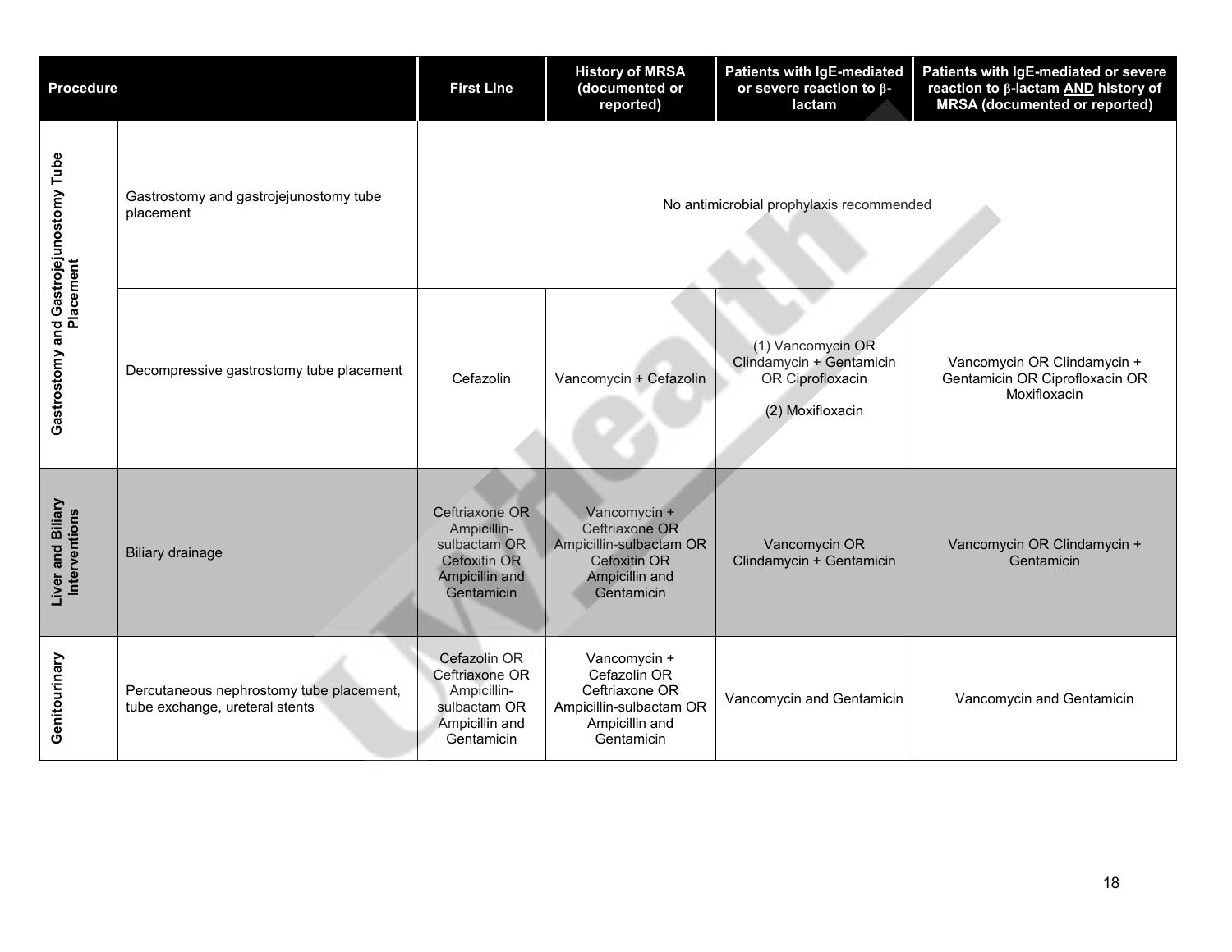| Procedure | | First Line | History of MRSA (documented or reported) | Patients with IgE-mediated or severe reaction to β-lactam | Patients with IgE-mediated or severe reaction to β-lactam **AND** history of MRSA (documented or reported) |
|---|---|---|---|---|---|
| Gastrostomy and Gastrojejunostomy Tube Placement | Gastrostomy and gastrojejunostomy tube placement | No antimicrobial prophylaxis recommended | | | |
| | Decompressive gastrostomy tube placement | Cefazolin | Vancomycin + Cefazolin | (1) Vancomycin OR Clindamycin + Gentamicin OR Ciprofloxacin<br>(2) Moxifloxacin | Vancomycin OR Clindamycin + Gentamicin OR Ciprofloxacin OR Moxifloxacin |
| Liver and Biliary Interventions | Biliary drainage | Ceftriaxone OR Ampicillin-sulbactam OR Cefoxitin OR Ampicillin and Gentamicin | Vancomycin + Ceftriaxone OR Ampicillin-sulbactam OR Cefoxitin OR Ampicillin and Gentamicin | Vancomycin OR Clindamycin + Gentamicin | Vancomycin OR Clindamycin + Gentamicin |
| Genitourinary | Percutaneous nephrostomy tube placement, tube exchange, ureteral stents | Cefazolin OR Ceftriaxone OR Ampicillin-sulbactam OR Ampicillin and Gentamicin | Vancomycin + Cefazolin OR Ceftriaxone OR Ampicillin-sulbactam OR Ampicillin and Gentamicin | Vancomycin and Gentamicin | Vancomycin and Gentamicin |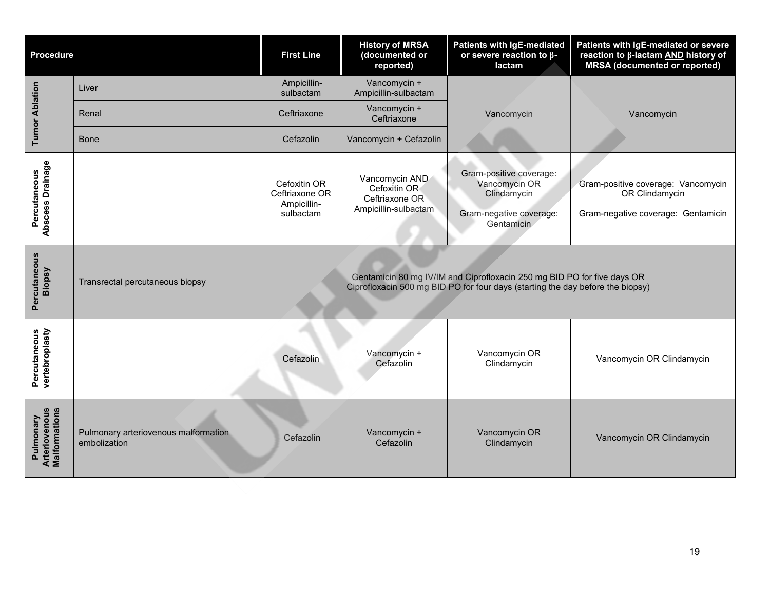| Procedure | | First Line | History of MRSA (documented or reported) | Patients with IgE-mediated or severe reaction to β-lactam | Patients with IgE-mediated or severe reaction to β-lactam **AND** history of MRSA (documented or reported) |
|---|---|---|---|---|---|
| Tumor Ablation | Liver | Ampicillin-sulbactam | Vancomycin + Ampicillin-sulbactam | Vancomycin | Vancomycin |
| | Renal | Ceftriaxone | Vancomycin + Ceftriaxone | | |
| | Bone | Cefazolin | Vancomycin + Cefazolin | | |
| Percutaneous Abscess Drainage | | Cefoxitin OR Ceftriaxone OR Ampicillin-sulbactam | Vancomycin AND Cefoxitin OR Ceftriaxone OR Ampicillin-sulbactam | Gram-positive coverage: Vancomycin OR Clindamycin<br><br>Gram-negative coverage: Gentamicin | Gram-positive coverage: Vancomycin OR Clindamycin<br><br>Gram-negative coverage: Gentamicin |
| Percutaneous Biopsy | Transrectal percutaneous biopsy | Gentamicin 80 mg IV/IM and Ciprofloxacin 250 mg BID PO for five days OR Ciprofloxacin 500 mg BID PO for four days (starting the day before the biopsy) | | | |
| Percutaneous vertebroplasty | | Cefazolin | Vancomycin + Cefazolin | Vancomycin OR Clindamycin | Vancomycin OR Clindamycin |
| Pulmonary Arteriovenous Malformations | Pulmonary arteriovenous malformation embolization | Cefazolin | Vancomycin + Cefazolin | Vancomycin OR Clindamycin | Vancomycin OR Clindamycin |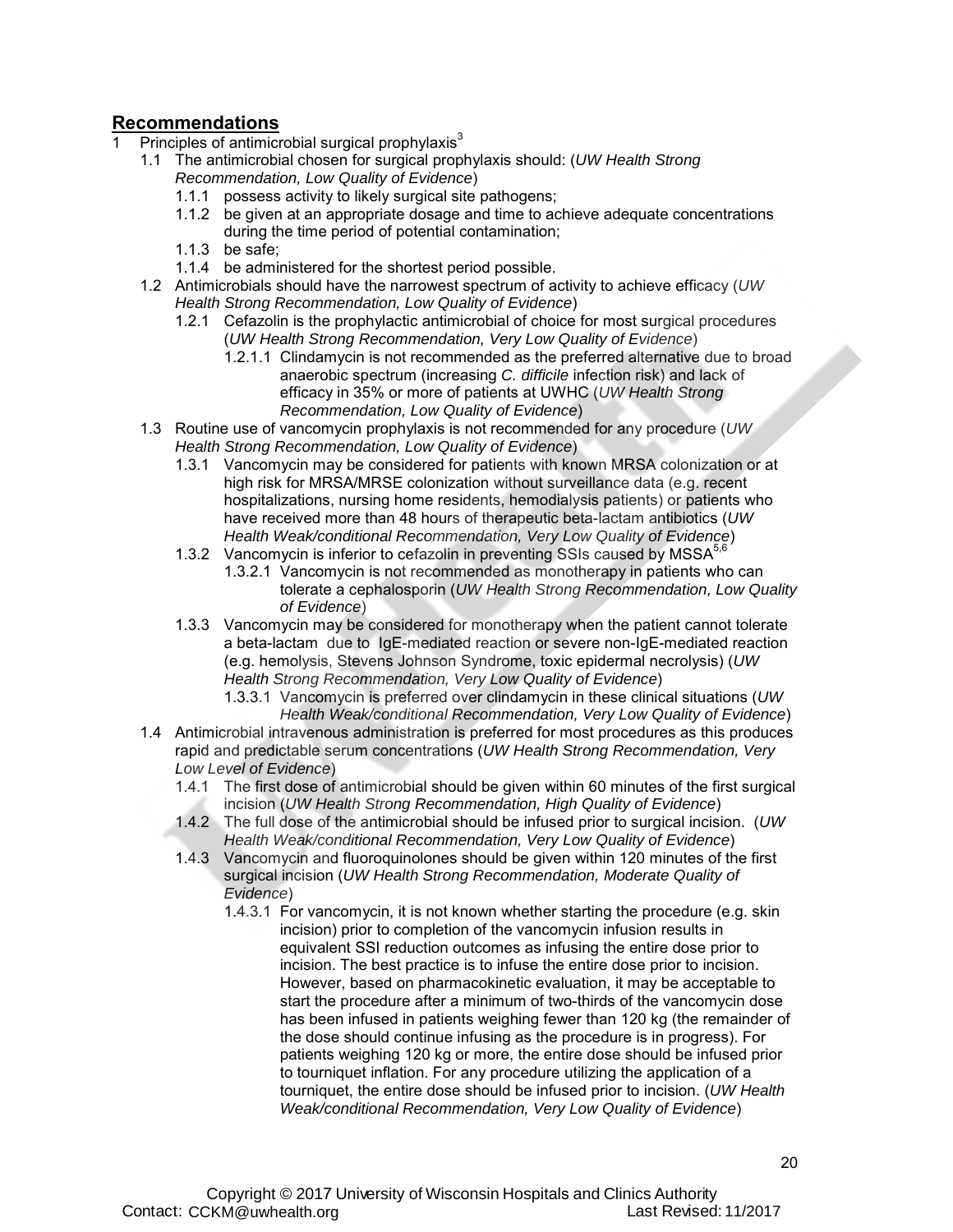## Recommendations

1 Principles of antimicrobial surgical prophylaxis[3]

- 1.1 The antimicrobial chosen for surgical prophylaxis should: (*UW Health Strong Recommendation, Low Quality of Evidence*)
  - 1.1.1 possess activity to likely surgical site pathogens;
  - 1.1.2 be given at an appropriate dosage and time to achieve adequate concentrations during the time period of potential contamination;
  - 1.1.3 be safe;
  - 1.1.4 be administered for the shortest period possible.
- 1.2 Antimicrobials should have the narrowest spectrum of activity to achieve efficacy (*UW Health Strong Recommendation, Low Quality of Evidence*)
  - 1.2.1 Cefazolin is the prophylactic antimicrobial of choice for most surgical procedures (*UW Health Strong Recommendation, Very Low Quality of Evidence*)
    - 1.2.1.1 Clindamycin is not recommended as the preferred alternative due to broad anaerobic spectrum (increasing *C. difficile* infection risk) and lack of efficacy in 35% or more of patients at UWHC (*UW Health Strong Recommendation, Low Quality of Evidence*)
- 1.3 Routine use of vancomycin prophylaxis is not recommended for any procedure (*UW Health Strong Recommendation, Low Quality of Evidence*)
  - 1.3.1 Vancomycin may be considered for patients with known MRSA colonization or at high risk for MRSA/MRSE colonization without surveillance data (e.g. recent hospitalizations, nursing home residents, hemodialysis patients) or patients who have received more than 48 hours of therapeutic beta-lactam antibiotics (*UW Health Weak/conditional Recommendation, Very Low Quality of Evidence*)
  - 1.3.2 Vancomycin is inferior to cefazolin in preventing SSIs caused by MSSA[5,6]
    - 1.3.2.1 Vancomycin is not recommended as monotherapy in patients who can tolerate a cephalosporin (*UW Health Strong Recommendation, Low Quality of Evidence*)
  - 1.3.3 Vancomycin may be considered for monotherapy when the patient cannot tolerate a beta-lactam due to IgE-mediated reaction or severe non-IgE-mediated reaction (e.g. hemolysis, Stevens Johnson Syndrome, toxic epidermal necrolysis) (*UW Health Strong Recommendation, Very Low Quality of Evidence*)
    - 1.3.3.1 Vancomycin is preferred over clindamycin in these clinical situations (*UW Health Weak/conditional Recommendation, Very Low Quality of Evidence*)
- 1.4 Antimicrobial intravenous administration is preferred for most procedures as this produces rapid and predictable serum concentrations (*UW Health Strong Recommendation, Very Low Level of Evidence*)
  - 1.4.1 The first dose of antimicrobial should be given within 60 minutes of the first surgical incision (*UW Health Strong Recommendation, High Quality of Evidence*)
  - 1.4.2 The full dose of the antimicrobial should be infused prior to surgical incision. (*UW Health Weak/conditional Recommendation, Very Low Quality of Evidence*)
  - 1.4.3 Vancomycin and fluoroquinolones should be given within 120 minutes of the first surgical incision (*UW Health Strong Recommendation, Moderate Quality of Evidence*)
    - 1.4.3.1 For vancomycin, it is not known whether starting the procedure (e.g. skin incision) prior to completion of the vancomycin infusion results in equivalent SSI reduction outcomes as infusing the entire dose prior to incision. The best practice is to infuse the entire dose prior to incision. However, based on pharmacokinetic evaluation, it may be acceptable to start the procedure after a minimum of two-thirds of the vancomycin dose has been infused in patients weighing fewer than 120 kg (the remainder of the dose should continue infusing as the procedure is in progress). For patients weighing 120 kg or more, the entire dose should be infused prior to tourniquet inflation. For any procedure utilizing the application of a tourniquet, the entire dose should be infused prior to incision. (*UW Health Weak/conditional Recommendation, Very Low Quality of Evidence*)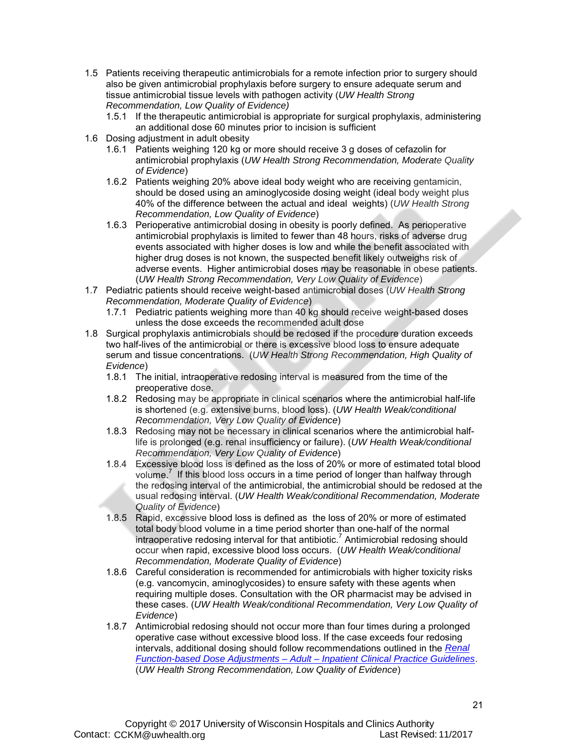- 1.5 Patients receiving therapeutic antimicrobials for a remote infection prior to surgery should also be given antimicrobial prophylaxis before surgery to ensure adequate serum and tissue antimicrobial tissue levels with pathogen activity (*UW Health Strong Recommendation, Low Quality of Evidence)*
  - 1.5.1 If the therapeutic antimicrobial is appropriate for surgical prophylaxis, administering an additional dose 60 minutes prior to incision is sufficient
- 1.6 Dosing adjustment in adult obesity
  - 1.6.1 Patients weighing 120 kg or more should receive 3 g doses of cefazolin for antimicrobial prophylaxis (*UW Health Strong Recommendation, Moderate Quality of Evidence*)
  - 1.6.2 Patients weighing 20% above ideal body weight who are receiving gentamicin, should be dosed using an aminoglycoside dosing weight (ideal body weight plus 40% of the difference between the actual and ideal weights) (*UW Health Strong Recommendation, Low Quality of Evidence*)
  - 1.6.3 Perioperative antimicrobial dosing in obesity is poorly defined. As perioperative antimicrobial prophylaxis is limited to fewer than 48 hours, risks of adverse drug events associated with higher doses is low and while the benefit associated with higher drug doses is not known, the suspected benefit likely outweighs risk of adverse events. Higher antimicrobial doses may be reasonable in obese patients. (*UW Health Strong Recommendation, Very Low Quality of Evidence*)
- 1.7 Pediatric patients should receive weight-based antimicrobial doses (*UW Health Strong Recommendation, Moderate Quality of Evidence*)
  - 1.7.1 Pediatric patients weighing more than 40 kg should receive weight-based doses unless the dose exceeds the recommended adult dose
- 1.8 Surgical prophylaxis antimicrobials should be redosed if the procedure duration exceeds two half-lives of the antimicrobial or there is excessive blood loss to ensure adequate serum and tissue concentrations. (*UW Health Strong Recommendation, High Quality of Evidence*)
  - 1.8.1 The initial, intraoperative redosing interval is measured from the time of the preoperative dose.
  - 1.8.2 Redosing may be appropriate in clinical scenarios where the antimicrobial half-life is shortened (e.g. extensive burns, blood loss). (*UW Health Weak/conditional Recommendation, Very Low Quality of Evidence*)
  - 1.8.3 Redosing may not be necessary in clinical scenarios where the antimicrobial half-life is prolonged (e.g. renal insufficiency or failure). (*UW Health Weak/conditional Recommendation, Very Low Quality of Evidence*)
  - 1.8.4 Excessive blood loss is defined as the loss of 20% or more of estimated total blood volume.[7] If this blood loss occurs in a time period of longer than halfway through the redosing interval of the antimicrobial, the antimicrobial should be redosed at the usual redosing interval. (*UW Health Weak/conditional Recommendation, Moderate Quality of Evidence*)
  - 1.8.5 Rapid, excessive blood loss is defined as the loss of 20% or more of estimated total body blood volume in a time period shorter than one-half of the normal intraoperative redosing interval for that antibiotic.[7] Antimicrobial redosing should occur when rapid, excessive blood loss occurs. (*UW Health Weak/conditional Recommendation, Moderate Quality of Evidence*)
  - 1.8.6 Careful consideration is recommended for antimicrobials with higher toxicity risks (e.g. vancomycin, aminoglycosides) to ensure safety with these agents when requiring multiple doses. Consultation with the OR pharmacist may be advised in these cases. (*UW Health Weak/conditional Recommendation, Very Low Quality of Evidence*)
  - 1.8.7 Antimicrobial redosing should not occur more than four times during a prolonged operative case without excessive blood loss. If the case exceeds four redosing intervals, additional dosing should follow recommendations outlined in the *Renal Function-based Dose Adjustments – Adult – Inpatient Clinical Practice Guidelines*. (*UW Health Strong Recommendation, Low Quality of Evidence*)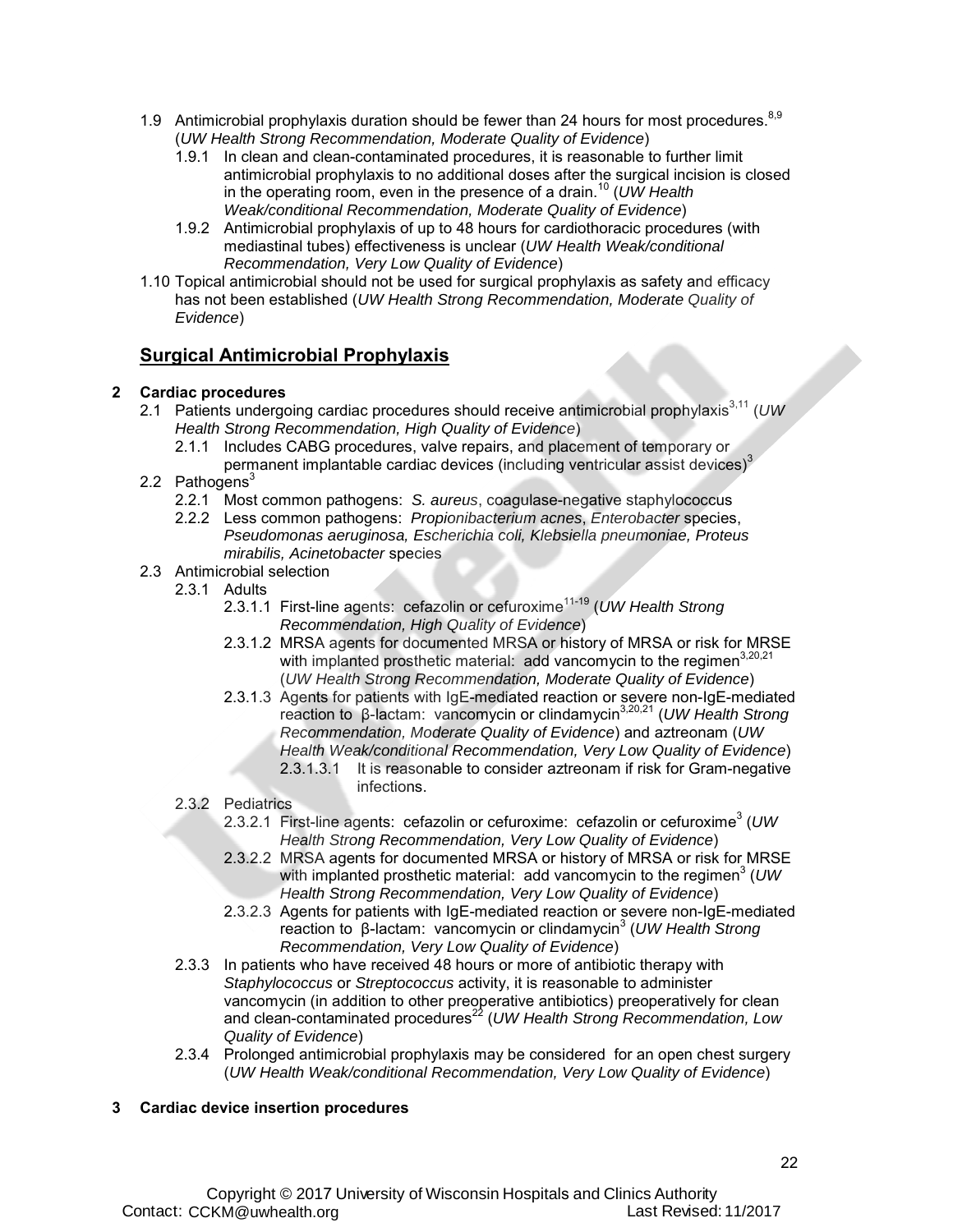- 1.9 Antimicrobial prophylaxis duration should be fewer than 24 hours for most procedures.[8,9] (*UW Health Strong Recommendation, Moderate Quality of Evidence*)
  - 1.9.1 In clean and clean-contaminated procedures, it is reasonable to further limit antimicrobial prophylaxis to no additional doses after the surgical incision is closed in the operating room, even in the presence of a drain.[10] (*UW Health Weak/conditional Recommendation, Moderate Quality of Evidence*)
  - 1.9.2 Antimicrobial prophylaxis of up to 48 hours for cardiothoracic procedures (with mediastinal tubes) effectiveness is unclear (*UW Health Weak/conditional Recommendation, Very Low Quality of Evidence*)
- 1.10 Topical antimicrobial should not be used for surgical prophylaxis as safety and efficacy has not been established (*UW Health Strong Recommendation, Moderate Quality of Evidence*)

## Surgical Antimicrobial Prophylaxis

**2 Cardiac procedures**

- 2.1 Patients undergoing cardiac procedures should receive antimicrobial prophylaxis[3,11] (*UW Health Strong Recommendation, High Quality of Evidence*)
  - 2.1.1 Includes CABG procedures, valve repairs, and placement of temporary or permanent implantable cardiac devices (including ventricular assist devices)[3]
- 2.2 Pathogens[3]
  - 2.2.1 Most common pathogens: *S. aureus*, coagulase-negative staphylococcus
  - 2.2.2 Less common pathogens: *Propionibacterium acnes*, *Enterobacter* species, *Pseudomonas aeruginosa, Escherichia coli, Klebsiella pneumoniae, Proteus mirabilis, Acinetobacter* species
- 2.3 Antimicrobial selection
  - 2.3.1 Adults
    - 2.3.1.1 First-line agents: cefazolin or cefuroxime[11-19] (*UW Health Strong Recommendation, High Quality of Evidence*)
    - 2.3.1.2 MRSA agents for documented MRSA or history of MRSA or risk for MRSE with implanted prosthetic material: add vancomycin to the regimen[3,20,21] (*UW Health Strong Recommendation, Moderate Quality of Evidence*)
    - 2.3.1.3 Agents for patients with IgE-mediated reaction or severe non-IgE-mediated reaction to β-lactam: vancomycin or clindamycin[3,20,21] (*UW Health Strong Recommendation, Moderate Quality of Evidence*) and aztreonam (*UW Health Weak/conditional Recommendation, Very Low Quality of Evidence*)
      - 2.3.1.3.1 It is reasonable to consider aztreonam if risk for Gram-negative infections.
  - 2.3.2 Pediatrics
    - 2.3.2.1 First-line agents: cefazolin or cefuroxime: cefazolin or cefuroxime[3] (*UW Health Strong Recommendation, Very Low Quality of Evidence*)
    - 2.3.2.2 MRSA agents for documented MRSA or history of MRSA or risk for MRSE with implanted prosthetic material: add vancomycin to the regimen[3] (*UW Health Strong Recommendation, Very Low Quality of Evidence*)
    - 2.3.2.3 Agents for patients with IgE-mediated reaction or severe non-IgE-mediated reaction to β-lactam: vancomycin or clindamycin[3] (*UW Health Strong Recommendation, Very Low Quality of Evidence*)
  - 2.3.3 In patients who have received 48 hours or more of antibiotic therapy with *Staphylococcus* or *Streptococcus* activity, it is reasonable to administer vancomycin (in addition to other preoperative antibiotics) preoperatively for clean and clean-contaminated procedures[22] (*UW Health Strong Recommendation, Low Quality of Evidence*)
  - 2.3.4 Prolonged antimicrobial prophylaxis may be considered for an open chest surgery (*UW Health Weak/conditional Recommendation, Very Low Quality of Evidence*)

**3 Cardiac device insertion procedures**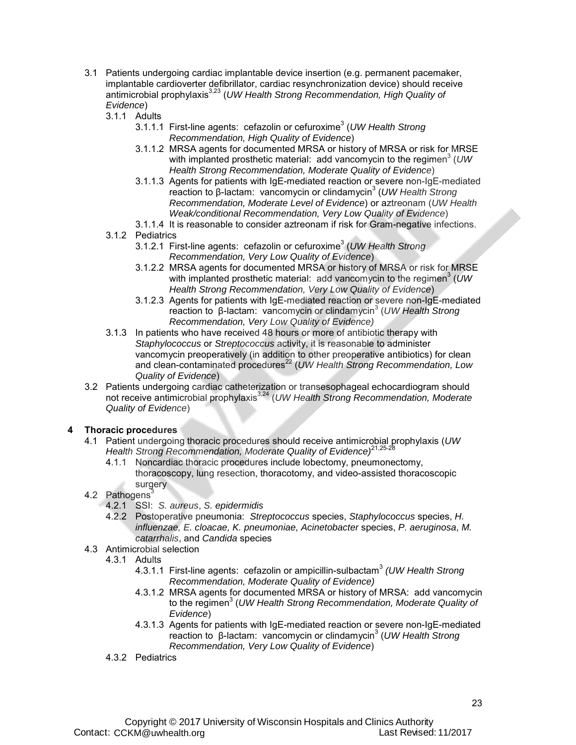- 3.1 Patients undergoing cardiac implantable device insertion (e.g. permanent pacemaker, implantable cardioverter defibrillator, cardiac resynchronization device) should receive antimicrobial prophylaxis[3,23] (*UW Health Strong Recommendation, High Quality of Evidence*)
  - 3.1.1 Adults
    - 3.1.1.1 First-line agents: cefazolin or cefuroxime[3] (*UW Health Strong Recommendation, High Quality of Evidence*)
    - 3.1.1.2 MRSA agents for documented MRSA or history of MRSA or risk for MRSE with implanted prosthetic material: add vancomycin to the regimen[3] (*UW Health Strong Recommendation, Moderate Quality of Evidence*)
    - 3.1.1.3 Agents for patients with IgE-mediated reaction or severe non-IgE-mediated reaction to β-lactam: vancomycin or clindamycin[3] (*UW Health Strong Recommendation, Moderate Level of Evidence*) or aztreonam (*UW Health Weak/conditional Recommendation, Very Low Quality of Evidence*)
    - 3.1.1.4 It is reasonable to consider aztreonam if risk for Gram-negative infections.
  - 3.1.2 Pediatrics
    - 3.1.2.1 First-line agents: cefazolin or cefuroxime[3] (*UW Health Strong Recommendation, Very Low Quality of Evidence*)
    - 3.1.2.2 MRSA agents for documented MRSA or history of MRSA or risk for MRSE with implanted prosthetic material: add vancomycin to the regimen[3] (*UW Health Strong Recommendation, Very Low Quality of Evidence*)
    - 3.1.2.3 Agents for patients with IgE-mediated reaction or severe non-IgE-mediated reaction to β-lactam: vancomycin or clindamycin[3] (*UW Health Strong Recommendation, Very Low Quality of Evidence)*
  - 3.1.3 In patients who have received 48 hours or more of antibiotic therapy with *Staphylococcus* or *Streptococcus* activity, it is reasonable to administer vancomycin preoperatively (in addition to other preoperative antibiotics) for clean and clean-contaminated procedures[22] (*UW Health Strong Recommendation, Low Quality of Evidence*)
- 3.2 Patients undergoing cardiac catheterization or transesophageal echocardiogram should not receive antimicrobial prophylaxis[3,24] (*UW Health Strong Recommendation, Moderate Quality of Evidence*)

## 4 Thoracic procedures

- 4.1 Patient undergoing thoracic procedures should receive antimicrobial prophylaxis (*UW Health Strong Recommendation, Moderate Quality of Evidence)*[21,25-28]
  - 4.1.1 Noncardiac thoracic procedures include lobectomy, pneumonectomy, thoracoscopy, lung resection, thoracotomy, and video-assisted thoracoscopic surgery
- 4.2 Pathogens[3]
  - 4.2.1 SSI: *S. aureus*, *S. epidermidis*
  - 4.2.2 Postoperative pneumonia: *Streptococcus* species, *Staphylococcus* species, *H. influenzae, E. cloacae, K. pneumoniae, Acinetobacter* species, *P. aeruginosa*, *M. catarrhalis*, and *Candida* species
- 4.3 Antimicrobial selection
  - 4.3.1 Adults
    - 4.3.1.1 First-line agents: cefazolin or ampicillin-sulbactam[3] *(UW Health Strong Recommendation, Moderate Quality of Evidence)*
    - 4.3.1.2 MRSA agents for documented MRSA or history of MRSA: add vancomycin to the regimen[3] (*UW Health Strong Recommendation, Moderate Quality of Evidence*)
    - 4.3.1.3 Agents for patients with IgE-mediated reaction or severe non-IgE-mediated reaction to β-lactam: vancomycin or clindamycin[3] (*UW Health Strong Recommendation, Very Low Quality of Evidence*)
  - 4.3.2 Pediatrics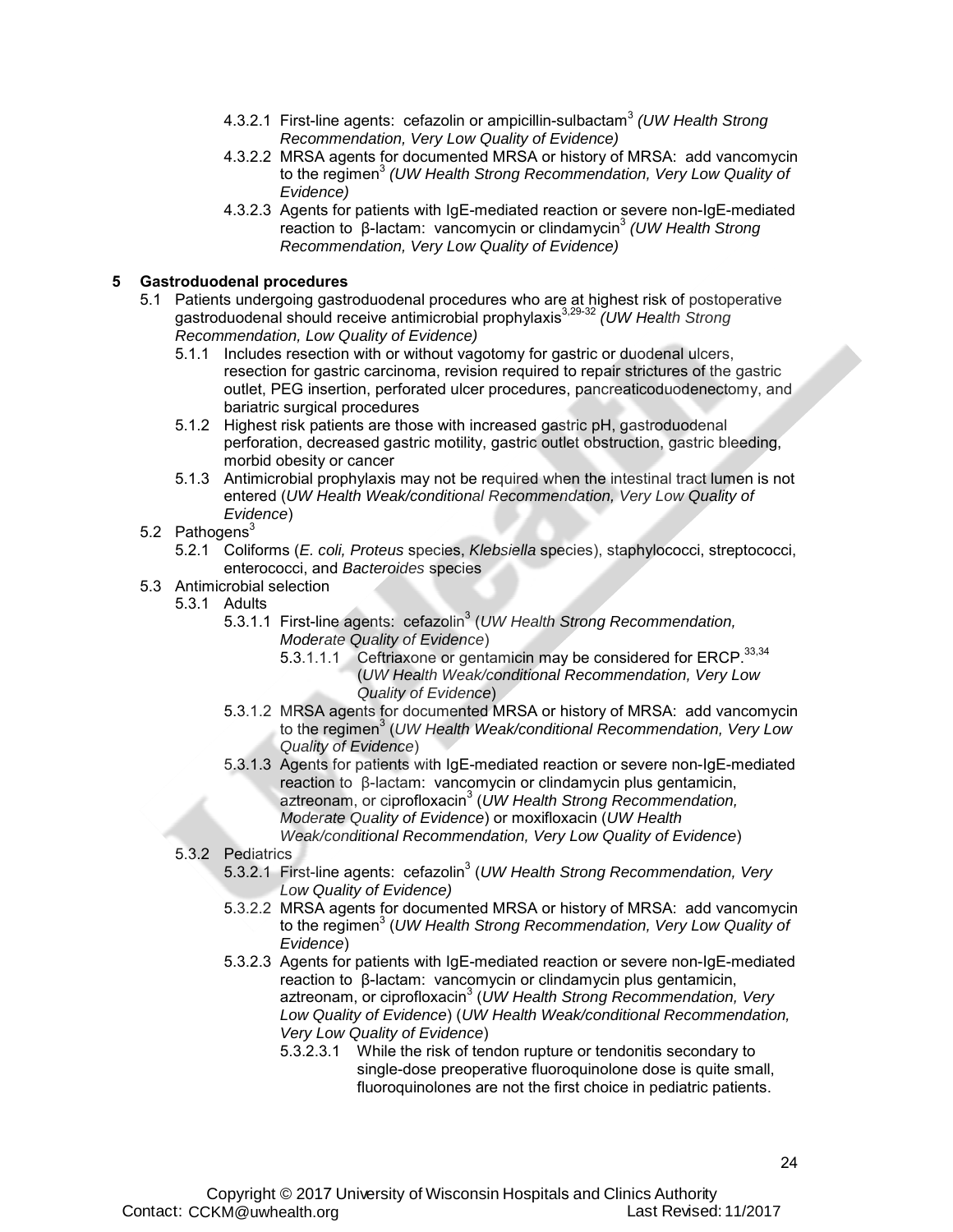- 4.3.2.1 First-line agents: cefazolin or ampicillin-sulbactam[3] *(UW Health Strong Recommendation, Very Low Quality of Evidence)*
- 4.3.2.2 MRSA agents for documented MRSA or history of MRSA: add vancomycin to the regimen[3] *(UW Health Strong Recommendation, Very Low Quality of Evidence)*
- 4.3.2.3 Agents for patients with IgE-mediated reaction or severe non-IgE-mediated reaction to β-lactam: vancomycin or clindamycin[3] *(UW Health Strong Recommendation, Very Low Quality of Evidence)*

## 5 Gastroduodenal procedures

- 5.1 Patients undergoing gastroduodenal procedures who are at highest risk of postoperative gastroduodenal should receive antimicrobial prophylaxis[3,29-32] *(UW Health Strong Recommendation, Low Quality of Evidence)*
  - 5.1.1 Includes resection with or without vagotomy for gastric or duodenal ulcers, resection for gastric carcinoma, revision required to repair strictures of the gastric outlet, PEG insertion, perforated ulcer procedures, pancreaticoduodenectomy, and bariatric surgical procedures
  - 5.1.2 Highest risk patients are those with increased gastric pH, gastroduodenal perforation, decreased gastric motility, gastric outlet obstruction, gastric bleeding, morbid obesity or cancer
  - 5.1.3 Antimicrobial prophylaxis may not be required when the intestinal tract lumen is not entered (*UW Health Weak/conditional Recommendation, Very Low Quality of Evidence*)
- 5.2 Pathogens[3]
  - 5.2.1 Coliforms (*E. coli, Proteus* species, *Klebsiella* species), staphylococci, streptococci, enterococci, and *Bacteroides* species
- 5.3 Antimicrobial selection
  - 5.3.1 Adults
    - 5.3.1.1 First-line agents: cefazolin[3] (*UW Health Strong Recommendation, Moderate Quality of Evidence*)
      - 5.3.1.1.1 Ceftriaxone or gentamicin may be considered for ERCP.[33,34] (*UW Health Weak/conditional Recommendation, Very Low Quality of Evidence*)
    - 5.3.1.2 MRSA agents for documented MRSA or history of MRSA: add vancomycin to the regimen[3] (*UW Health Weak/conditional Recommendation, Very Low Quality of Evidence*)
    - 5.3.1.3 Agents for patients with IgE-mediated reaction or severe non-IgE-mediated reaction to β-lactam: vancomycin or clindamycin plus gentamicin, aztreonam, or ciprofloxacin[3] (*UW Health Strong Recommendation, Moderate Quality of Evidence*) or moxifloxacin (*UW Health Weak/conditional Recommendation, Very Low Quality of Evidence*)
  - 5.3.2 Pediatrics
    - 5.3.2.1 First-line agents: cefazolin[3] (*UW Health Strong Recommendation, Very Low Quality of Evidence)*
    - 5.3.2.2 MRSA agents for documented MRSA or history of MRSA: add vancomycin to the regimen[3] (*UW Health Strong Recommendation, Very Low Quality of Evidence*)
    - 5.3.2.3 Agents for patients with IgE-mediated reaction or severe non-IgE-mediated reaction to β-lactam: vancomycin or clindamycin plus gentamicin, aztreonam, or ciprofloxacin[3] (*UW Health Strong Recommendation, Very Low Quality of Evidence*) (*UW Health Weak/conditional Recommendation, Very Low Quality of Evidence*)
      - 5.3.2.3.1 While the risk of tendon rupture or tendonitis secondary to single-dose preoperative fluoroquinolone dose is quite small, fluoroquinolones are not the first choice in pediatric patients.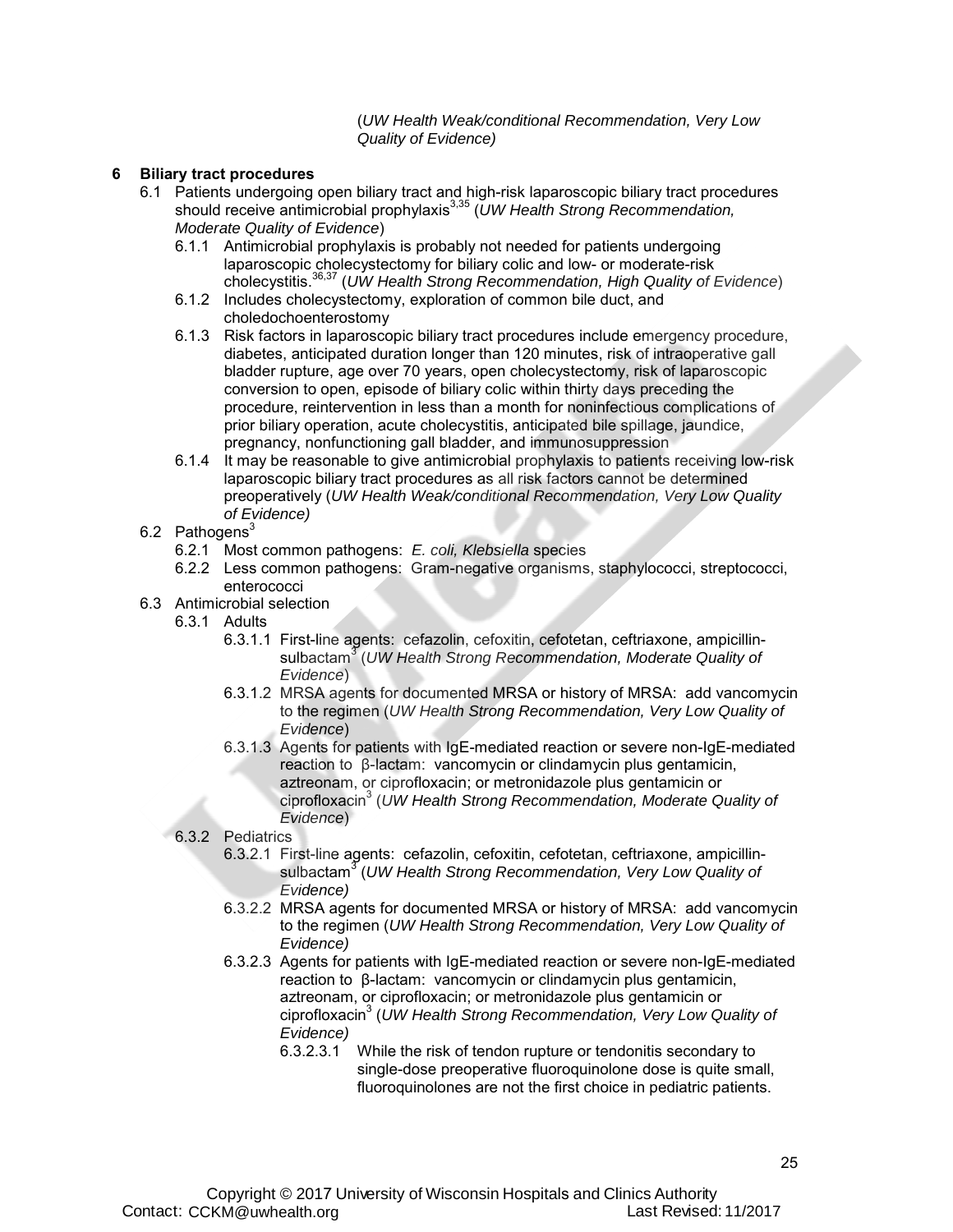(*UW Health Weak/conditional Recommendation, Very Low Quality of Evidence)*

**6 Biliary tract procedures**

6.1 Patients undergoing open biliary tract and high-risk laparoscopic biliary tract procedures should receive antimicrobial prophylaxis[3,35] (*UW Health Strong Recommendation, Moderate Quality of Evidence*)

- 6.1.1 Antimicrobial prophylaxis is probably not needed for patients undergoing laparoscopic cholecystectomy for biliary colic and low- or moderate-risk cholecystitis.[36,37] (*UW Health Strong Recommendation, High Quality of Evidence*)
- 6.1.2 Includes cholecystectomy, exploration of common bile duct, and choledochoenterostomy
- 6.1.3 Risk factors in laparoscopic biliary tract procedures include emergency procedure, diabetes, anticipated duration longer than 120 minutes, risk of intraoperative gall bladder rupture, age over 70 years, open cholecystectomy, risk of laparoscopic conversion to open, episode of biliary colic within thirty days preceding the procedure, reintervention in less than a month for noninfectious complications of prior biliary operation, acute cholecystitis, anticipated bile spillage, jaundice, pregnancy, nonfunctioning gall bladder, and immunosuppression
- 6.1.4 It may be reasonable to give antimicrobial prophylaxis to patients receiving low-risk laparoscopic biliary tract procedures as all risk factors cannot be determined preoperatively (*UW Health Weak/conditional Recommendation, Very Low Quality of Evidence)*

6.2 Pathogens[3]

- 6.2.1 Most common pathogens: *E. coli, Klebsiella* species
- 6.2.2 Less common pathogens: Gram-negative organisms, staphylococci, streptococci, enterococci

6.3 Antimicrobial selection

- 6.3.1 Adults
  - 6.3.1.1 First-line agents: cefazolin, cefoxitin, cefotetan, ceftriaxone, ampicillin-sulbactam[3] (*UW Health Strong Recommendation, Moderate Quality of Evidence*)
  - 6.3.1.2 MRSA agents for documented MRSA or history of MRSA: add vancomycin to the regimen (*UW Health Strong Recommendation, Very Low Quality of Evidence*)
  - 6.3.1.3 Agents for patients with IgE-mediated reaction or severe non-IgE-mediated reaction to β-lactam: vancomycin or clindamycin plus gentamicin, aztreonam, or ciprofloxacin; or metronidazole plus gentamicin or ciprofloxacin[3] (*UW Health Strong Recommendation, Moderate Quality of Evidence*)
- 6.3.2 Pediatrics
  - 6.3.2.1 First-line agents: cefazolin, cefoxitin, cefotetan, ceftriaxone, ampicillin-sulbactam[3] (*UW Health Strong Recommendation, Very Low Quality of Evidence)*
  - 6.3.2.2 MRSA agents for documented MRSA or history of MRSA: add vancomycin to the regimen (*UW Health Strong Recommendation, Very Low Quality of Evidence)*
  - 6.3.2.3 Agents for patients with IgE-mediated reaction or severe non-IgE-mediated reaction to β-lactam: vancomycin or clindamycin plus gentamicin, aztreonam, or ciprofloxacin; or metronidazole plus gentamicin or ciprofloxacin[3] (*UW Health Strong Recommendation, Very Low Quality of Evidence)*
    - 6.3.2.3.1 While the risk of tendon rupture or tendonitis secondary to single-dose preoperative fluoroquinolone dose is quite small, fluoroquinolones are not the first choice in pediatric patients.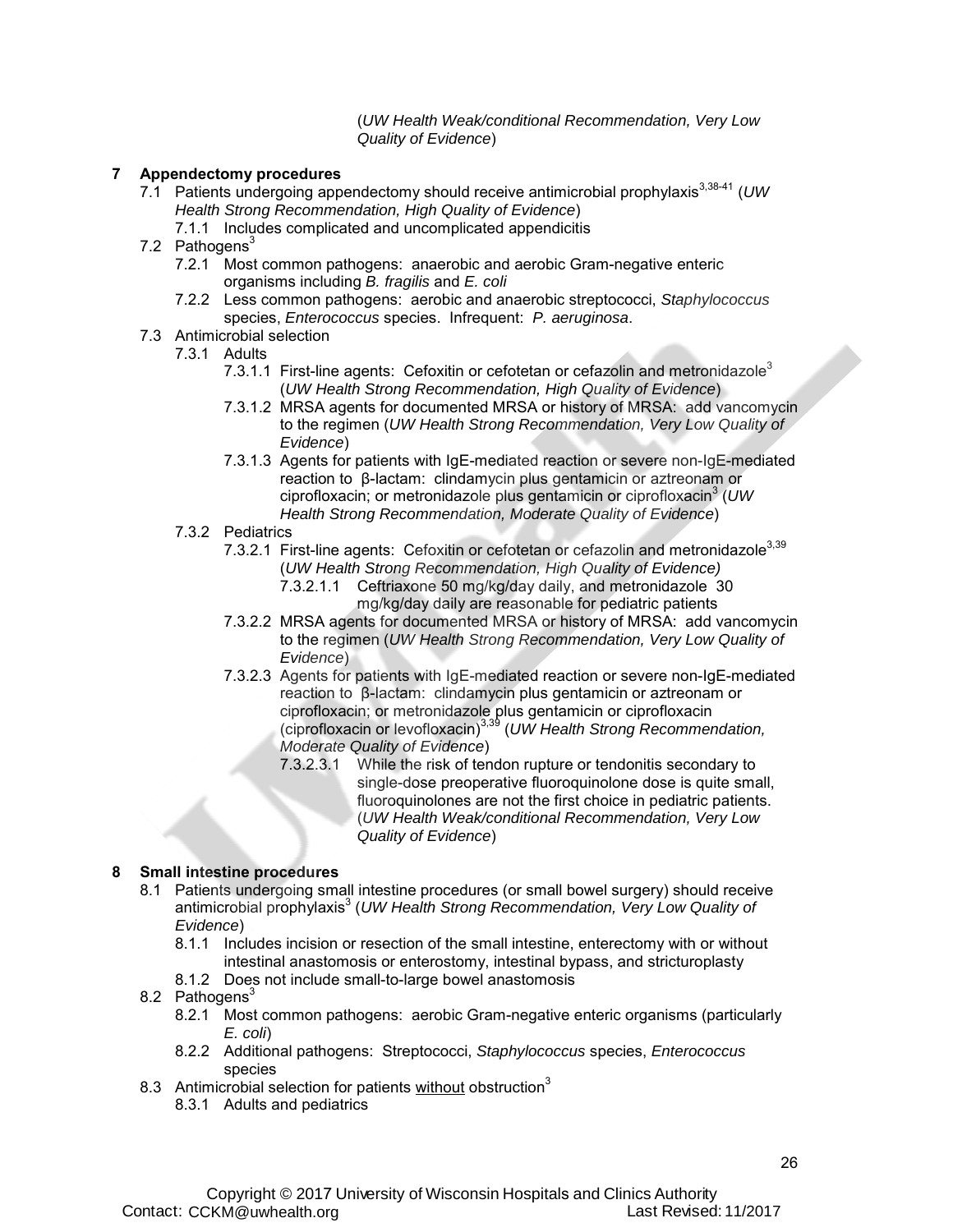(*UW Health Weak/conditional Recommendation, Very Low Quality of Evidence*)

## 7 Appendectomy procedures

- 7.1 Patients undergoing appendectomy should receive antimicrobial prophylaxis[3,38-41] (*UW Health Strong Recommendation, High Quality of Evidence*)
  - 7.1.1 Includes complicated and uncomplicated appendicitis
- 7.2 Pathogens[3]
  - 7.2.1 Most common pathogens: anaerobic and aerobic Gram-negative enteric organisms including *B. fragilis* and *E. coli*
  - 7.2.2 Less common pathogens: aerobic and anaerobic streptococci, *Staphylococcus* species, *Enterococcus* species. Infrequent: *P. aeruginosa*.
- 7.3 Antimicrobial selection
  - 7.3.1 Adults
    - 7.3.1.1 First-line agents: Cefoxitin or cefotetan or cefazolin and metronidazole[3] (*UW Health Strong Recommendation, High Quality of Evidence*)
    - 7.3.1.2 MRSA agents for documented MRSA or history of MRSA: add vancomycin to the regimen (*UW Health Strong Recommendation, Very Low Quality of Evidence*)
    - 7.3.1.3 Agents for patients with IgE-mediated reaction or severe non-IgE-mediated reaction to β-lactam: clindamycin plus gentamicin or aztreonam or ciprofloxacin; or metronidazole plus gentamicin or ciprofloxacin[3] (*UW Health Strong Recommendation, Moderate Quality of Evidence*)
  - 7.3.2 Pediatrics
    - 7.3.2.1 First-line agents: Cefoxitin or cefotetan or cefazolin and metronidazole[3,39] (*UW Health Strong Recommendation, High Quality of Evidence)*
      - 7.3.2.1.1 Ceftriaxone 50 mg/kg/day daily, and metronidazole 30 mg/kg/day daily are reasonable for pediatric patients
    - 7.3.2.2 MRSA agents for documented MRSA or history of MRSA: add vancomycin to the regimen (*UW Health Strong Recommendation, Very Low Quality of Evidence*)
    - 7.3.2.3 Agents for patients with IgE-mediated reaction or severe non-IgE-mediated reaction to β-lactam: clindamycin plus gentamicin or aztreonam or ciprofloxacin; or metronidazole plus gentamicin or ciprofloxacin (ciprofloxacin or levofloxacin)[3,39] (*UW Health Strong Recommendation, Moderate Quality of Evidence*)
      - 7.3.2.3.1 While the risk of tendon rupture or tendonitis secondary to single-dose preoperative fluoroquinolone dose is quite small, fluoroquinolones are not the first choice in pediatric patients. (*UW Health Weak/conditional Recommendation, Very Low Quality of Evidence*)

## 8 Small intestine procedures

- 8.1 Patients undergoing small intestine procedures (or small bowel surgery) should receive antimicrobial prophylaxis[3] (*UW Health Strong Recommendation, Very Low Quality of Evidence*)
  - 8.1.1 Includes incision or resection of the small intestine, enterectomy with or without intestinal anastomosis or enterostomy, intestinal bypass, and stricturoplasty
  - 8.1.2 Does not include small-to-large bowel anastomosis
- 8.2 Pathogens[3]
  - 8.2.1 Most common pathogens: aerobic Gram-negative enteric organisms (particularly *E. coli*)
  - 8.2.2 Additional pathogens: Streptococci, *Staphylococcus* species, *Enterococcus* species
- 8.3 Antimicrobial selection for patients without obstruction[3]
  - 8.3.1 Adults and pediatrics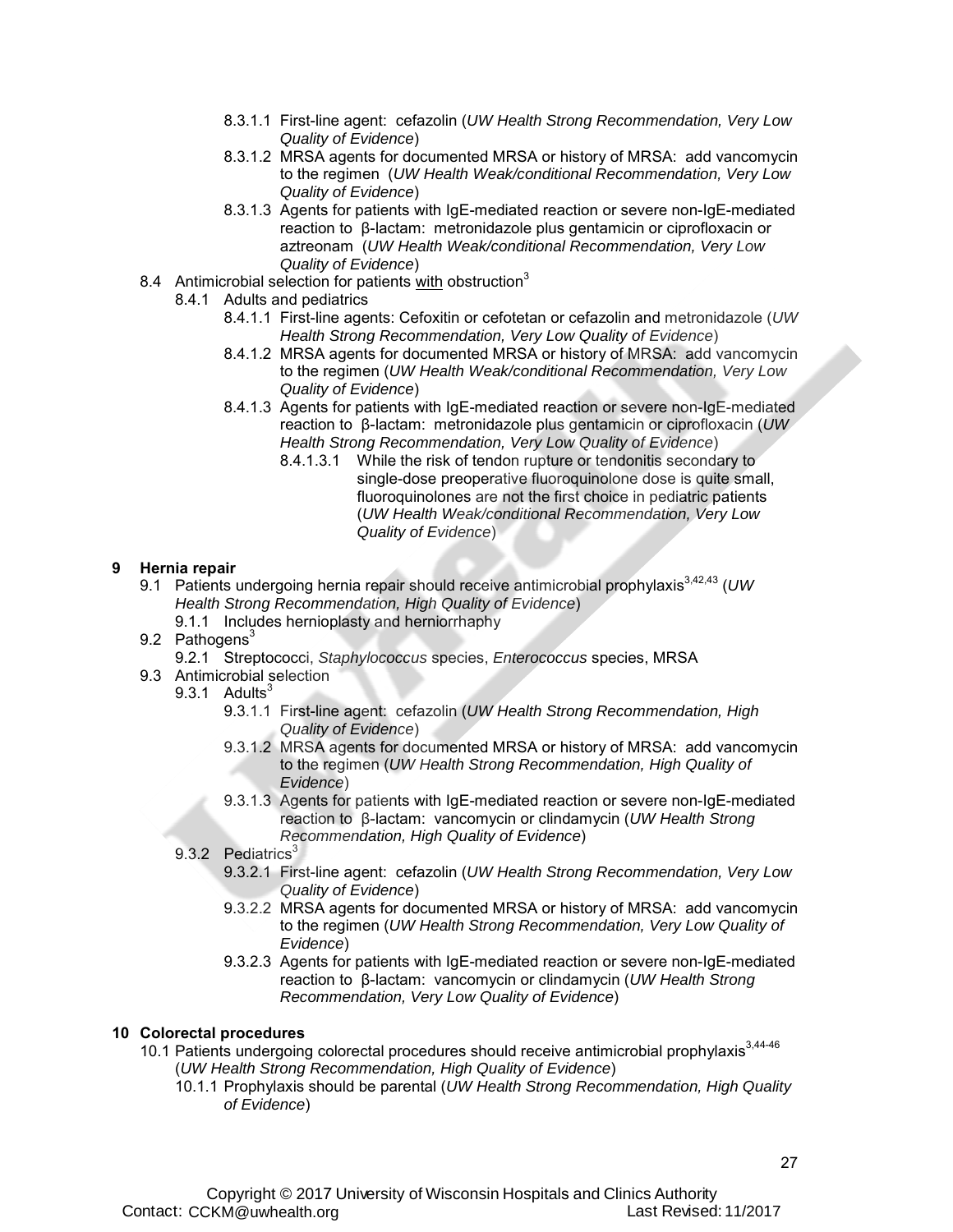- 8.3.1.1 First-line agent: cefazolin (*UW Health Strong Recommendation, Very Low Quality of Evidence*)
- 8.3.1.2 MRSA agents for documented MRSA or history of MRSA: add vancomycin to the regimen (*UW Health Weak/conditional Recommendation, Very Low Quality of Evidence*)
- 8.3.1.3 Agents for patients with IgE-mediated reaction or severe non-IgE-mediated reaction to β-lactam: metronidazole plus gentamicin or ciprofloxacin or aztreonam (*UW Health Weak/conditional Recommendation, Very Low Quality of Evidence*)

8.4 Antimicrobial selection for patients with obstruction[3]

- 8.4.1 Adults and pediatrics
  - 8.4.1.1 First-line agents: Cefoxitin or cefotetan or cefazolin and metronidazole (*UW Health Strong Recommendation, Very Low Quality of Evidence*)
  - 8.4.1.2 MRSA agents for documented MRSA or history of MRSA: add vancomycin to the regimen (*UW Health Weak/conditional Recommendation, Very Low Quality of Evidence*)
  - 8.4.1.3 Agents for patients with IgE-mediated reaction or severe non-IgE-mediated reaction to β-lactam: metronidazole plus gentamicin or ciprofloxacin (*UW Health Strong Recommendation, Very Low Quality of Evidence*)
    - 8.4.1.3.1 While the risk of tendon rupture or tendonitis secondary to single-dose preoperative fluoroquinolone dose is quite small, fluoroquinolones are not the first choice in pediatric patients (*UW Health Weak/conditional Recommendation, Very Low Quality of Evidence*)

## 9 Hernia repair

9.1 Patients undergoing hernia repair should receive antimicrobial prophylaxis[3,42,43] (*UW Health Strong Recommendation, High Quality of Evidence*)

- 9.1.1 Includes hernioplasty and herniorrhaphy

9.2 Pathogens[3]

- 9.2.1 Streptococci, *Staphylococcus* species, *Enterococcus* species, MRSA

9.3 Antimicrobial selection

- 9.3.1 Adults[3]
  - 9.3.1.1 First-line agent: cefazolin (*UW Health Strong Recommendation, High Quality of Evidence*)
  - 9.3.1.2 MRSA agents for documented MRSA or history of MRSA: add vancomycin to the regimen (*UW Health Strong Recommendation, High Quality of Evidence*)
  - 9.3.1.3 Agents for patients with IgE-mediated reaction or severe non-IgE-mediated reaction to β-lactam: vancomycin or clindamycin (*UW Health Strong Recommendation, High Quality of Evidence*)
- 9.3.2 Pediatrics[3]
  - 9.3.2.1 First-line agent: cefazolin (*UW Health Strong Recommendation, Very Low Quality of Evidence*)
  - 9.3.2.2 MRSA agents for documented MRSA or history of MRSA: add vancomycin to the regimen (*UW Health Strong Recommendation, Very Low Quality of Evidence*)
  - 9.3.2.3 Agents for patients with IgE-mediated reaction or severe non-IgE-mediated reaction to β-lactam: vancomycin or clindamycin (*UW Health Strong Recommendation, Very Low Quality of Evidence*)

## 10 Colorectal procedures

10.1 Patients undergoing colorectal procedures should receive antimicrobial prophylaxis[3,44-46] (*UW Health Strong Recommendation, High Quality of Evidence*)

- 10.1.1 Prophylaxis should be parental (*UW Health Strong Recommendation, High Quality of Evidence*)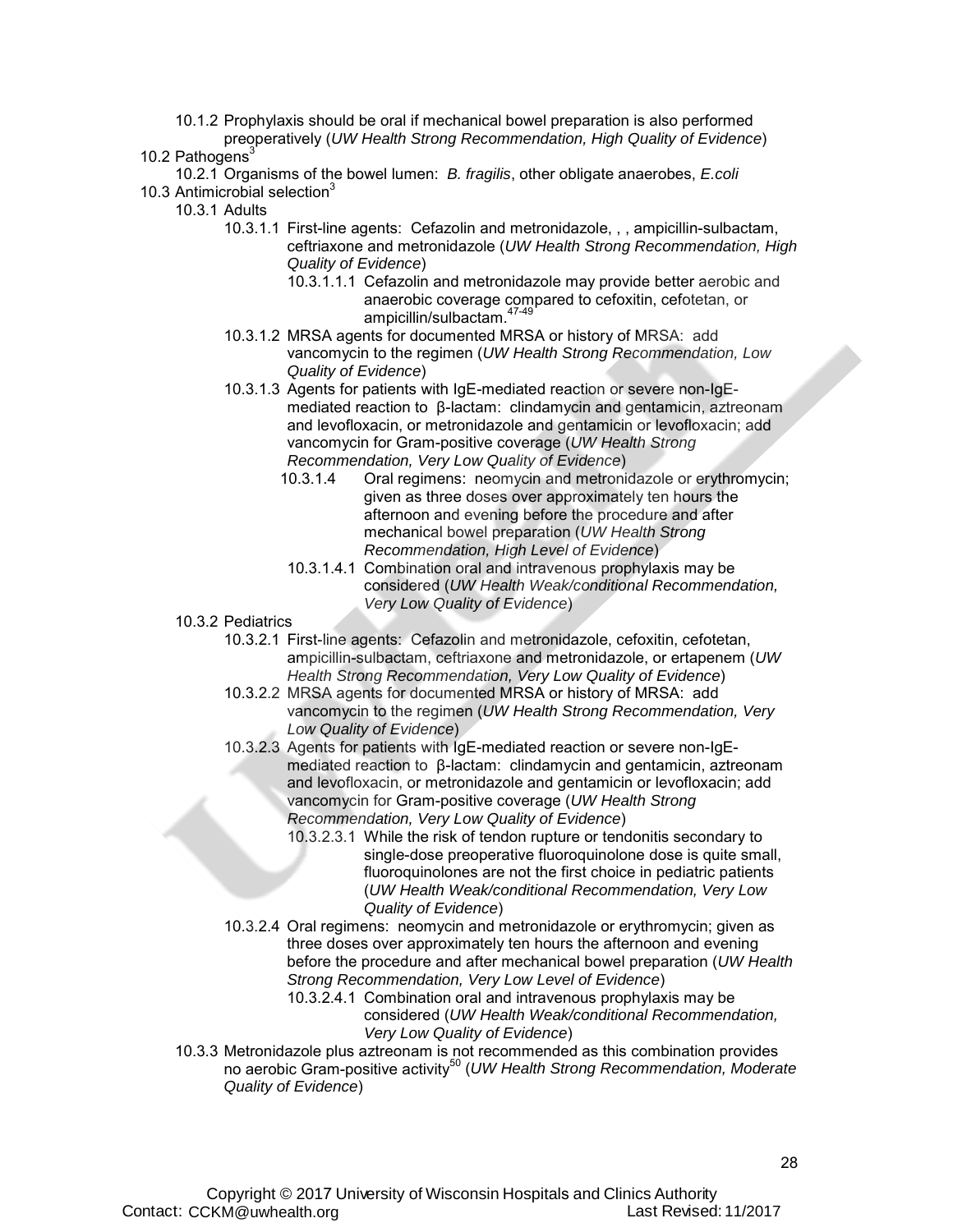10.1.2 Prophylaxis should be oral if mechanical bowel preparation is also performed preoperatively (*UW Health Strong Recommendation, High Quality of Evidence*)

10.2 Pathogens[3]

10.2.1 Organisms of the bowel lumen: *B. fragilis*, other obligate anaerobes, *E.coli*

10.3 Antimicrobial selection[3]

10.3.1 Adults

10.3.1.1 First-line agents: Cefazolin and metronidazole, , , ampicillin-sulbactam, ceftriaxone and metronidazole (*UW Health Strong Recommendation, High Quality of Evidence*)

10.3.1.1.1 Cefazolin and metronidazole may provide better aerobic and anaerobic coverage compared to cefoxitin, cefotetan, or ampicillin/sulbactam.[47-49]

10.3.1.2 MRSA agents for documented MRSA or history of MRSA: add vancomycin to the regimen (*UW Health Strong Recommendation, Low Quality of Evidence*)

10.3.1.3 Agents for patients with IgE-mediated reaction or severe non-IgE-mediated reaction to β-lactam: clindamycin and gentamicin, aztreonam and levofloxacin, or metronidazole and gentamicin or levofloxacin; add vancomycin for Gram-positive coverage (*UW Health Strong Recommendation, Very Low Quality of Evidence*)

10.3.1.4 Oral regimens: neomycin and metronidazole or erythromycin; given as three doses over approximately ten hours the afternoon and evening before the procedure and after mechanical bowel preparation (*UW Health Strong Recommendation, High Level of Evidence*)

10.3.1.4.1 Combination oral and intravenous prophylaxis may be considered (*UW Health Weak/conditional Recommendation, Very Low Quality of Evidence*)

10.3.2 Pediatrics

10.3.2.1 First-line agents: Cefazolin and metronidazole, cefoxitin, cefotetan, ampicillin-sulbactam, ceftriaxone and metronidazole, or ertapenem (*UW Health Strong Recommendation, Very Low Quality of Evidence*)

10.3.2.2 MRSA agents for documented MRSA or history of MRSA: add vancomycin to the regimen (*UW Health Strong Recommendation, Very Low Quality of Evidence*)

10.3.2.3 Agents for patients with IgE-mediated reaction or severe non-IgE-mediated reaction to β-lactam: clindamycin and gentamicin, aztreonam and levofloxacin, or metronidazole and gentamicin or levofloxacin; add vancomycin for Gram-positive coverage (*UW Health Strong Recommendation, Very Low Quality of Evidence*)

10.3.2.3.1 While the risk of tendon rupture or tendonitis secondary to single-dose preoperative fluoroquinolone dose is quite small, fluoroquinolones are not the first choice in pediatric patients (*UW Health Weak/conditional Recommendation, Very Low Quality of Evidence*)

10.3.2.4 Oral regimens: neomycin and metronidazole or erythromycin; given as three doses over approximately ten hours the afternoon and evening before the procedure and after mechanical bowel preparation (*UW Health Strong Recommendation, Very Low Level of Evidence*)

10.3.2.4.1 Combination oral and intravenous prophylaxis may be considered (*UW Health Weak/conditional Recommendation, Very Low Quality of Evidence*)

10.3.3 Metronidazole plus aztreonam is not recommended as this combination provides no aerobic Gram-positive activity[50] (*UW Health Strong Recommendation, Moderate Quality of Evidence*)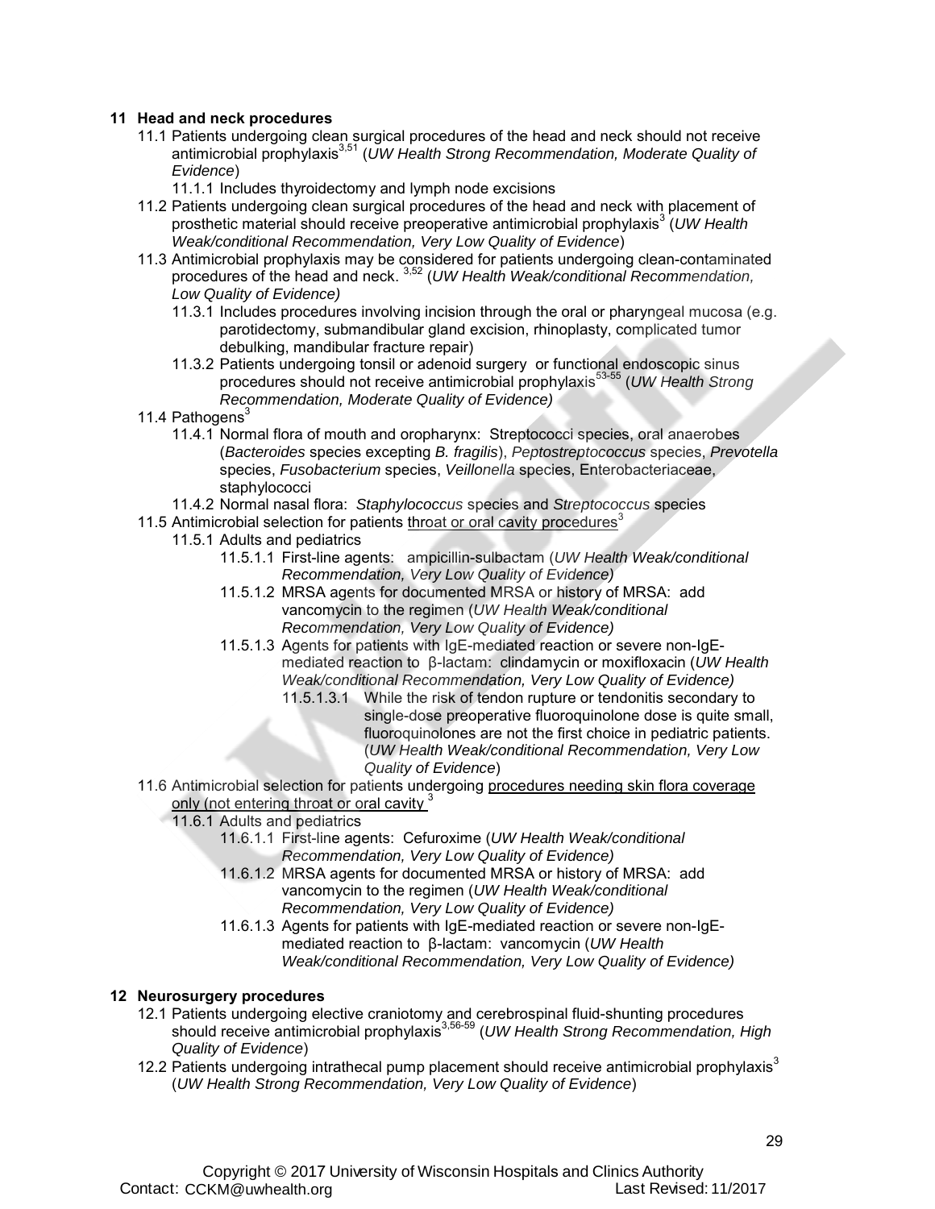## 11 Head and neck procedures

11.1 Patients undergoing clean surgical procedures of the head and neck should not receive antimicrobial prophylaxis[3,51] (*UW Health Strong Recommendation, Moderate Quality of Evidence*)

 11.1.1 Includes thyroidectomy and lymph node excisions

11.2 Patients undergoing clean surgical procedures of the head and neck with placement of prosthetic material should receive preoperative antimicrobial prophylaxis[3] (*UW Health Weak/conditional Recommendation, Very Low Quality of Evidence*)

11.3 Antimicrobial prophylaxis may be considered for patients undergoing clean-contaminated procedures of the head and neck. [3,52] (*UW Health Weak/conditional Recommendation, Low Quality of Evidence)*

 11.3.1 Includes procedures involving incision through the oral or pharyngeal mucosa (e.g. parotidectomy, submandibular gland excision, rhinoplasty, complicated tumor debulking, mandibular fracture repair)

 11.3.2 Patients undergoing tonsil or adenoid surgery or functional endoscopic sinus procedures should not receive antimicrobial prophylaxis[53-55] (*UW Health Strong Recommendation, Moderate Quality of Evidence)*

11.4 Pathogens[3]

 11.4.1 Normal flora of mouth and oropharynx: Streptococci species, oral anaerobes (*Bacteroides* species excepting *B. fragilis*), *Peptostreptococcus* species, *Prevotella* species, *Fusobacterium* species, *Veillonella* species, Enterobacteriaceae, staphylococci

 11.4.2 Normal nasal flora: *Staphylococcus* species and *Streptococcus* species

11.5 Antimicrobial selection for patients throat or oral cavity procedures[3]

 11.5.1 Adults and pediatrics

  11.5.1.1 First-line agents: ampicillin-sulbactam (*UW Health Weak/conditional Recommendation, Very Low Quality of Evidence)*

  11.5.1.2 MRSA agents for documented MRSA or history of MRSA: add vancomycin to the regimen (*UW Health Weak/conditional Recommendation, Very Low Quality of Evidence)*

  11.5.1.3 Agents for patients with IgE-mediated reaction or severe non-IgE-mediated reaction to β-lactam: clindamycin or moxifloxacin (*UW Health Weak/conditional Recommendation, Very Low Quality of Evidence)*

   11.5.1.3.1 While the risk of tendon rupture or tendonitis secondary to single-dose preoperative fluoroquinolone dose is quite small, fluoroquinolones are not the first choice in pediatric patients. (*UW Health Weak/conditional Recommendation, Very Low Quality of Evidence*)

11.6 Antimicrobial selection for patients undergoing procedures needing skin flora coverage only (not entering throat or oral cavity [3]

 11.6.1 Adults and pediatrics

  11.6.1.1 First-line agents: Cefuroxime (*UW Health Weak/conditional Recommendation, Very Low Quality of Evidence)*

  11.6.1.2 MRSA agents for documented MRSA or history of MRSA: add vancomycin to the regimen (*UW Health Weak/conditional Recommendation, Very Low Quality of Evidence)*

  11.6.1.3 Agents for patients with IgE-mediated reaction or severe non-IgE-mediated reaction to β-lactam: vancomycin (*UW Health Weak/conditional Recommendation, Very Low Quality of Evidence)*

## 12 Neurosurgery procedures

12.1 Patients undergoing elective craniotomy and cerebrospinal fluid-shunting procedures should receive antimicrobial prophylaxis[3,56-59] (*UW Health Strong Recommendation, High Quality of Evidence*)

12.2 Patients undergoing intrathecal pump placement should receive antimicrobial prophylaxis[3] (*UW Health Strong Recommendation, Very Low Quality of Evidence*)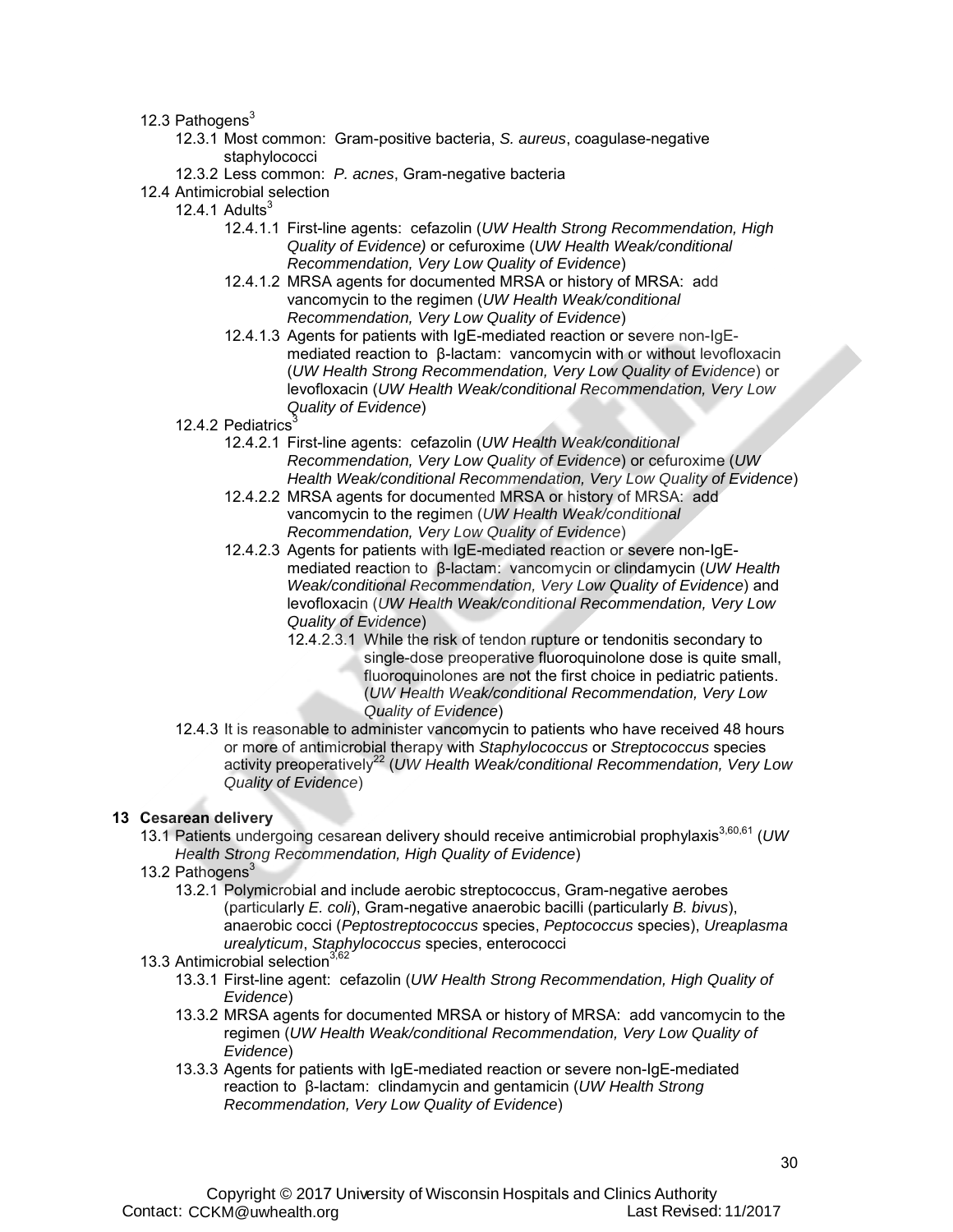- 12.3 Pathogens[3]
  - 12.3.1 Most common: Gram-positive bacteria, *S. aureus*, coagulase-negative staphylococci
  - 12.3.2 Less common: *P. acnes*, Gram-negative bacteria
- 12.4 Antimicrobial selection
  - 12.4.1 Adults[3]
    - 12.4.1.1 First-line agents: cefazolin (*UW Health Strong Recommendation, High Quality of Evidence)* or cefuroxime (*UW Health Weak/conditional Recommendation, Very Low Quality of Evidence*)
    - 12.4.1.2 MRSA agents for documented MRSA or history of MRSA: add vancomycin to the regimen (*UW Health Weak/conditional Recommendation, Very Low Quality of Evidence*)
    - 12.4.1.3 Agents for patients with IgE-mediated reaction or severe non-IgE-mediated reaction to β-lactam: vancomycin with or without levofloxacin (*UW Health Strong Recommendation, Very Low Quality of Evidence*) or levofloxacin (*UW Health Weak/conditional Recommendation, Very Low Quality of Evidence*)
  - 12.4.2 Pediatrics[3]
    - 12.4.2.1 First-line agents: cefazolin (*UW Health Weak/conditional Recommendation, Very Low Quality of Evidence*) or cefuroxime (*UW Health Weak/conditional Recommendation, Very Low Quality of Evidence*)
    - 12.4.2.2 MRSA agents for documented MRSA or history of MRSA: add vancomycin to the regimen (*UW Health Weak/conditional Recommendation, Very Low Quality of Evidence*)
    - 12.4.2.3 Agents for patients with IgE-mediated reaction or severe non-IgE-mediated reaction to β-lactam: vancomycin or clindamycin (*UW Health Weak/conditional Recommendation, Very Low Quality of Evidence*) and levofloxacin (*UW Health Weak/conditional Recommendation, Very Low Quality of Evidence*)
      - 12.4.2.3.1 While the risk of tendon rupture or tendonitis secondary to single-dose preoperative fluoroquinolone dose is quite small, fluoroquinolones are not the first choice in pediatric patients. (*UW Health Weak/conditional Recommendation, Very Low Quality of Evidence*)
  - 12.4.3 It is reasonable to administer vancomycin to patients who have received 48 hours or more of antimicrobial therapy with *Staphylococcus* or *Streptococcus* species activity preoperatively[22] (*UW Health Weak/conditional Recommendation, Very Low Quality of Evidence*)

## 13 Cesarean delivery

- 13.1 Patients undergoing cesarean delivery should receive antimicrobial prophylaxis[3,60,61] (*UW Health Strong Recommendation, High Quality of Evidence*)
- 13.2 Pathogens[3]
  - 13.2.1 Polymicrobial and include aerobic streptococcus, Gram-negative aerobes (particularly *E. coli*), Gram-negative anaerobic bacilli (particularly *B. bivus*), anaerobic cocci (*Peptostreptococcus* species, *Peptococcus* species), *Ureaplasma urealyticum*, *Staphylococcus* species, enterococci
- 13.3 Antimicrobial selection[3,62]
  - 13.3.1 First-line agent: cefazolin (*UW Health Strong Recommendation, High Quality of Evidence*)
  - 13.3.2 MRSA agents for documented MRSA or history of MRSA: add vancomycin to the regimen (*UW Health Weak/conditional Recommendation, Very Low Quality of Evidence*)
  - 13.3.3 Agents for patients with IgE-mediated reaction or severe non-IgE-mediated reaction to β-lactam: clindamycin and gentamicin (*UW Health Strong Recommendation, Very Low Quality of Evidence*)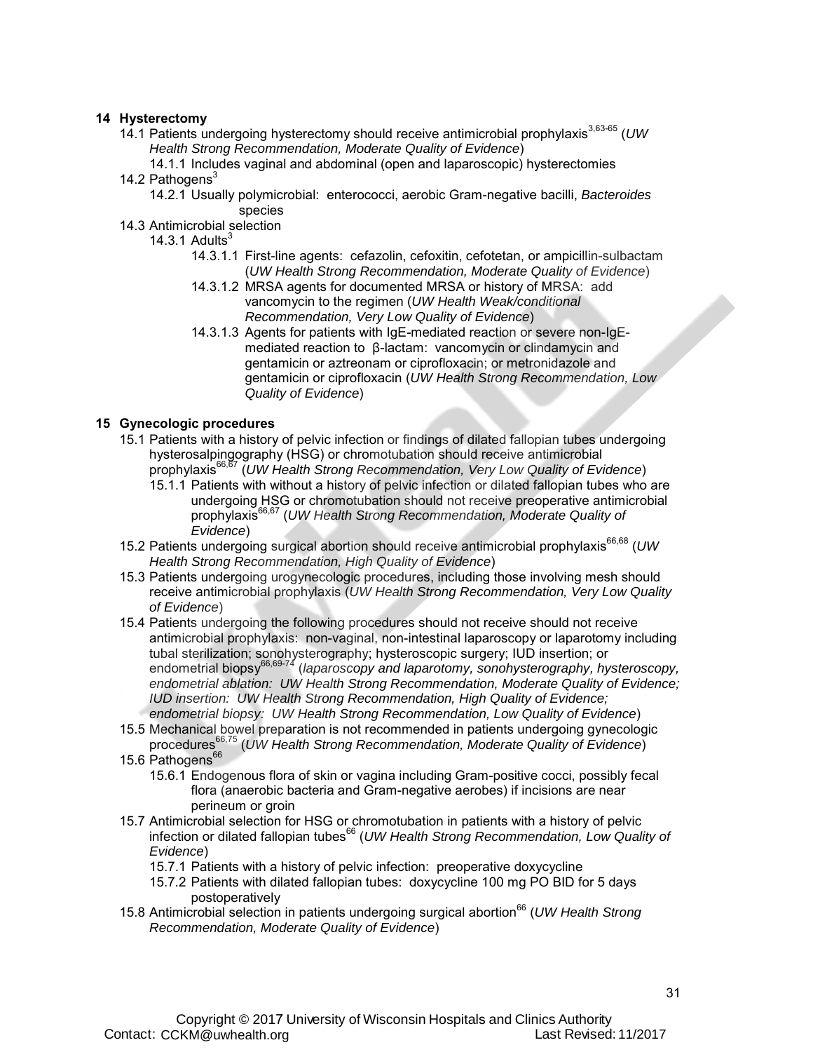## 14 Hysterectomy

14.1 Patients undergoing hysterectomy should receive antimicrobial prophylaxis[3,63-65] (*UW Health Strong Recommendation, Moderate Quality of Evidence*)

14.1.1 Includes vaginal and abdominal (open and laparoscopic) hysterectomies

14.2 Pathogens[3]

14.2.1 Usually polymicrobial: enterococci, aerobic Gram-negative bacilli, *Bacteroides* species

14.3 Antimicrobial selection

14.3.1 Adults[3]

14.3.1.1 First-line agents: cefazolin, cefoxitin, cefotetan, or ampicillin-sulbactam (*UW Health Strong Recommendation, Moderate Quality of Evidence*)

14.3.1.2 MRSA agents for documented MRSA or history of MRSA: add vancomycin to the regimen (*UW Health Weak/conditional Recommendation, Very Low Quality of Evidence*)

14.3.1.3 Agents for patients with IgE-mediated reaction or severe non-IgE-mediated reaction to β-lactam: vancomycin or clindamycin and gentamicin or aztreonam or ciprofloxacin; or metronidazole and gentamicin or ciprofloxacin (*UW Health Strong Recommendation, Low Quality of Evidence*)

## 15 Gynecologic procedures

15.1 Patients with a history of pelvic infection or findings of dilated fallopian tubes undergoing hysterosalpingography (HSG) or chromotubation should receive antimicrobial prophylaxis[66,67] (*UW Health Strong Recommendation, Very Low Quality of Evidence*)

15.1.1 Patients with without a history of pelvic infection or dilated fallopian tubes who are undergoing HSG or chromotubation should not receive preoperative antimicrobial prophylaxis[66,67] (*UW Health Strong Recommendation, Moderate Quality of Evidence*)

15.2 Patients undergoing surgical abortion should receive antimicrobial prophylaxis[66,68] (*UW Health Strong Recommendation, High Quality of Evidence*)

15.3 Patients undergoing urogynecologic procedures, including those involving mesh should receive antimicrobial prophylaxis (*UW Health Strong Recommendation, Very Low Quality of Evidence*)

15.4 Patients undergoing the following procedures should not receive should not receive antimicrobial prophylaxis: non-vaginal, non-intestinal laparoscopy or laparotomy including tubal sterilization; sonohysterography; hysteroscopic surgery; IUD insertion; or endometrial biopsy[66,69-74] (*laparoscopy and laparotomy, sonohysterography, hysteroscopy, endometrial ablation: UW Health Strong Recommendation, Moderate Quality of Evidence; IUD insertion: UW Health Strong Recommendation, High Quality of Evidence; endometrial biopsy: UW Health Strong Recommendation, Low Quality of Evidence*)

15.5 Mechanical bowel preparation is not recommended in patients undergoing gynecologic procedures[66,75] (*UW Health Strong Recommendation, Moderate Quality of Evidence*)

15.6 Pathogens[66]

15.6.1 Endogenous flora of skin or vagina including Gram-positive cocci, possibly fecal flora (anaerobic bacteria and Gram-negative aerobes) if incisions are near perineum or groin

15.7 Antimicrobial selection for HSG or chromotubation in patients with a history of pelvic infection or dilated fallopian tubes[66] (*UW Health Strong Recommendation, Low Quality of Evidence*)

15.7.1 Patients with a history of pelvic infection: preoperative doxycycline

15.7.2 Patients with dilated fallopian tubes: doxycycline 100 mg PO BID for 5 days postoperatively

15.8 Antimicrobial selection in patients undergoing surgical abortion[66] (*UW Health Strong Recommendation, Moderate Quality of Evidence*)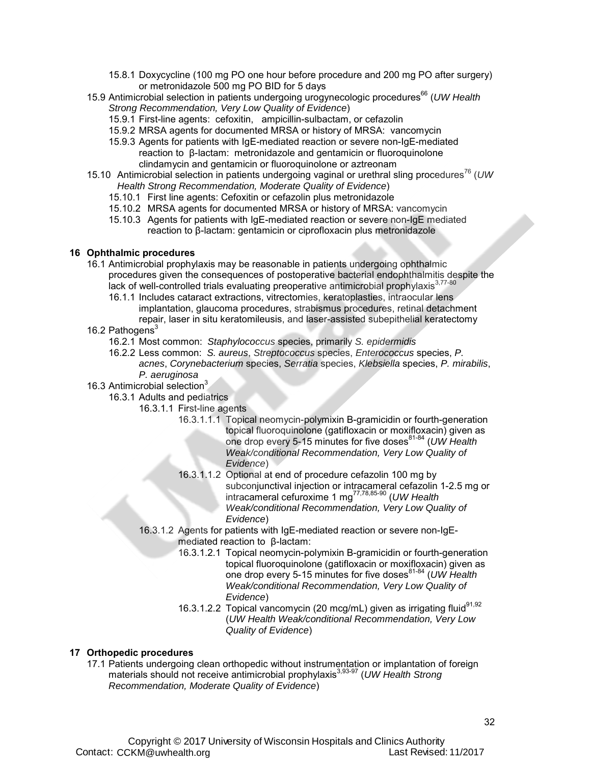- 15.8.1 Doxycycline (100 mg PO one hour before procedure and 200 mg PO after surgery) or metronidazole 500 mg PO BID for 5 days
- 15.9 Antimicrobial selection in patients undergoing urogynecologic procedures[66] (*UW Health Strong Recommendation, Very Low Quality of Evidence*)
  - 15.9.1 First-line agents: cefoxitin, ampicillin-sulbactam, or cefazolin
  - 15.9.2 MRSA agents for documented MRSA or history of MRSA: vancomycin
  - 15.9.3 Agents for patients with IgE-mediated reaction or severe non-IgE-mediated reaction to β-lactam: metronidazole and gentamicin or fluoroquinolone clindamycin and gentamicin or fluoroquinolone or aztreonam
- 15.10 Antimicrobial selection in patients undergoing vaginal or urethral sling procedures[76] (*UW Health Strong Recommendation, Moderate Quality of Evidence*)
  - 15.10.1 First line agents: Cefoxitin or cefazolin plus metronidazole
  - 15.10.2 MRSA agents for documented MRSA or history of MRSA: vancomycin
  - 15.10.3 Agents for patients with IgE-mediated reaction or severe non-IgE mediated reaction to β-lactam: gentamicin or ciprofloxacin plus metronidazole

## 16 Ophthalmic procedures

- 16.1 Antimicrobial prophylaxis may be reasonable in patients undergoing ophthalmic procedures given the consequences of postoperative bacterial endophthalmitis despite the lack of well-controlled trials evaluating preoperative antimicrobial prophylaxis[3,77-80]
  - 16.1.1 Includes cataract extractions, vitrectomies, keratoplasties, intraocular lens implantation, glaucoma procedures, strabismus procedures, retinal detachment repair, laser in situ keratomileusis, and laser-assisted subepithelial keratectomy
- 16.2 Pathogens[3]
  - 16.2.1 Most common: *Staphylococcus* species, primarily *S. epidermidis*
  - 16.2.2 Less common: *S. aureus*, *Streptococcus* species, *Enterococcus* species, *P. acnes*, *Corynebacterium* species, *Serratia* species, *Klebsiella* species, *P. mirabilis*, *P. aeruginosa*
- 16.3 Antimicrobial selection[3]
  - 16.3.1 Adults and pediatrics
    - 16.3.1.1 First-line agents
      - 16.3.1.1.1 Topical neomycin-polymixin B-gramicidin or fourth-generation topical fluoroquinolone (gatifloxacin or moxifloxacin) given as one drop every 5-15 minutes for five doses[81-84] (*UW Health Weak/conditional Recommendation, Very Low Quality of Evidence*)
      - 16.3.1.1.2 Optional at end of procedure cefazolin 100 mg by subconjunctival injection or intracameral cefazolin 1-2.5 mg or intracameral cefuroxime 1 mg[77,78,85-90] (*UW Health Weak/conditional Recommendation, Very Low Quality of Evidence*)
    - 16.3.1.2 Agents for patients with IgE-mediated reaction or severe non-IgE-mediated reaction to β-lactam:
      - 16.3.1.2.1 Topical neomycin-polymixin B-gramicidin or fourth-generation topical fluoroquinolone (gatifloxacin or moxifloxacin) given as one drop every 5-15 minutes for five doses[81-84] (*UW Health Weak/conditional Recommendation, Very Low Quality of Evidence*)
      - 16.3.1.2.2 Topical vancomycin (20 mcg/mL) given as irrigating fluid[91,92] (*UW Health Weak/conditional Recommendation, Very Low Quality of Evidence*)

## 17 Orthopedic procedures

- 17.1 Patients undergoing clean orthopedic without instrumentation or implantation of foreign materials should not receive antimicrobial prophylaxis[3,93-97] (*UW Health Strong Recommendation, Moderate Quality of Evidence*)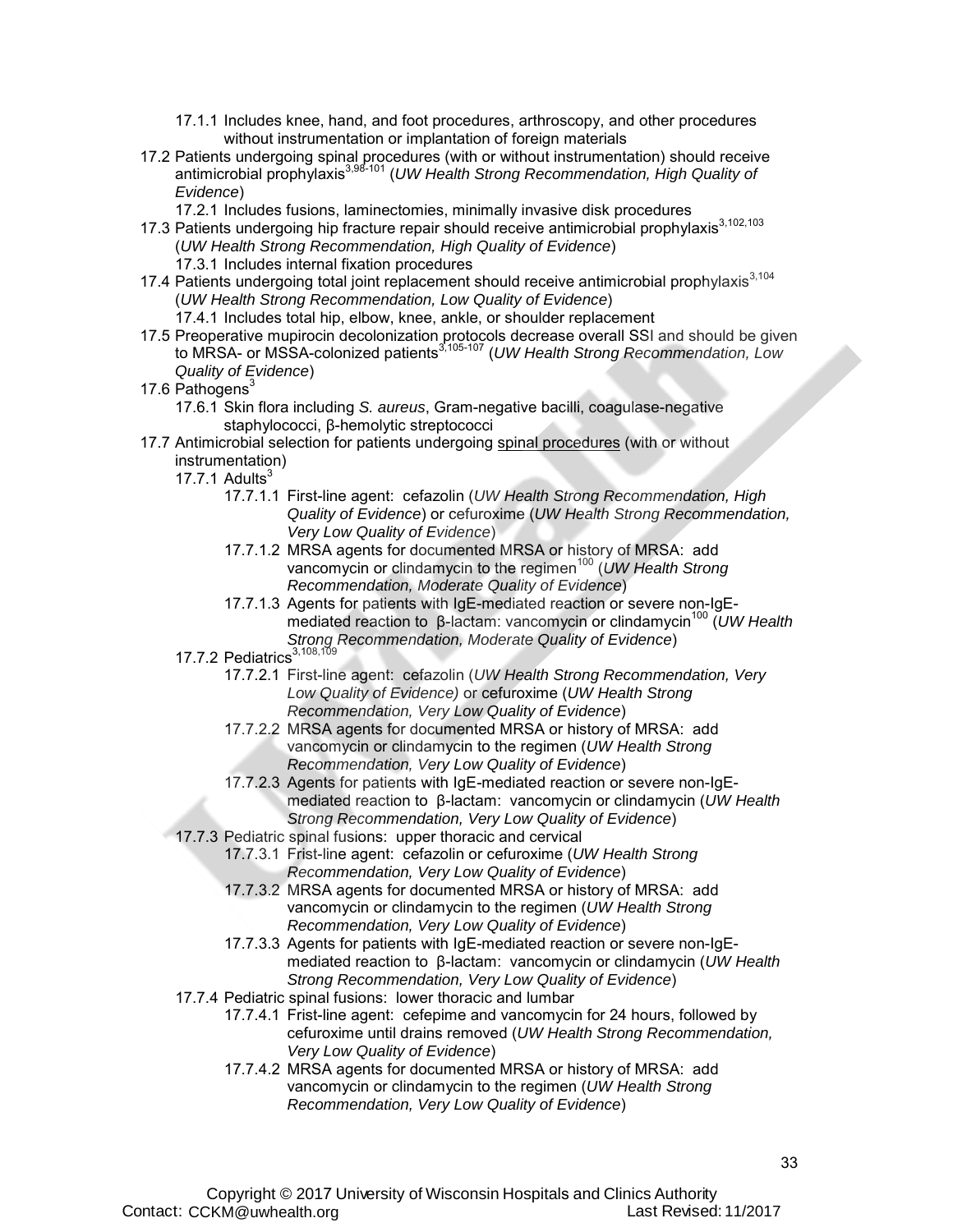17.1.1 Includes knee, hand, and foot procedures, arthroscopy, and other procedures without instrumentation or implantation of foreign materials

17.2 Patients undergoing spinal procedures (with or without instrumentation) should receive antimicrobial prophylaxis[3,98-101] (*UW Health Strong Recommendation, High Quality of Evidence*)

17.2.1 Includes fusions, laminectomies, minimally invasive disk procedures

17.3 Patients undergoing hip fracture repair should receive antimicrobial prophylaxis[3,102,103] (*UW Health Strong Recommendation, High Quality of Evidence*)

17.3.1 Includes internal fixation procedures

17.4 Patients undergoing total joint replacement should receive antimicrobial prophylaxis[3,104] (*UW Health Strong Recommendation, Low Quality of Evidence*)

17.4.1 Includes total hip, elbow, knee, ankle, or shoulder replacement

17.5 Preoperative mupirocin decolonization protocols decrease overall SSI and should be given to MRSA- or MSSA-colonized patients[3,105-107] (*UW Health Strong Recommendation, Low Quality of Evidence*)

17.6 Pathogens[3]

17.6.1 Skin flora including *S. aureus*, Gram-negative bacilli, coagulase-negative staphylococci, β-hemolytic streptococci

17.7 Antimicrobial selection for patients undergoing <u>spinal procedures</u> (with or without instrumentation)

17.7.1 Adults[3]

17.7.1.1 First-line agent: cefazolin (*UW Health Strong Recommendation, High Quality of Evidence*) or cefuroxime (*UW Health Strong Recommendation, Very Low Quality of Evidence*)

17.7.1.2 MRSA agents for documented MRSA or history of MRSA: add vancomycin or clindamycin to the regimen[100] (*UW Health Strong Recommendation, Moderate Quality of Evidence*)

17.7.1.3 Agents for patients with IgE-mediated reaction or severe non-IgE-mediated reaction to β-lactam: vancomycin or clindamycin[100] (*UW Health Strong Recommendation, Moderate Quality of Evidence*)

17.7.2 Pediatrics[3,108,109]

17.7.2.1 First-line agent: cefazolin (*UW Health Strong Recommendation, Very Low Quality of Evidence)* or cefuroxime (*UW Health Strong Recommendation, Very Low Quality of Evidence*)

17.7.2.2 MRSA agents for documented MRSA or history of MRSA: add vancomycin or clindamycin to the regimen (*UW Health Strong Recommendation, Very Low Quality of Evidence*)

17.7.2.3 Agents for patients with IgE-mediated reaction or severe non-IgE-mediated reaction to β-lactam: vancomycin or clindamycin (*UW Health Strong Recommendation, Very Low Quality of Evidence*)

17.7.3 Pediatric spinal fusions: upper thoracic and cervical

17.7.3.1 Frist-line agent: cefazolin or cefuroxime (*UW Health Strong Recommendation, Very Low Quality of Evidence*)

17.7.3.2 MRSA agents for documented MRSA or history of MRSA: add vancomycin or clindamycin to the regimen (*UW Health Strong Recommendation, Very Low Quality of Evidence*)

17.7.3.3 Agents for patients with IgE-mediated reaction or severe non-IgE-mediated reaction to β-lactam: vancomycin or clindamycin (*UW Health Strong Recommendation, Very Low Quality of Evidence*)

17.7.4 Pediatric spinal fusions: lower thoracic and lumbar

17.7.4.1 Frist-line agent: cefepime and vancomycin for 24 hours, followed by cefuroxime until drains removed (*UW Health Strong Recommendation, Very Low Quality of Evidence*)

17.7.4.2 MRSA agents for documented MRSA or history of MRSA: add vancomycin or clindamycin to the regimen (*UW Health Strong Recommendation, Very Low Quality of Evidence*)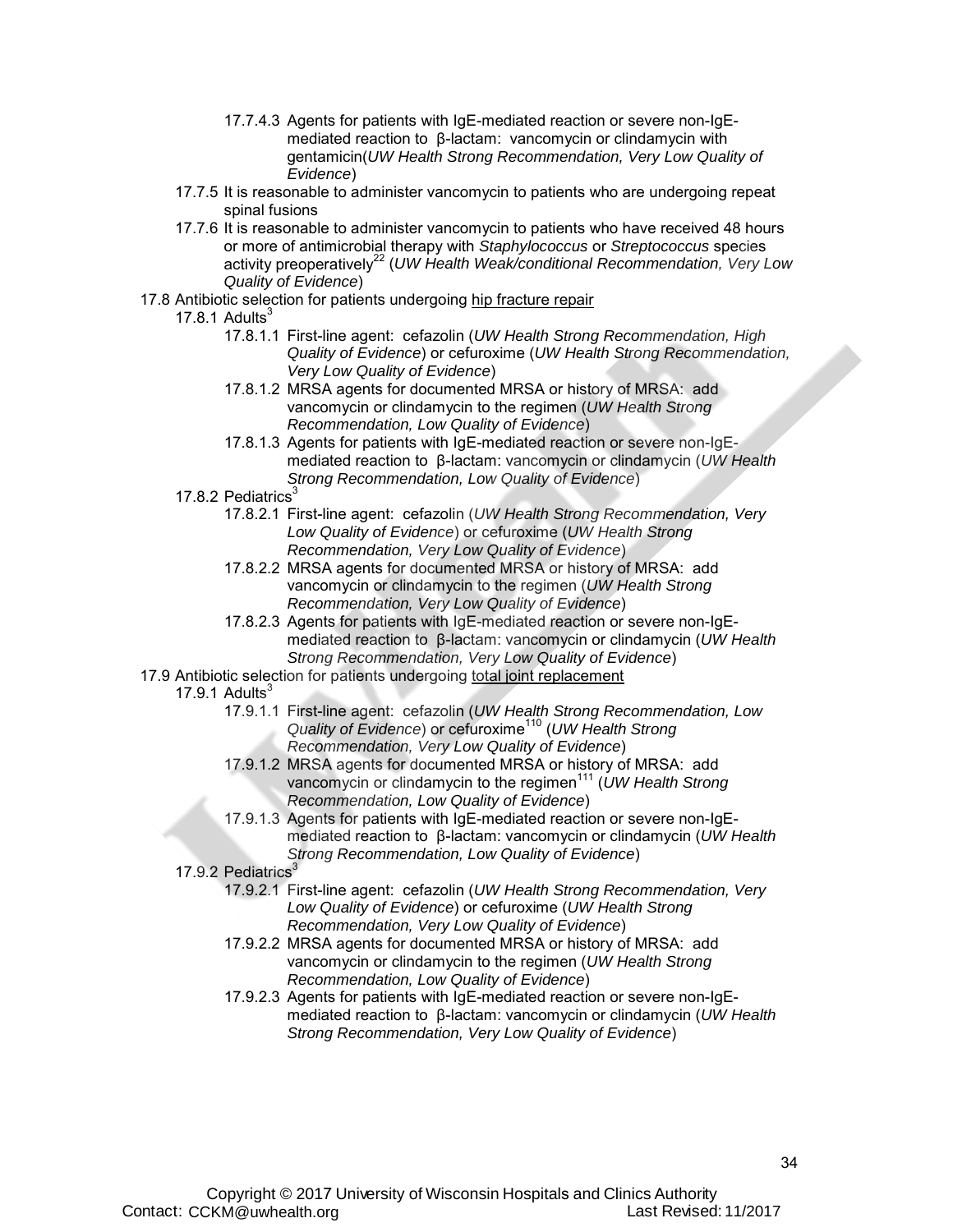- 17.7.4.3 Agents for patients with IgE-mediated reaction or severe non-IgE-mediated reaction to β-lactam: vancomycin or clindamycin with gentamicin(*UW Health Strong Recommendation, Very Low Quality of Evidence*)
- 17.7.5 It is reasonable to administer vancomycin to patients who are undergoing repeat spinal fusions
- 17.7.6 It is reasonable to administer vancomycin to patients who have received 48 hours or more of antimicrobial therapy with *Staphylococcus* or *Streptococcus* species activity preoperatively[22] (*UW Health Weak/conditional Recommendation, Very Low Quality of Evidence*)

17.8 Antibiotic selection for patients undergoing hip fracture repair

- 17.8.1 Adults[3]
  - 17.8.1.1 First-line agent: cefazolin (*UW Health Strong Recommendation, High Quality of Evidence*) or cefuroxime (*UW Health Strong Recommendation, Very Low Quality of Evidence*)
  - 17.8.1.2 MRSA agents for documented MRSA or history of MRSA: add vancomycin or clindamycin to the regimen (*UW Health Strong Recommendation, Low Quality of Evidence*)
  - 17.8.1.3 Agents for patients with IgE-mediated reaction or severe non-IgE-mediated reaction to β-lactam: vancomycin or clindamycin (*UW Health Strong Recommendation, Low Quality of Evidence*)
- 17.8.2 Pediatrics[3]
  - 17.8.2.1 First-line agent: cefazolin (*UW Health Strong Recommendation, Very Low Quality of Evidence*) or cefuroxime (*UW Health Strong Recommendation, Very Low Quality of Evidence*)
  - 17.8.2.2 MRSA agents for documented MRSA or history of MRSA: add vancomycin or clindamycin to the regimen (*UW Health Strong Recommendation, Very Low Quality of Evidence*)
  - 17.8.2.3 Agents for patients with IgE-mediated reaction or severe non-IgE-mediated reaction to β-lactam: vancomycin or clindamycin (*UW Health Strong Recommendation, Very Low Quality of Evidence*)

17.9 Antibiotic selection for patients undergoing total joint replacement

- 17.9.1 Adults[3]
  - 17.9.1.1 First-line agent: cefazolin (*UW Health Strong Recommendation, Low Quality of Evidence*) or cefuroxime[110] (*UW Health Strong Recommendation, Very Low Quality of Evidence*)
  - 17.9.1.2 MRSA agents for documented MRSA or history of MRSA: add vancomycin or clindamycin to the regimen[111] (*UW Health Strong Recommendation, Low Quality of Evidence*)
  - 17.9.1.3 Agents for patients with IgE-mediated reaction or severe non-IgE-mediated reaction to β-lactam: vancomycin or clindamycin (*UW Health Strong Recommendation, Low Quality of Evidence*)
- 17.9.2 Pediatrics[3]
  - 17.9.2.1 First-line agent: cefazolin (*UW Health Strong Recommendation, Very Low Quality of Evidence*) or cefuroxime (*UW Health Strong Recommendation, Very Low Quality of Evidence*)
  - 17.9.2.2 MRSA agents for documented MRSA or history of MRSA: add vancomycin or clindamycin to the regimen (*UW Health Strong Recommendation, Low Quality of Evidence*)
  - 17.9.2.3 Agents for patients with IgE-mediated reaction or severe non-IgE-mediated reaction to β-lactam: vancomycin or clindamycin (*UW Health Strong Recommendation, Very Low Quality of Evidence*)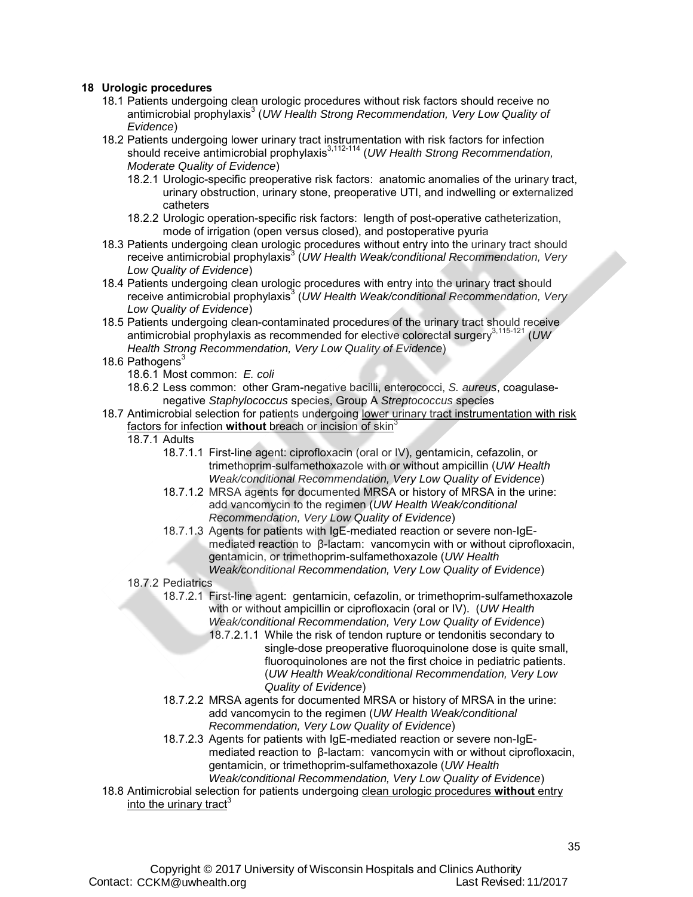## 18 Urologic procedures

18.1 Patients undergoing clean urologic procedures without risk factors should receive no antimicrobial prophylaxis[3] (*UW Health Strong Recommendation, Very Low Quality of Evidence*)

18.2 Patients undergoing lower urinary tract instrumentation with risk factors for infection should receive antimicrobial prophylaxis[3,112-114] (*UW Health Strong Recommendation, Moderate Quality of Evidence*)

- 18.2.1 Urologic-specific preoperative risk factors: anatomic anomalies of the urinary tract, urinary obstruction, urinary stone, preoperative UTI, and indwelling or externalized catheters
- 18.2.2 Urologic operation-specific risk factors: length of post-operative catheterization, mode of irrigation (open versus closed), and postoperative pyuria

18.3 Patients undergoing clean urologic procedures without entry into the urinary tract should receive antimicrobial prophylaxis[3] (*UW Health Weak/conditional Recommendation, Very Low Quality of Evidence*)

18.4 Patients undergoing clean urologic procedures with entry into the urinary tract should receive antimicrobial prophylaxis[3] (*UW Health Weak/conditional Recommendation, Very Low Quality of Evidence*)

18.5 Patients undergoing clean-contaminated procedures of the urinary tract should receive antimicrobial prophylaxis as recommended for elective colorectal surgery[3,115-121] (*UW Health Strong Recommendation, Very Low Quality of Evidence*)

18.6 Pathogens[3]

- 18.6.1 Most common: *E. coli*
- 18.6.2 Less common: other Gram-negative bacilli, enterococci, *S. aureus*, coagulase-negative *Staphylococcus* species, Group A *Streptococcus* species

18.7 Antimicrobial selection for patients undergoing lower urinary tract instrumentation with risk factors for infection **without** breach or incision of skin[3]

- 18.7.1 Adults
  - 18.7.1.1 First-line agent: ciprofloxacin (oral or IV), gentamicin, cefazolin, or trimethoprim-sulfamethoxazole with or without ampicillin (*UW Health Weak/conditional Recommendation, Very Low Quality of Evidence*)
  - 18.7.1.2 MRSA agents for documented MRSA or history of MRSA in the urine: add vancomycin to the regimen (*UW Health Weak/conditional Recommendation, Very Low Quality of Evidence*)
  - 18.7.1.3 Agents for patients with IgE-mediated reaction or severe non-IgE-mediated reaction to β-lactam: vancomycin with or without ciprofloxacin, gentamicin, or trimethoprim-sulfamethoxazole (*UW Health Weak/conditional Recommendation, Very Low Quality of Evidence*)
- 18.7.2 Pediatrics
  - 18.7.2.1 First-line agent: gentamicin, cefazolin, or trimethoprim-sulfamethoxazole with or without ampicillin or ciprofloxacin (oral or IV). (*UW Health Weak/conditional Recommendation, Very Low Quality of Evidence*)
    - 18.7.2.1.1 While the risk of tendon rupture or tendonitis secondary to single-dose preoperative fluoroquinolone dose is quite small, fluoroquinolones are not the first choice in pediatric patients. (*UW Health Weak/conditional Recommendation, Very Low Quality of Evidence*)
  - 18.7.2.2 MRSA agents for documented MRSA or history of MRSA in the urine: add vancomycin to the regimen (*UW Health Weak/conditional Recommendation, Very Low Quality of Evidence*)
  - 18.7.2.3 Agents for patients with IgE-mediated reaction or severe non-IgE-mediated reaction to β-lactam: vancomycin with or without ciprofloxacin, gentamicin, or trimethoprim-sulfamethoxazole (*UW Health Weak/conditional Recommendation, Very Low Quality of Evidence*)

18.8 Antimicrobial selection for patients undergoing clean urologic procedures **without** entry into the urinary tract[3]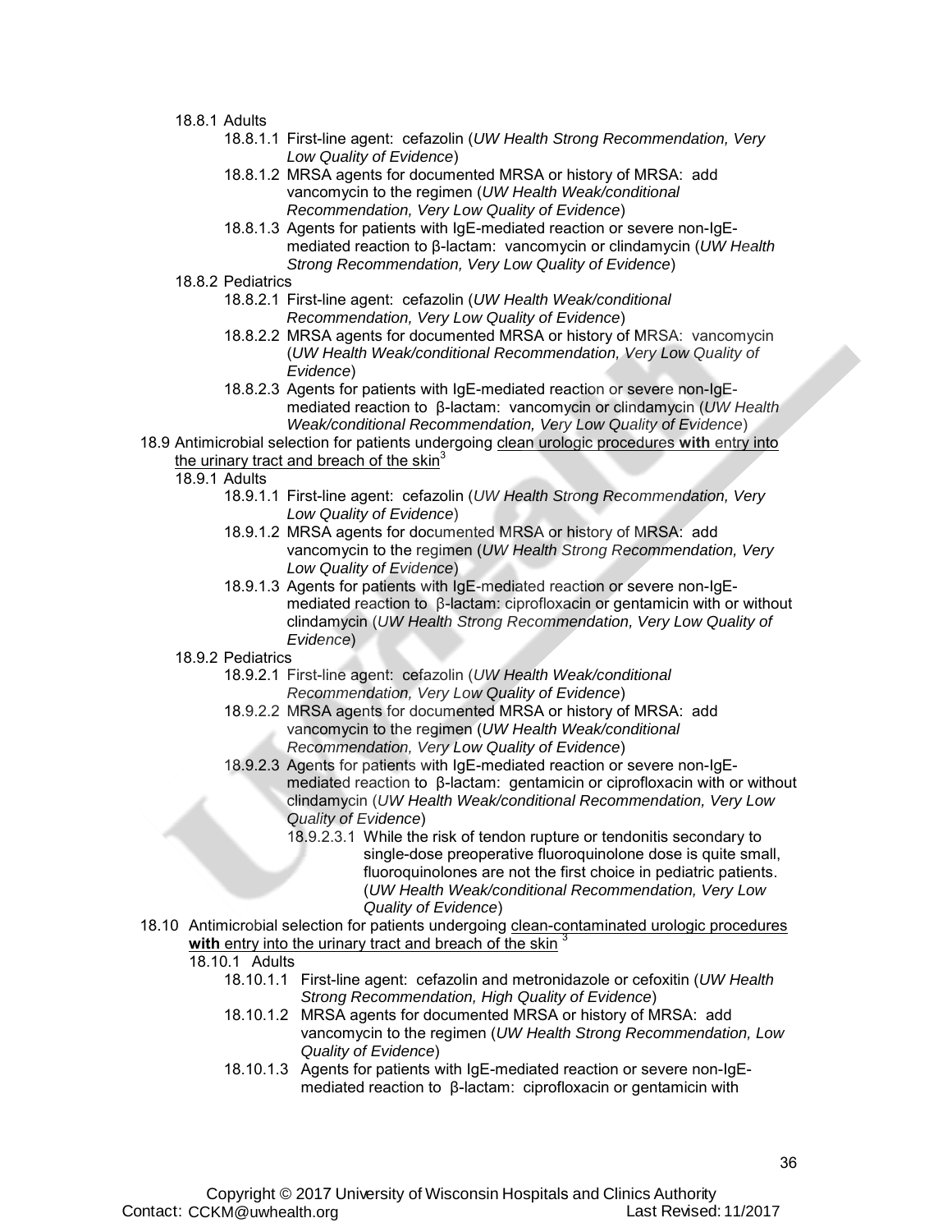- 18.8.1 Adults
  - 18.8.1.1 First-line agent: cefazolin (*UW Health Strong Recommendation, Very Low Quality of Evidence*)
  - 18.8.1.2 MRSA agents for documented MRSA or history of MRSA: add vancomycin to the regimen (*UW Health Weak/conditional Recommendation, Very Low Quality of Evidence*)
  - 18.8.1.3 Agents for patients with IgE-mediated reaction or severe non-IgE-mediated reaction to β-lactam: vancomycin or clindamycin (*UW Health Strong Recommendation, Very Low Quality of Evidence*)
- 18.8.2 Pediatrics
  - 18.8.2.1 First-line agent: cefazolin (*UW Health Weak/conditional Recommendation, Very Low Quality of Evidence*)
  - 18.8.2.2 MRSA agents for documented MRSA or history of MRSA: vancomycin (*UW Health Weak/conditional Recommendation, Very Low Quality of Evidence*)
  - 18.8.2.3 Agents for patients with IgE-mediated reaction or severe non-IgE-mediated reaction to β-lactam: vancomycin or clindamycin (*UW Health Weak/conditional Recommendation, Very Low Quality of Evidence*)

18.9 Antimicrobial selection for patients undergoing clean urologic procedures **with** entry into the urinary tract and breach of the skin[3]

- 18.9.1 Adults
  - 18.9.1.1 First-line agent: cefazolin (*UW Health Strong Recommendation, Very Low Quality of Evidence*)
  - 18.9.1.2 MRSA agents for documented MRSA or history of MRSA: add vancomycin to the regimen (*UW Health Strong Recommendation, Very Low Quality of Evidence*)
  - 18.9.1.3 Agents for patients with IgE-mediated reaction or severe non-IgE-mediated reaction to β-lactam: ciprofloxacin or gentamicin with or without clindamycin (*UW Health Strong Recommendation, Very Low Quality of Evidence*)
- 18.9.2 Pediatrics
  - 18.9.2.1 First-line agent: cefazolin (*UW Health Weak/conditional Recommendation, Very Low Quality of Evidence*)
  - 18.9.2.2 MRSA agents for documented MRSA or history of MRSA: add vancomycin to the regimen (*UW Health Weak/conditional Recommendation, Very Low Quality of Evidence*)
  - 18.9.2.3 Agents for patients with IgE-mediated reaction or severe non-IgE-mediated reaction to β-lactam: gentamicin or ciprofloxacin with or without clindamycin (*UW Health Weak/conditional Recommendation, Very Low Quality of Evidence*)
    - 18.9.2.3.1 While the risk of tendon rupture or tendonitis secondary to single-dose preoperative fluoroquinolone dose is quite small, fluoroquinolones are not the first choice in pediatric patients. (*UW Health Weak/conditional Recommendation, Very Low Quality of Evidence*)

18.10 Antimicrobial selection for patients undergoing clean-contaminated urologic procedures **with** entry into the urinary tract and breach of the skin [3]

- 18.10.1 Adults
  - 18.10.1.1 First-line agent: cefazolin and metronidazole or cefoxitin (*UW Health Strong Recommendation, High Quality of Evidence*)
  - 18.10.1.2 MRSA agents for documented MRSA or history of MRSA: add vancomycin to the regimen (*UW Health Strong Recommendation, Low Quality of Evidence*)
  - 18.10.1.3 Agents for patients with IgE-mediated reaction or severe non-IgE-mediated reaction to β-lactam: ciprofloxacin or gentamicin with

Copyright © 2017 University of Wisconsin Hospitals and Clinics Authority
Contact: CCKM@uwhealth.org Last Revised: 11/2017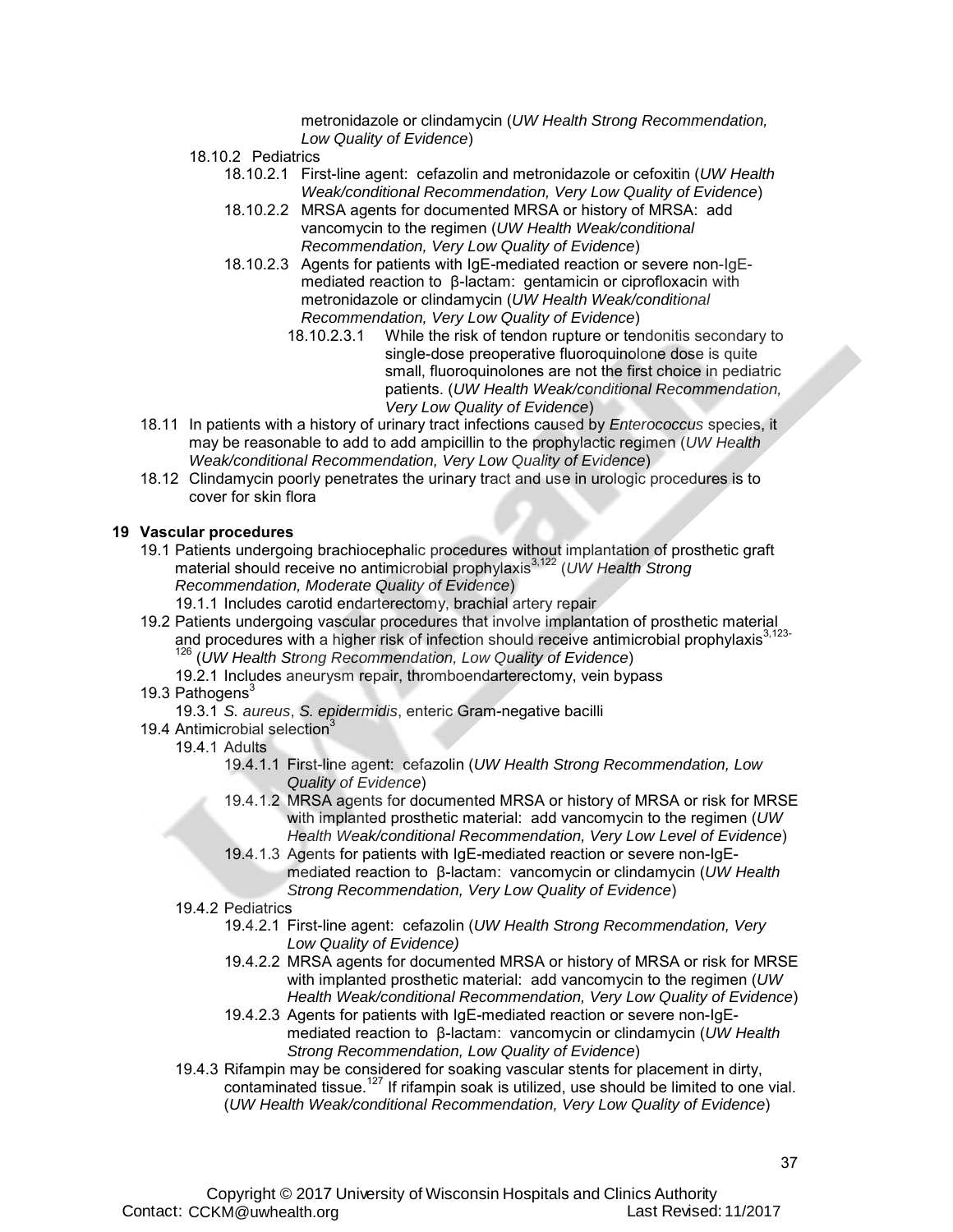metronidazole or clindamycin (*UW Health Strong Recommendation, Low Quality of Evidence*)

- 18.10.2 Pediatrics
  - 18.10.2.1 First-line agent: cefazolin and metronidazole or cefoxitin (*UW Health Weak/conditional Recommendation, Very Low Quality of Evidence*)
  - 18.10.2.2 MRSA agents for documented MRSA or history of MRSA: add vancomycin to the regimen (*UW Health Weak/conditional Recommendation, Very Low Quality of Evidence*)
  - 18.10.2.3 Agents for patients with IgE-mediated reaction or severe non-IgE-mediated reaction to β-lactam: gentamicin or ciprofloxacin with metronidazole or clindamycin (*UW Health Weak/conditional Recommendation, Very Low Quality of Evidence*)
    - 18.10.2.3.1 While the risk of tendon rupture or tendonitis secondary to single-dose preoperative fluoroquinolone dose is quite small, fluoroquinolones are not the first choice in pediatric patients. (*UW Health Weak/conditional Recommendation, Very Low Quality of Evidence*)
- 18.11 In patients with a history of urinary tract infections caused by *Enterococcus* species, it may be reasonable to add to add ampicillin to the prophylactic regimen (*UW Health Weak/conditional Recommendation, Very Low Quality of Evidence*)
- 18.12 Clindamycin poorly penetrates the urinary tract and use in urologic procedures is to cover for skin flora

## 19 Vascular procedures

- 19.1 Patients undergoing brachiocephalic procedures without implantation of prosthetic graft material should receive no antimicrobial prophylaxis[3,122] (*UW Health Strong Recommendation, Moderate Quality of Evidence*)
  - 19.1.1 Includes carotid endarterectomy, brachial artery repair
- 19.2 Patients undergoing vascular procedures that involve implantation of prosthetic material and procedures with a higher risk of infection should receive antimicrobial prophylaxis[3,123-126] (*UW Health Strong Recommendation, Low Quality of Evidence*)
  - 19.2.1 Includes aneurysm repair, thromboendarterectomy, vein bypass
- 19.3 Pathogens[3]
  - 19.3.1 *S. aureus*, *S. epidermidis*, enteric Gram-negative bacilli
- 19.4 Antimicrobial selection[3]
  - 19.4.1 Adults
    - 19.4.1.1 First-line agent: cefazolin (*UW Health Strong Recommendation, Low Quality of Evidence*)
    - 19.4.1.2 MRSA agents for documented MRSA or history of MRSA or risk for MRSE with implanted prosthetic material: add vancomycin to the regimen (*UW Health Weak/conditional Recommendation, Very Low Level of Evidence*)
    - 19.4.1.3 Agents for patients with IgE-mediated reaction or severe non-IgE-mediated reaction to β-lactam: vancomycin or clindamycin (*UW Health Strong Recommendation, Very Low Quality of Evidence*)
  - 19.4.2 Pediatrics
    - 19.4.2.1 First-line agent: cefazolin (*UW Health Strong Recommendation, Very Low Quality of Evidence)*
    - 19.4.2.2 MRSA agents for documented MRSA or history of MRSA or risk for MRSE with implanted prosthetic material: add vancomycin to the regimen (*UW Health Weak/conditional Recommendation, Very Low Quality of Evidence*)
    - 19.4.2.3 Agents for patients with IgE-mediated reaction or severe non-IgE-mediated reaction to β-lactam: vancomycin or clindamycin (*UW Health Strong Recommendation, Low Quality of Evidence*)
  - 19.4.3 Rifampin may be considered for soaking vascular stents for placement in dirty, contaminated tissue.[127] If rifampin soak is utilized, use should be limited to one vial. (*UW Health Weak/conditional Recommendation, Very Low Quality of Evidence*)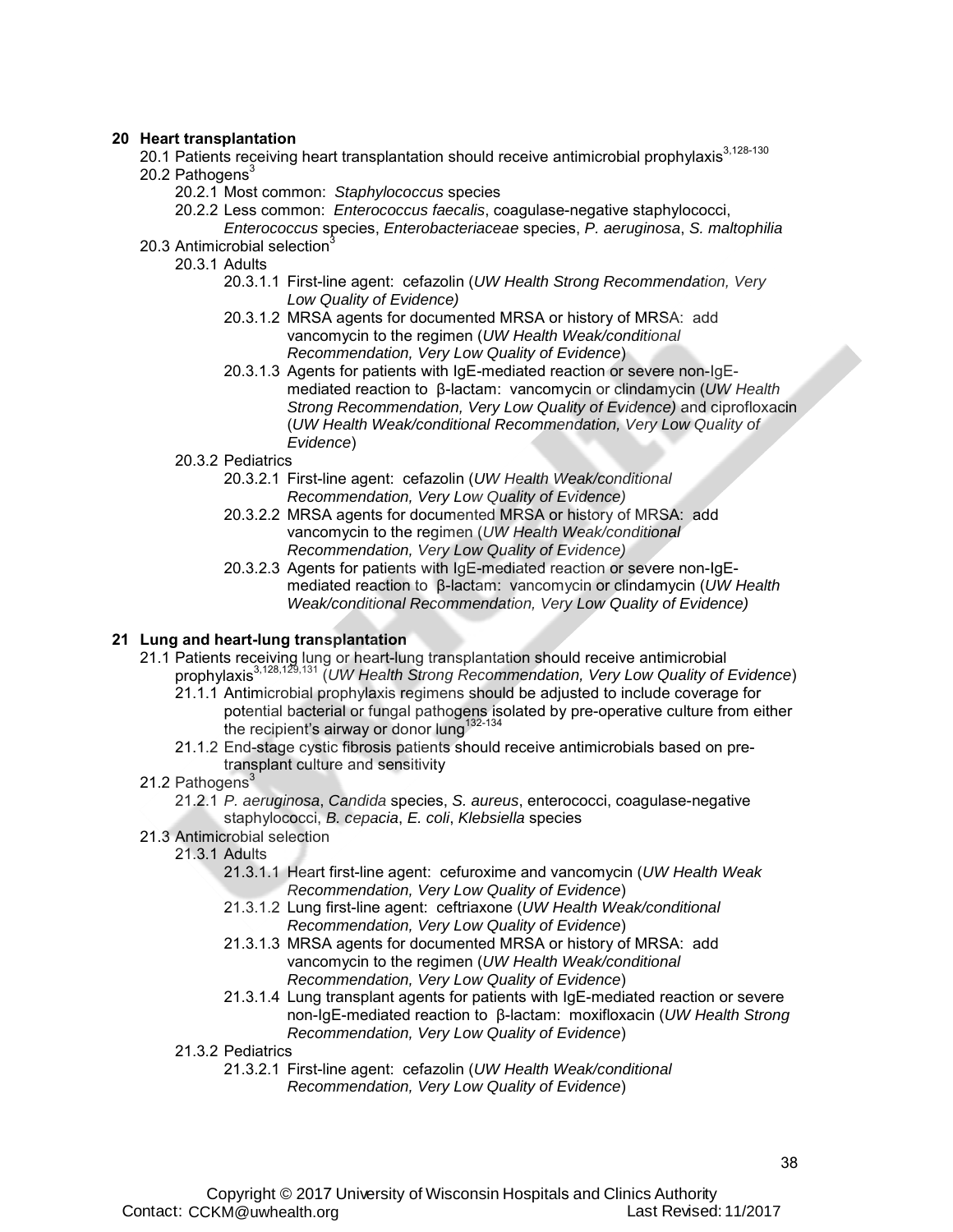## 20 Heart transplantation

- 20.1 Patients receiving heart transplantation should receive antimicrobial prophylaxis[3,128-130]
- 20.2 Pathogens[3]
  - 20.2.1 Most common: *Staphylococcus* species
  - 20.2.2 Less common: *Enterococcus faecalis*, coagulase-negative staphylococci, *Enterococcus* species, *Enterobacteriaceae* species, *P. aeruginosa*, *S. maltophilia*
- 20.3 Antimicrobial selection[3]
  - 20.3.1 Adults
    - 20.3.1.1 First-line agent: cefazolin (*UW Health Strong Recommendation, Very Low Quality of Evidence)*
    - 20.3.1.2 MRSA agents for documented MRSA or history of MRSA: add vancomycin to the regimen (*UW Health Weak/conditional Recommendation, Very Low Quality of Evidence*)
    - 20.3.1.3 Agents for patients with IgE-mediated reaction or severe non-IgE-mediated reaction to β-lactam: vancomycin or clindamycin (*UW Health Strong Recommendation, Very Low Quality of Evidence)* and ciprofloxacin (*UW Health Weak/conditional Recommendation, Very Low Quality of Evidence*)
  - 20.3.2 Pediatrics
    - 20.3.2.1 First-line agent: cefazolin (*UW Health Weak/conditional Recommendation, Very Low Quality of Evidence)*
    - 20.3.2.2 MRSA agents for documented MRSA or history of MRSA: add vancomycin to the regimen (*UW Health Weak/conditional Recommendation, Very Low Quality of Evidence)*
    - 20.3.2.3 Agents for patients with IgE-mediated reaction or severe non-IgE-mediated reaction to β-lactam: vancomycin or clindamycin (*UW Health Weak/conditional Recommendation, Very Low Quality of Evidence)*

## 21 Lung and heart-lung transplantation

- 21.1 Patients receiving lung or heart-lung transplantation should receive antimicrobial prophylaxis[3,128,129,131] (*UW Health Strong Recommendation, Very Low Quality of Evidence*)
  - 21.1.1 Antimicrobial prophylaxis regimens should be adjusted to include coverage for potential bacterial or fungal pathogens isolated by pre-operative culture from either the recipient's airway or donor lung[132-134]
  - 21.1.2 End-stage cystic fibrosis patients should receive antimicrobials based on pre-transplant culture and sensitivity
- 21.2 Pathogens[3]
  - 21.2.1 *P. aeruginosa*, *Candida* species, *S. aureus*, enterococci, coagulase-negative staphylococci, *B. cepacia*, *E. coli*, *Klebsiella* species
- 21.3 Antimicrobial selection
  - 21.3.1 Adults
    - 21.3.1.1 Heart first-line agent: cefuroxime and vancomycin (*UW Health Weak Recommendation, Very Low Quality of Evidence*)
    - 21.3.1.2 Lung first-line agent: ceftriaxone (*UW Health Weak/conditional Recommendation, Very Low Quality of Evidence*)
    - 21.3.1.3 MRSA agents for documented MRSA or history of MRSA: add vancomycin to the regimen (*UW Health Weak/conditional Recommendation, Very Low Quality of Evidence*)
    - 21.3.1.4 Lung transplant agents for patients with IgE-mediated reaction or severe non-IgE-mediated reaction to β-lactam: moxifloxacin (*UW Health Strong Recommendation, Very Low Quality of Evidence*)
  - 21.3.2 Pediatrics
    - 21.3.2.1 First-line agent: cefazolin (*UW Health Weak/conditional Recommendation, Very Low Quality of Evidence*)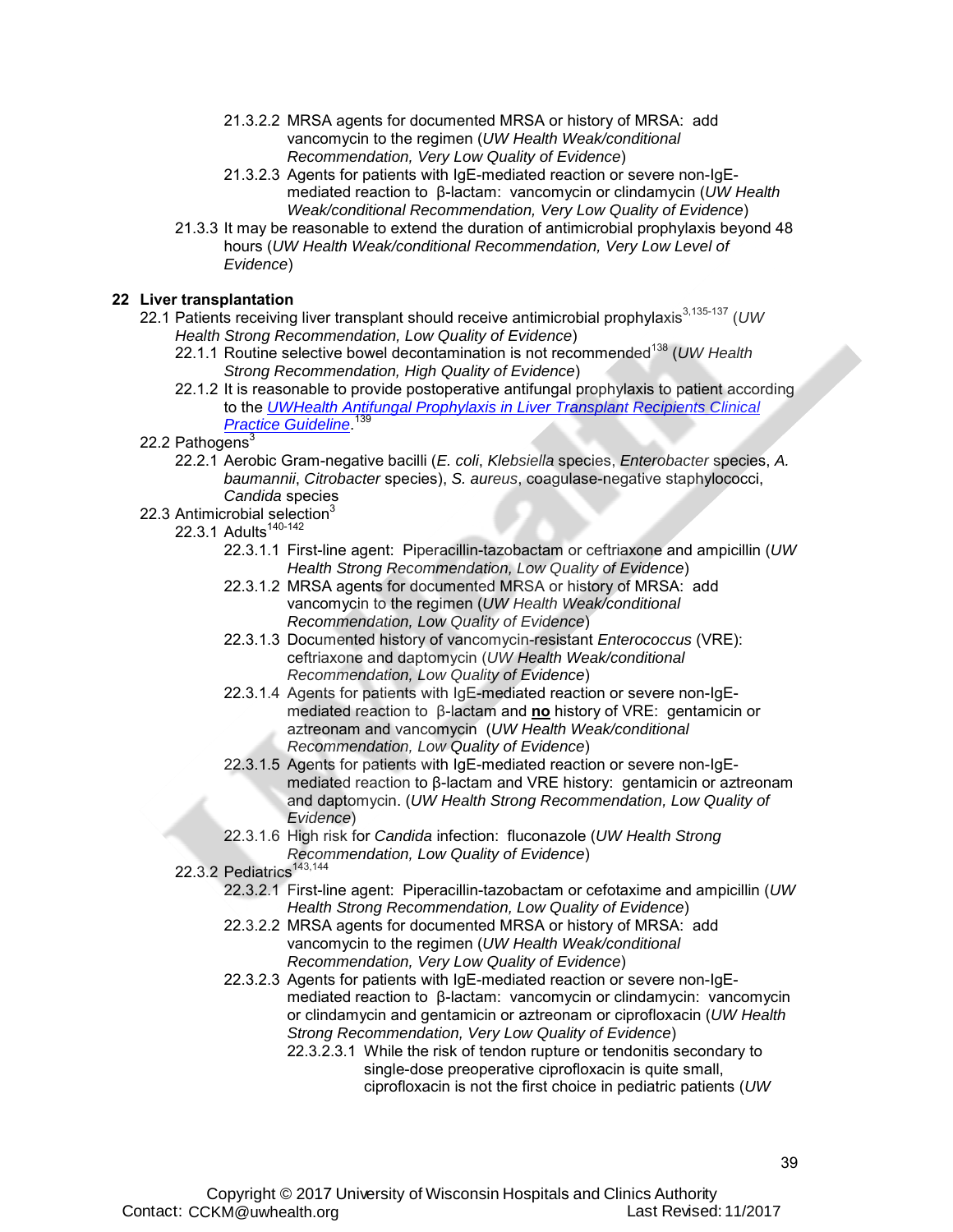- 21.3.2.2 MRSA agents for documented MRSA or history of MRSA: add vancomycin to the regimen (*UW Health Weak/conditional Recommendation, Very Low Quality of Evidence*)
- 21.3.2.3 Agents for patients with IgE-mediated reaction or severe non-IgE-mediated reaction to β-lactam: vancomycin or clindamycin (*UW Health Weak/conditional Recommendation, Very Low Quality of Evidence*)
- 21.3.3 It may be reasonable to extend the duration of antimicrobial prophylaxis beyond 48 hours (*UW Health Weak/conditional Recommendation, Very Low Level of Evidence*)

## 22 Liver transplantation

- 22.1 Patients receiving liver transplant should receive antimicrobial prophylaxis[3,135-137] (*UW Health Strong Recommendation, Low Quality of Evidence*)
  - 22.1.1 Routine selective bowel decontamination is not recommended[138] (*UW Health Strong Recommendation, High Quality of Evidence*)
  - 22.1.2 It is reasonable to provide postoperative antifungal prophylaxis to patient according to the [UWHealth Antifungal Prophylaxis in Liver Transplant Recipients Clinical Practice Guideline](). [139]
- 22.2 Pathogens[3]
  - 22.2.1 Aerobic Gram-negative bacilli (*E. coli*, *Klebsiella* species, *Enterobacter* species, *A. baumannii*, *Citrobacter* species), *S. aureus*, coagulase-negative staphylococci, *Candida* species
- 22.3 Antimicrobial selection[3]
  - 22.3.1 Adults[140-142]
    - 22.3.1.1 First-line agent: Piperacillin-tazobactam or ceftriaxone and ampicillin (*UW Health Strong Recommendation, Low Quality of Evidence*)
    - 22.3.1.2 MRSA agents for documented MRSA or history of MRSA: add vancomycin to the regimen (*UW Health Weak/conditional Recommendation, Low Quality of Evidence*)
    - 22.3.1.3 Documented history of vancomycin-resistant *Enterococcus* (VRE): ceftriaxone and daptomycin (*UW Health Weak/conditional Recommendation, Low Quality of Evidence*)
    - 22.3.1.4 Agents for patients with IgE-mediated reaction or severe non-IgE-mediated reaction to β-lactam and **no** history of VRE: gentamicin or aztreonam and vancomycin (*UW Health Weak/conditional Recommendation, Low Quality of Evidence*)
    - 22.3.1.5 Agents for patients with IgE-mediated reaction or severe non-IgE-mediated reaction to β-lactam and VRE history: gentamicin or aztreonam and daptomycin. (*UW Health Strong Recommendation, Low Quality of Evidence*)
    - 22.3.1.6 High risk for *Candida* infection: fluconazole (*UW Health Strong Recommendation, Low Quality of Evidence*)
  - 22.3.2 Pediatrics[143,144]
    - 22.3.2.1 First-line agent: Piperacillin-tazobactam or cefotaxime and ampicillin (*UW Health Strong Recommendation, Low Quality of Evidence*)
    - 22.3.2.2 MRSA agents for documented MRSA or history of MRSA: add vancomycin to the regimen (*UW Health Weak/conditional Recommendation, Very Low Quality of Evidence*)
    - 22.3.2.3 Agents for patients with IgE-mediated reaction or severe non-IgE-mediated reaction to β-lactam: vancomycin or clindamycin: vancomycin or clindamycin and gentamicin or aztreonam or ciprofloxacin (*UW Health Strong Recommendation, Very Low Quality of Evidence*)
      - 22.3.2.3.1 While the risk of tendon rupture or tendonitis secondary to single-dose preoperative ciprofloxacin is quite small, ciprofloxacin is not the first choice in pediatric patients (*UW*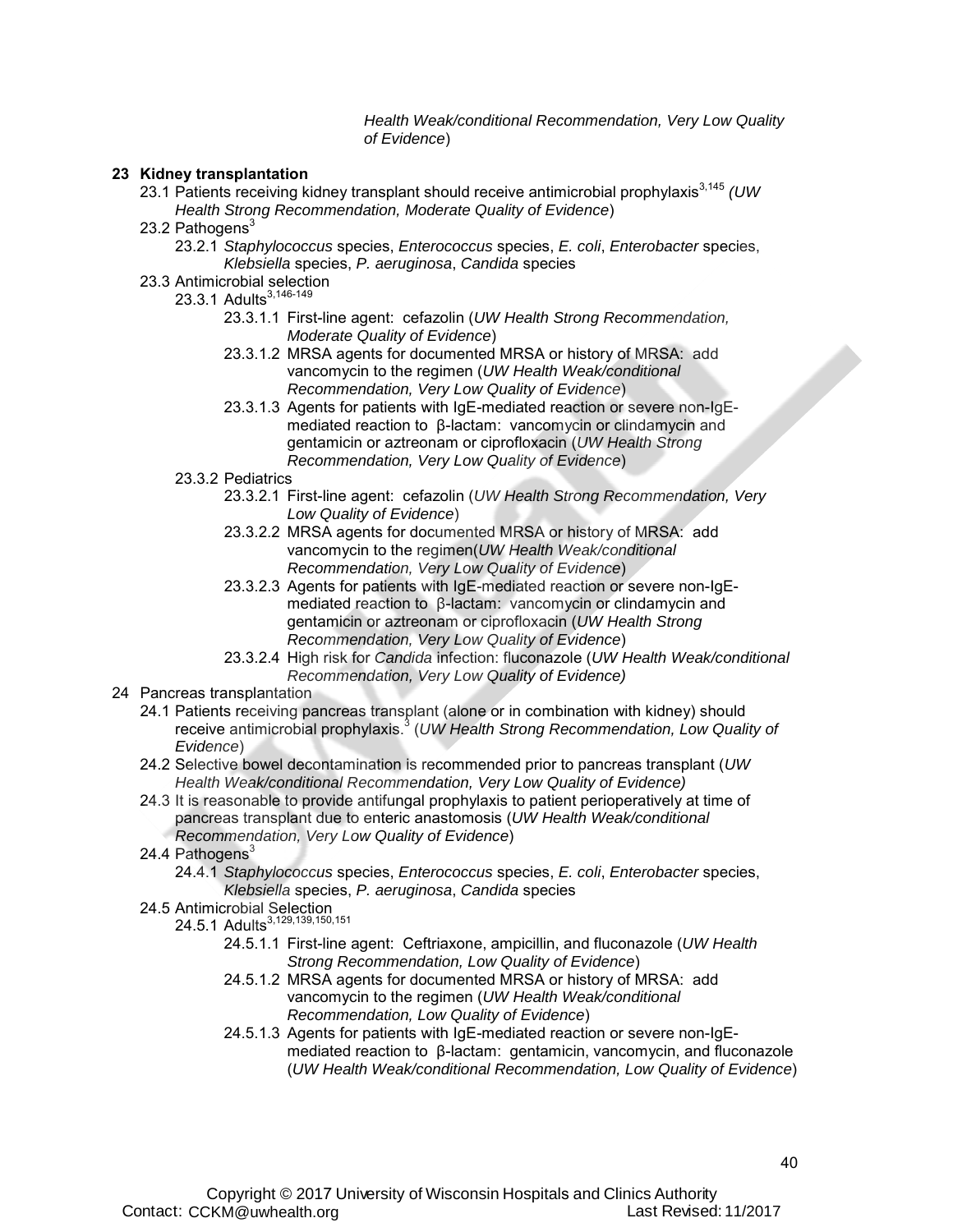*Health Weak/conditional Recommendation, Very Low Quality of Evidence*)

## 23 Kidney transplantation

- 23.1 Patients receiving kidney transplant should receive antimicrobial prophylaxis[3,145] *(UW Health Strong Recommendation, Moderate Quality of Evidence*)
- 23.2 Pathogens[3]
  - 23.2.1 *Staphylococcus* species, *Enterococcus* species, *E. coli*, *Enterobacter* species, *Klebsiella* species, *P. aeruginosa*, *Candida* species
- 23.3 Antimicrobial selection
  - 23.3.1 Adults[3,146-149]
    - 23.3.1.1 First-line agent: cefazolin (*UW Health Strong Recommendation, Moderate Quality of Evidence*)
    - 23.3.1.2 MRSA agents for documented MRSA or history of MRSA: add vancomycin to the regimen (*UW Health Weak/conditional Recommendation, Very Low Quality of Evidence*)
    - 23.3.1.3 Agents for patients with IgE-mediated reaction or severe non-IgE-mediated reaction to β-lactam: vancomycin or clindamycin and gentamicin or aztreonam or ciprofloxacin (*UW Health Strong Recommendation, Very Low Quality of Evidence*)
  - 23.3.2 Pediatrics
    - 23.3.2.1 First-line agent: cefazolin (*UW Health Strong Recommendation, Very Low Quality of Evidence*)
    - 23.3.2.2 MRSA agents for documented MRSA or history of MRSA: add vancomycin to the regimen(*UW Health Weak/conditional Recommendation, Very Low Quality of Evidence*)
    - 23.3.2.3 Agents for patients with IgE-mediated reaction or severe non-IgE-mediated reaction to β-lactam: vancomycin or clindamycin and gentamicin or aztreonam or ciprofloxacin (*UW Health Strong Recommendation, Very Low Quality of Evidence*)
    - 23.3.2.4 High risk for *Candida* infection: fluconazole (*UW Health Weak/conditional Recommendation, Very Low Quality of Evidence)*

## 24 Pancreas transplantation

- 24.1 Patients receiving pancreas transplant (alone or in combination with kidney) should receive antimicrobial prophylaxis.[3] (*UW Health Strong Recommendation, Low Quality of Evidence*)
- 24.2 Selective bowel decontamination is recommended prior to pancreas transplant (*UW Health Weak/conditional Recommendation, Very Low Quality of Evidence)*
- 24.3 It is reasonable to provide antifungal prophylaxis to patient perioperatively at time of pancreas transplant due to enteric anastomosis (*UW Health Weak/conditional Recommendation, Very Low Quality of Evidence*)
- 24.4 Pathogens[3]
  - 24.4.1 *Staphylococcus* species, *Enterococcus* species, *E. coli*, *Enterobacter* species, *Klebsiella* species, *P. aeruginosa*, *Candida* species
- 24.5 Antimicrobial Selection
  - 24.5.1 Adults[3,129,139,150,151]
    - 24.5.1.1 First-line agent: Ceftriaxone, ampicillin, and fluconazole (*UW Health Strong Recommendation, Low Quality of Evidence*)
    - 24.5.1.2 MRSA agents for documented MRSA or history of MRSA: add vancomycin to the regimen (*UW Health Weak/conditional Recommendation, Low Quality of Evidence*)
    - 24.5.1.3 Agents for patients with IgE-mediated reaction or severe non-IgE-mediated reaction to β-lactam: gentamicin, vancomycin, and fluconazole (*UW Health Weak/conditional Recommendation, Low Quality of Evidence*)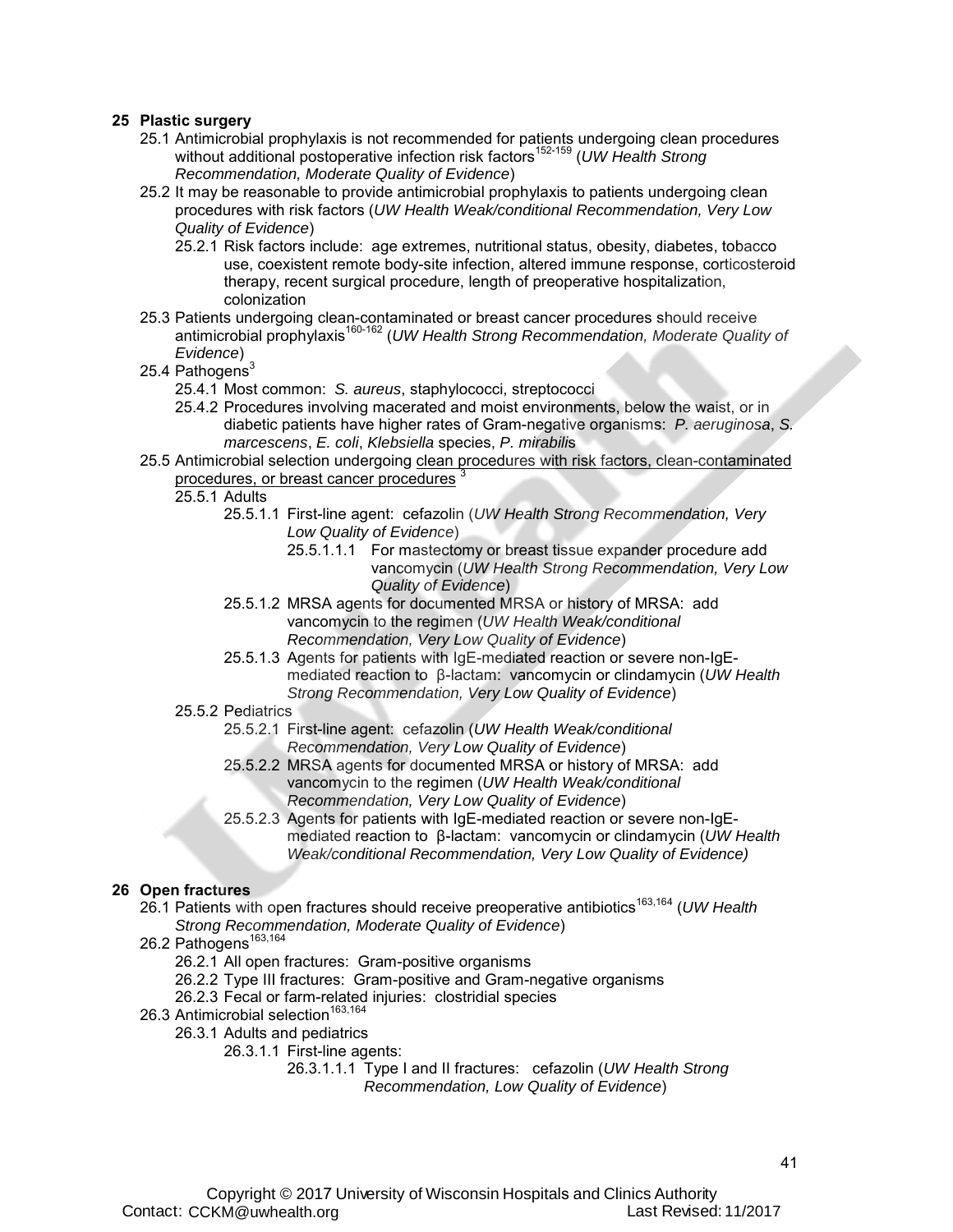## 25 Plastic surgery

- 25.1 Antimicrobial prophylaxis is not recommended for patients undergoing clean procedures without additional postoperative infection risk factors[152-159] (*UW Health Strong Recommendation, Moderate Quality of Evidence*)
- 25.2 It may be reasonable to provide antimicrobial prophylaxis to patients undergoing clean procedures with risk factors (*UW Health Weak/conditional Recommendation, Very Low Quality of Evidence*)
  - 25.2.1 Risk factors include: age extremes, nutritional status, obesity, diabetes, tobacco use, coexistent remote body-site infection, altered immune response, corticosteroid therapy, recent surgical procedure, length of preoperative hospitalization, colonization
- 25.3 Patients undergoing clean-contaminated or breast cancer procedures should receive antimicrobial prophylaxis[160-162] (*UW Health Strong Recommendation, Moderate Quality of Evidence*)
- 25.4 Pathogens[3]
  - 25.4.1 Most common: *S. aureus*, staphylococci, streptococci
  - 25.4.2 Procedures involving macerated and moist environments, below the waist, or in diabetic patients have higher rates of Gram-negative organisms: *P. aeruginosa*, *S. marcescens*, *E. coli*, *Klebsiella* species, *P. mirabilis*
- 25.5 Antimicrobial selection undergoing clean procedures with risk factors, clean-contaminated procedures, or breast cancer procedures [3]
  - 25.5.1 Adults
    - 25.5.1.1 First-line agent: cefazolin (*UW Health Strong Recommendation, Very Low Quality of Evidence*)
      - 25.5.1.1.1 For mastectomy or breast tissue expander procedure add vancomycin (*UW Health Strong Recommendation, Very Low Quality of Evidence*)
    - 25.5.1.2 MRSA agents for documented MRSA or history of MRSA: add vancomycin to the regimen (*UW Health Weak/conditional Recommendation, Very Low Quality of Evidence*)
    - 25.5.1.3 Agents for patients with IgE-mediated reaction or severe non-IgE-mediated reaction to β-lactam: vancomycin or clindamycin (*UW Health Strong Recommendation, Very Low Quality of Evidence*)
  - 25.5.2 Pediatrics
    - 25.5.2.1 First-line agent: cefazolin (*UW Health Weak/conditional Recommendation, Very Low Quality of Evidence*)
    - 25.5.2.2 MRSA agents for documented MRSA or history of MRSA: add vancomycin to the regimen (*UW Health Weak/conditional Recommendation, Very Low Quality of Evidence*)
    - 25.5.2.3 Agents for patients with IgE-mediated reaction or severe non-IgE-mediated reaction to β-lactam: vancomycin or clindamycin (*UW Health Weak/conditional Recommendation, Very Low Quality of Evidence)*

## 26 Open fractures

- 26.1 Patients with open fractures should receive preoperative antibiotics[163,164] (*UW Health Strong Recommendation, Moderate Quality of Evidence*)
- 26.2 Pathogens[163,164]
  - 26.2.1 All open fractures: Gram-positive organisms
  - 26.2.2 Type III fractures: Gram-positive and Gram-negative organisms
  - 26.2.3 Fecal or farm-related injuries: clostridial species
- 26.3 Antimicrobial selection[163,164]
  - 26.3.1 Adults and pediatrics
    - 26.3.1.1 First-line agents:
      - 26.3.1.1.1 Type I and II fractures: cefazolin (*UW Health Strong Recommendation, Low Quality of Evidence*)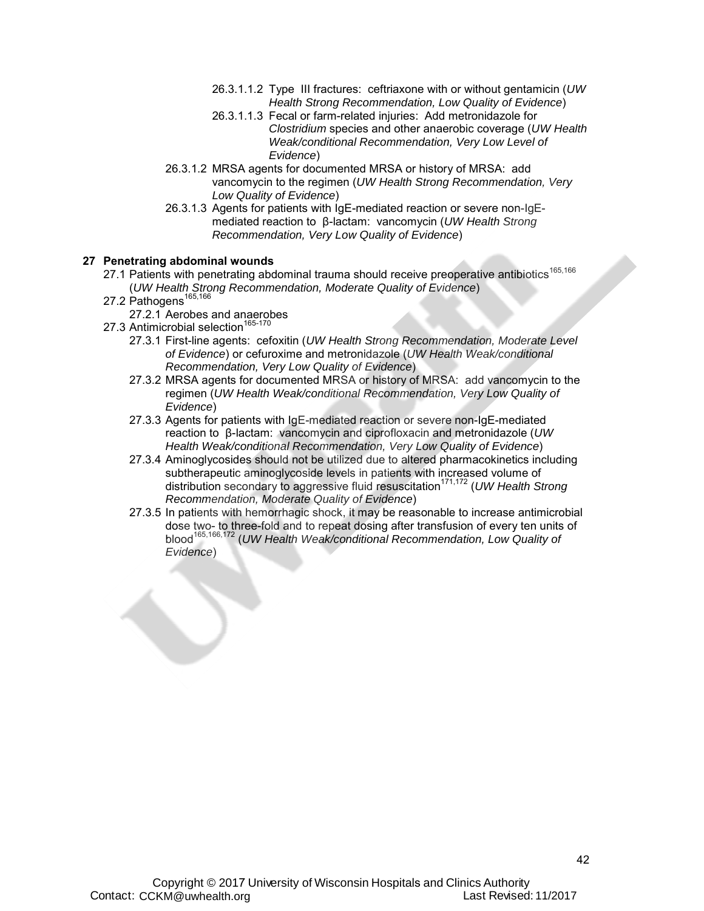- 26.3.1.1.2 Type III fractures: ceftriaxone with or without gentamicin (*UW Health Strong Recommendation, Low Quality of Evidence*)
- 26.3.1.1.3 Fecal or farm-related injuries: Add metronidazole for *Clostridium* species and other anaerobic coverage (*UW Health Weak/conditional Recommendation, Very Low Level of Evidence*)
- 26.3.1.2 MRSA agents for documented MRSA or history of MRSA: add vancomycin to the regimen (*UW Health Strong Recommendation, Very Low Quality of Evidence*)
- 26.3.1.3 Agents for patients with IgE-mediated reaction or severe non-IgE-mediated reaction to β-lactam: vancomycin (*UW Health Strong Recommendation, Very Low Quality of Evidence*)

## 27 Penetrating abdominal wounds

- 27.1 Patients with penetrating abdominal trauma should receive preoperative antibiotics[165,166] (*UW Health Strong Recommendation, Moderate Quality of Evidence*)
- 27.2 Pathogens[165,166]
  - 27.2.1 Aerobes and anaerobes
- 27.3 Antimicrobial selection[165-170]
  - 27.3.1 First-line agents: cefoxitin (*UW Health Strong Recommendation, Moderate Level of Evidence*) or cefuroxime and metronidazole (*UW Health Weak/conditional Recommendation, Very Low Quality of Evidence*)
  - 27.3.2 MRSA agents for documented MRSA or history of MRSA: add vancomycin to the regimen (*UW Health Weak/conditional Recommendation, Very Low Quality of Evidence*)
  - 27.3.3 Agents for patients with IgE-mediated reaction or severe non-IgE-mediated reaction to β-lactam: vancomycin and ciprofloxacin and metronidazole (*UW Health Weak/conditional Recommendation, Very Low Quality of Evidence*)
  - 27.3.4 Aminoglycosides should not be utilized due to altered pharmacokinetics including subtherapeutic aminoglycoside levels in patients with increased volume of distribution secondary to aggressive fluid resuscitation[171,172] (*UW Health Strong Recommendation, Moderate Quality of Evidence*)
  - 27.3.5 In patients with hemorrhagic shock, it may be reasonable to increase antimicrobial dose two- to three-fold and to repeat dosing after transfusion of every ten units of blood[165,166,172] (*UW Health Weak/conditional Recommendation, Low Quality of Evidence*)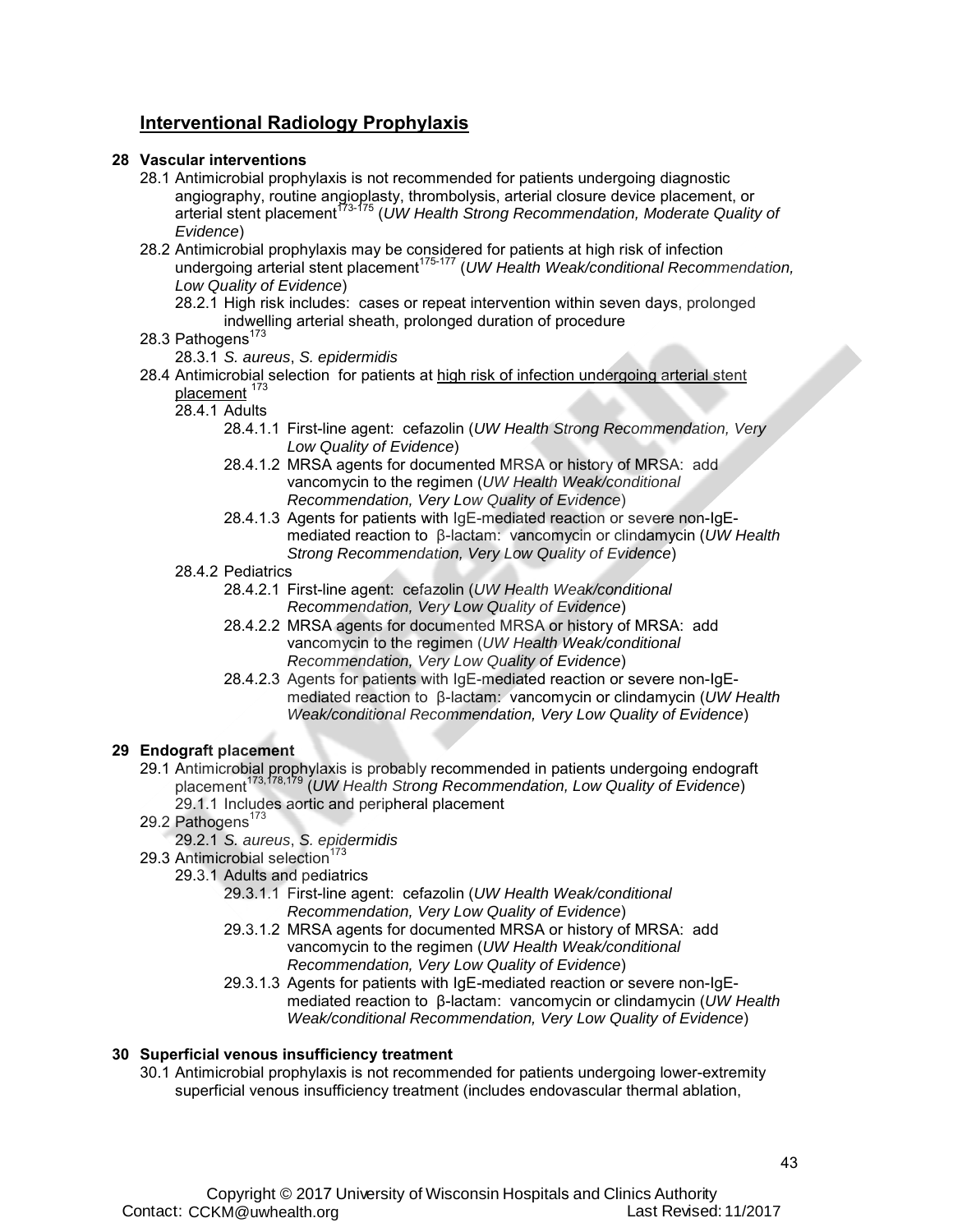## Interventional Radiology Prophylaxis

**28 Vascular interventions**

28.1 Antimicrobial prophylaxis is not recommended for patients undergoing diagnostic angiography, routine angioplasty, thrombolysis, arterial closure device placement, or arterial stent placement[173-175] (*UW Health Strong Recommendation, Moderate Quality of Evidence*)

28.2 Antimicrobial prophylaxis may be considered for patients at high risk of infection undergoing arterial stent placement[175-177] (*UW Health Weak/conditional Recommendation, Low Quality of Evidence*)

28.2.1 High risk includes: cases or repeat intervention within seven days, prolonged indwelling arterial sheath, prolonged duration of procedure

28.3 Pathogens[173]

28.3.1 *S. aureus*, *S. epidermidis*

28.4 Antimicrobial selection for patients at high risk of infection undergoing arterial stent placement [173]

28.4.1 Adults

28.4.1.1 First-line agent: cefazolin (*UW Health Strong Recommendation, Very Low Quality of Evidence*)

28.4.1.2 MRSA agents for documented MRSA or history of MRSA: add vancomycin to the regimen (*UW Health Weak/conditional Recommendation, Very Low Quality of Evidence*)

28.4.1.3 Agents for patients with IgE-mediated reaction or severe non-IgE-mediated reaction to β-lactam: vancomycin or clindamycin (*UW Health Strong Recommendation, Very Low Quality of Evidence*)

28.4.2 Pediatrics

28.4.2.1 First-line agent: cefazolin (*UW Health Weak/conditional Recommendation, Very Low Quality of Evidence*)

28.4.2.2 MRSA agents for documented MRSA or history of MRSA: add vancomycin to the regimen (*UW Health Weak/conditional Recommendation, Very Low Quality of Evidence*)

28.4.2.3 Agents for patients with IgE-mediated reaction or severe non-IgE-mediated reaction to β-lactam: vancomycin or clindamycin (*UW Health Weak/conditional Recommendation, Very Low Quality of Evidence*)

**29 Endograft placement**

29.1 Antimicrobial prophylaxis is probably recommended in patients undergoing endograft placement[173,178,179] (*UW Health Strong Recommendation, Low Quality of Evidence*)

29.1.1 Includes aortic and peripheral placement

29.2 Pathogens[173]

29.2.1 *S. aureus*, *S. epidermidis*

29.3 Antimicrobial selection[173]

29.3.1 Adults and pediatrics

29.3.1.1 First-line agent: cefazolin (*UW Health Weak/conditional Recommendation, Very Low Quality of Evidence*)

29.3.1.2 MRSA agents for documented MRSA or history of MRSA: add vancomycin to the regimen (*UW Health Weak/conditional Recommendation, Very Low Quality of Evidence*)

29.3.1.3 Agents for patients with IgE-mediated reaction or severe non-IgE-mediated reaction to β-lactam: vancomycin or clindamycin (*UW Health Weak/conditional Recommendation, Very Low Quality of Evidence*)

**30 Superficial venous insufficiency treatment**

30.1 Antimicrobial prophylaxis is not recommended for patients undergoing lower-extremity superficial venous insufficiency treatment (includes endovascular thermal ablation,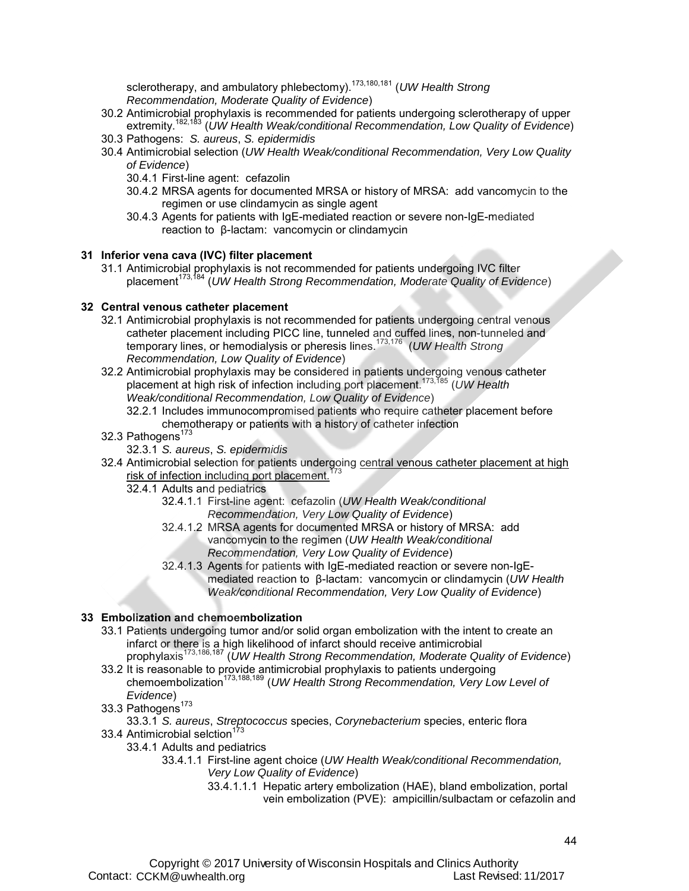sclerotherapy, and ambulatory phlebectomy).[173,180,181] (*UW Health Strong Recommendation, Moderate Quality of Evidence*)

30.2 Antimicrobial prophylaxis is recommended for patients undergoing sclerotherapy of upper extremity.[182,183] (*UW Health Weak/conditional Recommendation, Low Quality of Evidence*)

30.3 Pathogens: *S. aureus*, *S. epidermidis*

30.4 Antimicrobial selection (*UW Health Weak/conditional Recommendation, Very Low Quality of Evidence*)

- 30.4.1 First-line agent: cefazolin
- 30.4.2 MRSA agents for documented MRSA or history of MRSA: add vancomycin to the regimen or use clindamycin as single agent
- 30.4.3 Agents for patients with IgE-mediated reaction or severe non-IgE-mediated reaction to β-lactam: vancomycin or clindamycin

## 31 Inferior vena cava (IVC) filter placement

31.1 Antimicrobial prophylaxis is not recommended for patients undergoing IVC filter placement[173,184] (*UW Health Strong Recommendation, Moderate Quality of Evidence*)

## 32 Central venous catheter placement

32.1 Antimicrobial prophylaxis is not recommended for patients undergoing central venous catheter placement including PICC line, tunneled and cuffed lines, non-tunneled and temporary lines, or hemodialysis or pheresis lines.[173,176] (*UW Health Strong Recommendation, Low Quality of Evidence*)

32.2 Antimicrobial prophylaxis may be considered in patients undergoing venous catheter placement at high risk of infection including port placement.[173,185] (*UW Health Weak/conditional Recommendation, Low Quality of Evidence*)

- 32.2.1 Includes immunocompromised patients who require catheter placement before chemotherapy or patients with a history of catheter infection

32.3 Pathogens[173]

- 32.3.1 *S. aureus*, *S. epidermidis*

32.4 Antimicrobial selection for patients undergoing <u>central venous catheter placement at high risk of infection including port placement.</u>[173]

- 32.4.1 Adults and pediatrics
  - 32.4.1.1 First-line agent: cefazolin (*UW Health Weak/conditional Recommendation, Very Low Quality of Evidence*)
  - 32.4.1.2 MRSA agents for documented MRSA or history of MRSA: add vancomycin to the regimen (*UW Health Weak/conditional Recommendation, Very Low Quality of Evidence*)
  - 32.4.1.3 Agents for patients with IgE-mediated reaction or severe non-IgE-mediated reaction to β-lactam: vancomycin or clindamycin (*UW Health Weak/conditional Recommendation, Very Low Quality of Evidence*)

## 33 Embolization and chemoembolization

33.1 Patients undergoing tumor and/or solid organ embolization with the intent to create an infarct or there is a high likelihood of infarct should receive antimicrobial prophylaxis[173,186,187] (*UW Health Strong Recommendation, Moderate Quality of Evidence*)

33.2 It is reasonable to provide antimicrobial prophylaxis to patients undergoing chemoembolization[173,188,189] (*UW Health Strong Recommendation, Very Low Level of Evidence*)

33.3 Pathogens[173]

- 33.3.1 *S. aureus*, *Streptococcus* species, *Corynebacterium* species, enteric flora

33.4 Antimicrobial selction[173]

- 33.4.1 Adults and pediatrics
  - 33.4.1.1 First-line agent choice (*UW Health Weak/conditional Recommendation, Very Low Quality of Evidence*)
    - 33.4.1.1.1 Hepatic artery embolization (HAE), bland embolization, portal vein embolization (PVE): ampicillin/sulbactam or cefazolin and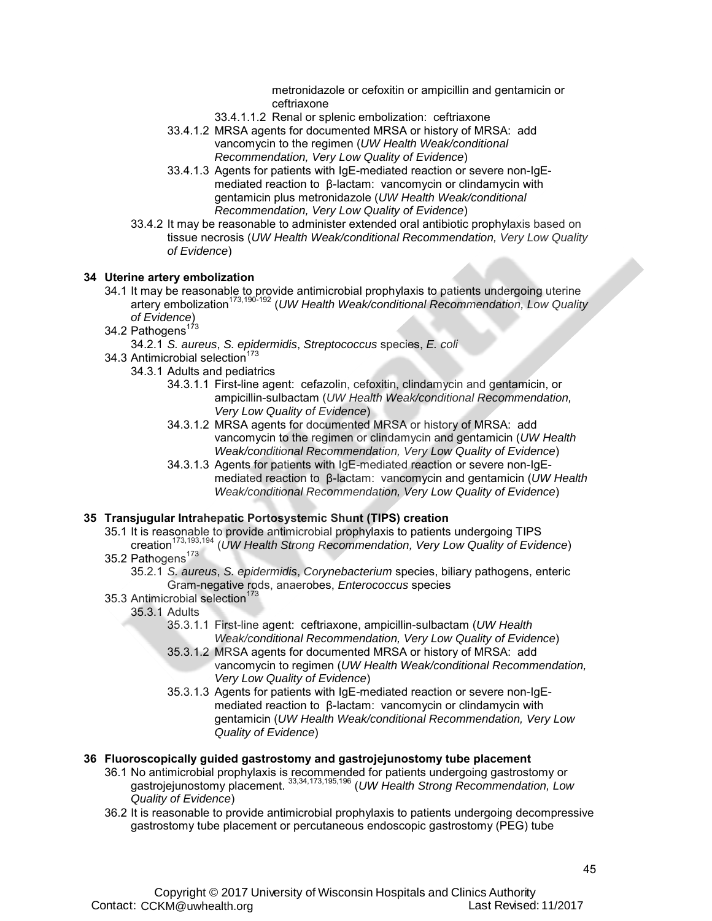metronidazole or cefoxitin or ampicillin and gentamicin or ceftriaxone

33.4.1.1.2 Renal or splenic embolization: ceftriaxone

33.4.1.2 MRSA agents for documented MRSA or history of MRSA: add vancomycin to the regimen (*UW Health Weak/conditional Recommendation, Very Low Quality of Evidence*)

33.4.1.3 Agents for patients with IgE-mediated reaction or severe non-IgE-mediated reaction to β-lactam: vancomycin or clindamycin with gentamicin plus metronidazole (*UW Health Weak/conditional Recommendation, Very Low Quality of Evidence*)

33.4.2 It may be reasonable to administer extended oral antibiotic prophylaxis based on tissue necrosis (*UW Health Weak/conditional Recommendation, Very Low Quality of Evidence*)

**34 Uterine artery embolization**

34.1 It may be reasonable to provide antimicrobial prophylaxis to patients undergoing uterine artery embolization[173,190-192] (*UW Health Weak/conditional Recommendation, Low Quality of Evidence*)

34.2 Pathogens[173]

34.2.1 *S. aureus*, *S. epidermidis*, *Streptococcus* species, *E. coli*

34.3 Antimicrobial selection[173]

34.3.1 Adults and pediatrics

34.3.1.1 First-line agent: cefazolin, cefoxitin, clindamycin and gentamicin, or ampicillin-sulbactam (*UW Health Weak/conditional Recommendation, Very Low Quality of Evidence*)

34.3.1.2 MRSA agents for documented MRSA or history of MRSA: add vancomycin to the regimen or clindamycin and gentamicin (*UW Health Weak/conditional Recommendation, Very Low Quality of Evidence*)

34.3.1.3 Agents for patients with IgE-mediated reaction or severe non-IgE-mediated reaction to β-lactam: vancomycin and gentamicin (*UW Health Weak/conditional Recommendation, Very Low Quality of Evidence*)

**35 Transjugular Intrahepatic Portosystemic Shunt (TIPS) creation**

35.1 It is reasonable to provide antimicrobial prophylaxis to patients undergoing TIPS creation[173,193,194] (*UW Health Strong Recommendation, Very Low Quality of Evidence*)

35.2 Pathogens[173]

35.2.1 *S. aureus*, *S. epidermidis*, *Corynebacterium* species, biliary pathogens, enteric Gram-negative rods, anaerobes, *Enterococcus* species

35.3 Antimicrobial selection[173]

35.3.1 Adults

35.3.1.1 First-line agent: ceftriaxone, ampicillin-sulbactam (*UW Health Weak/conditional Recommendation, Very Low Quality of Evidence*)

35.3.1.2 MRSA agents for documented MRSA or history of MRSA: add vancomycin to regimen (*UW Health Weak/conditional Recommendation, Very Low Quality of Evidence*)

35.3.1.3 Agents for patients with IgE-mediated reaction or severe non-IgE-mediated reaction to β-lactam: vancomycin or clindamycin with gentamicin (*UW Health Weak/conditional Recommendation, Very Low Quality of Evidence*)

**36 Fluoroscopically guided gastrostomy and gastrojejunostomy tube placement**

36.1 No antimicrobial prophylaxis is recommended for patients undergoing gastrostomy or gastrojejunostomy placement. [33,34,173,195,196] (*UW Health Strong Recommendation, Low Quality of Evidence*)

36.2 It is reasonable to provide antimicrobial prophylaxis to patients undergoing decompressive gastrostomy tube placement or percutaneous endoscopic gastrostomy (PEG) tube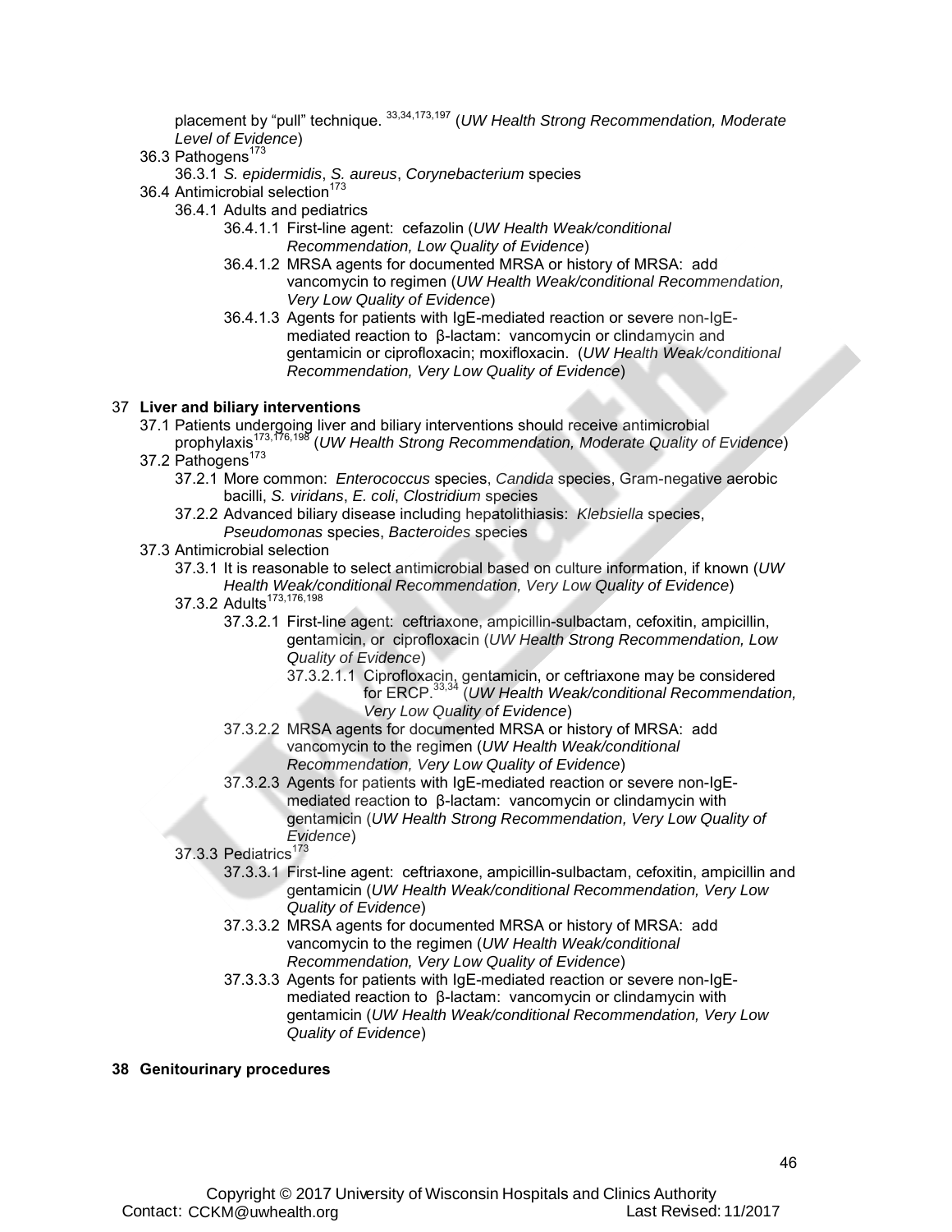placement by "pull" technique. [33,34,173,197] (*UW Health Strong Recommendation, Moderate Level of Evidence*)

36.3 Pathogens[173]

36.3.1 *S. epidermidis*, *S. aureus*, *Corynebacterium* species

36.4 Antimicrobial selection[173]

36.4.1 Adults and pediatrics

36.4.1.1 First-line agent: cefazolin (*UW Health Weak/conditional Recommendation, Low Quality of Evidence*)

36.4.1.2 MRSA agents for documented MRSA or history of MRSA: add vancomycin to regimen (*UW Health Weak/conditional Recommendation, Very Low Quality of Evidence*)

36.4.1.3 Agents for patients with IgE-mediated reaction or severe non-IgE-mediated reaction to β-lactam: vancomycin or clindamycin and gentamicin or ciprofloxacin; moxifloxacin. (*UW Health Weak/conditional Recommendation, Very Low Quality of Evidence*)

## 37 Liver and biliary interventions

37.1 Patients undergoing liver and biliary interventions should receive antimicrobial prophylaxis[173,176,198] (*UW Health Strong Recommendation, Moderate Quality of Evidence*)

37.2 Pathogens[173]

37.2.1 More common: *Enterococcus* species, *Candida* species, Gram-negative aerobic bacilli, *S. viridans*, *E. coli*, *Clostridium* species

37.2.2 Advanced biliary disease including hepatolithiasis: *Klebsiella* species, *Pseudomonas* species, *Bacteroides* species

37.3 Antimicrobial selection

37.3.1 It is reasonable to select antimicrobial based on culture information, if known (*UW Health Weak/conditional Recommendation, Very Low Quality of Evidence*)

37.3.2 Adults[173,176,198]

37.3.2.1 First-line agent: ceftriaxone, ampicillin-sulbactam, cefoxitin, ampicillin, gentamicin, or ciprofloxacin (*UW Health Strong Recommendation, Low Quality of Evidence*)

37.3.2.1.1 Ciprofloxacin, gentamicin, or ceftriaxone may be considered for ERCP.[33,34] (*UW Health Weak/conditional Recommendation, Very Low Quality of Evidence*)

37.3.2.2 MRSA agents for documented MRSA or history of MRSA: add vancomycin to the regimen (*UW Health Weak/conditional Recommendation, Very Low Quality of Evidence*)

37.3.2.3 Agents for patients with IgE-mediated reaction or severe non-IgE-mediated reaction to β-lactam: vancomycin or clindamycin with gentamicin (*UW Health Strong Recommendation, Very Low Quality of Evidence*)

37.3.3 Pediatrics[173]

37.3.3.1 First-line agent: ceftriaxone, ampicillin-sulbactam, cefoxitin, ampicillin and gentamicin (*UW Health Weak/conditional Recommendation, Very Low Quality of Evidence*)

37.3.3.2 MRSA agents for documented MRSA or history of MRSA: add vancomycin to the regimen (*UW Health Weak/conditional Recommendation, Very Low Quality of Evidence*)

37.3.3.3 Agents for patients with IgE-mediated reaction or severe non-IgE-mediated reaction to β-lactam: vancomycin or clindamycin with gentamicin (*UW Health Weak/conditional Recommendation, Very Low Quality of Evidence*)

## 38 Genitourinary procedures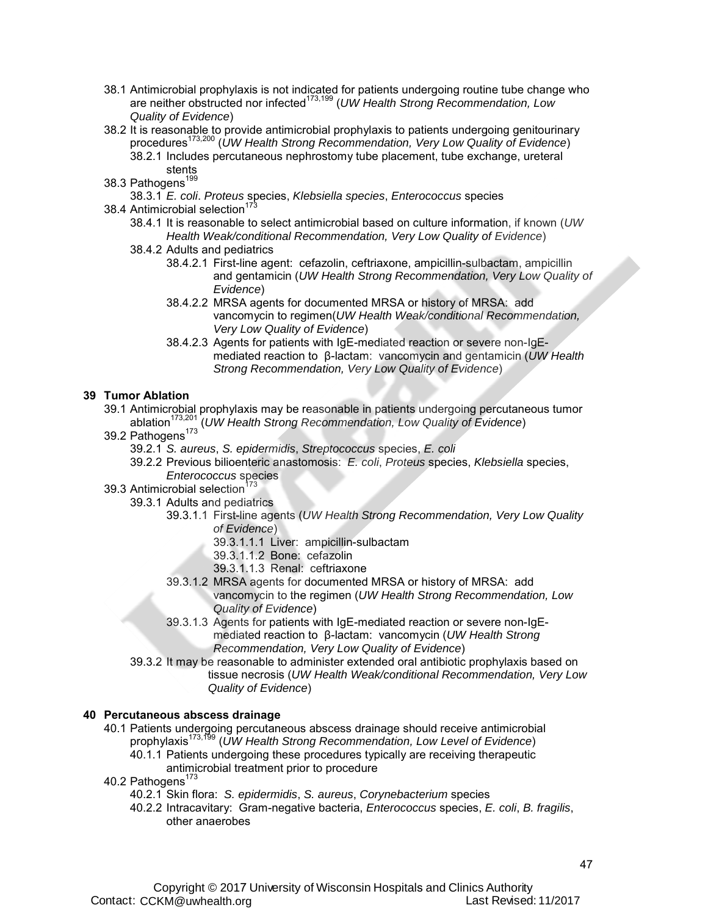- 38.1 Antimicrobial prophylaxis is not indicated for patients undergoing routine tube change who are neither obstructed nor infected[173,199] (*UW Health Strong Recommendation, Low Quality of Evidence*)
- 38.2 It is reasonable to provide antimicrobial prophylaxis to patients undergoing genitourinary procedures[173,200] (*UW Health Strong Recommendation, Very Low Quality of Evidence*)
  - 38.2.1 Includes percutaneous nephrostomy tube placement, tube exchange, ureteral stents
- 38.3 Pathogens[199]
  - 38.3.1 *E. coli*. *Proteus* species, *Klebsiella species*, *Enterococcus* species
- 38.4 Antimicrobial selection[173]
  - 38.4.1 It is reasonable to select antimicrobial based on culture information, if known (*UW Health Weak/conditional Recommendation, Very Low Quality of Evidence*)
  - 38.4.2 Adults and pediatrics
    - 38.4.2.1 First-line agent: cefazolin, ceftriaxone, ampicillin-sulbactam, ampicillin and gentamicin (*UW Health Strong Recommendation, Very Low Quality of Evidence*)
    - 38.4.2.2 MRSA agents for documented MRSA or history of MRSA: add vancomycin to regimen(*UW Health Weak/conditional Recommendation, Very Low Quality of Evidence*)
    - 38.4.2.3 Agents for patients with IgE-mediated reaction or severe non-IgE-mediated reaction to β-lactam: vancomycin and gentamicin (*UW Health Strong Recommendation, Very Low Quality of Evidence*)

## 39 Tumor Ablation

- 39.1 Antimicrobial prophylaxis may be reasonable in patients undergoing percutaneous tumor ablation[173,201] (*UW Health Strong Recommendation, Low Quality of Evidence*)
- 39.2 Pathogens[173]
  - 39.2.1 *S. aureus*, *S. epidermidis*, *Streptococcus* species, *E. coli*
  - 39.2.2 Previous bilioenteric anastomosis: *E. coli*, *Proteus* species, *Klebsiella* species, *Enterococcus* species
- 39.3 Antimicrobial selection[173]
  - 39.3.1 Adults and pediatrics
    - 39.3.1.1 First-line agents (*UW Health Strong Recommendation, Very Low Quality of Evidence*)
      - 39.3.1.1.1 Liver: ampicillin-sulbactam
      - 39.3.1.1.2 Bone: cefazolin
      - 39.3.1.1.3 Renal: ceftriaxone
    - 39.3.1.2 MRSA agents for documented MRSA or history of MRSA: add vancomycin to the regimen (*UW Health Strong Recommendation, Low Quality of Evidence*)
    - 39.3.1.3 Agents for patients with IgE-mediated reaction or severe non-IgE-mediated reaction to β-lactam: vancomycin (*UW Health Strong Recommendation, Very Low Quality of Evidence*)
  - 39.3.2 It may be reasonable to administer extended oral antibiotic prophylaxis based on tissue necrosis (*UW Health Weak/conditional Recommendation, Very Low Quality of Evidence*)

## 40 Percutaneous abscess drainage

- 40.1 Patients undergoing percutaneous abscess drainage should receive antimicrobial prophylaxis[173,199] (*UW Health Strong Recommendation, Low Level of Evidence*)
  - 40.1.1 Patients undergoing these procedures typically are receiving therapeutic antimicrobial treatment prior to procedure
- 40.2 Pathogens[173]
  - 40.2.1 Skin flora: *S. epidermidis*, *S. aureus*, *Corynebacterium* species
  - 40.2.2 Intracavitary: Gram-negative bacteria, *Enterococcus* species, *E. coli*, *B. fragilis*, other anaerobes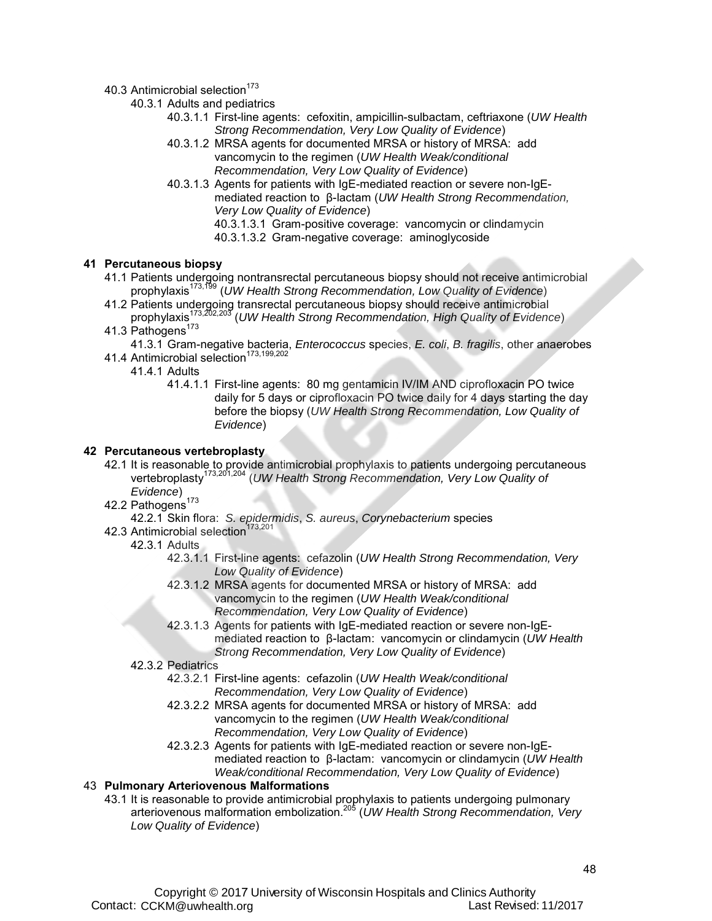40.3 Antimicrobial selection[173]

40.3.1 Adults and pediatrics

40.3.1.1 First-line agents: cefoxitin, ampicillin-sulbactam, ceftriaxone (*UW Health Strong Recommendation, Very Low Quality of Evidence*)

40.3.1.2 MRSA agents for documented MRSA or history of MRSA: add vancomycin to the regimen (*UW Health Weak/conditional Recommendation, Very Low Quality of Evidence*)

40.3.1.3 Agents for patients with IgE-mediated reaction or severe non-IgE-mediated reaction to β-lactam (*UW Health Strong Recommendation, Very Low Quality of Evidence*)

40.3.1.3.1 Gram-positive coverage: vancomycin or clindamycin

40.3.1.3.2 Gram-negative coverage: aminoglycoside

## 41 Percutaneous biopsy

41.1 Patients undergoing nontransrectal percutaneous biopsy should not receive antimicrobial prophylaxis[173,199] (*UW Health Strong Recommendation, Low Quality of Evidence*)

41.2 Patients undergoing transrectal percutaneous biopsy should receive antimicrobial prophylaxis[173,202,203] (*UW Health Strong Recommendation, High Quality of Evidence*)

41.3 Pathogens[173]

41.3.1 Gram-negative bacteria, *Enterococcus* species, *E. coli*, *B. fragilis*, other anaerobes

41.4 Antimicrobial selection[173,199,202]

41.4.1 Adults

41.4.1.1 First-line agents: 80 mg gentamicin IV/IM AND ciprofloxacin PO twice daily for 5 days or ciprofloxacin PO twice daily for 4 days starting the day before the biopsy (*UW Health Strong Recommendation, Low Quality of Evidence*)

## 42 Percutaneous vertebroplasty

42.1 It is reasonable to provide antimicrobial prophylaxis to patients undergoing percutaneous vertebroplasty[173,201,204] (*UW Health Strong Recommendation, Very Low Quality of Evidence*)

42.2 Pathogens[173]

42.2.1 Skin flora: *S. epidermidis*, *S. aureus*, *Corynebacterium* species

42.3 Antimicrobial selection[173,201]

42.3.1 Adults

42.3.1.1 First-line agents: cefazolin (*UW Health Strong Recommendation, Very Low Quality of Evidence*)

42.3.1.2 MRSA agents for documented MRSA or history of MRSA: add vancomycin to the regimen (*UW Health Weak/conditional Recommendation, Very Low Quality of Evidence*)

42.3.1.3 Agents for patients with IgE-mediated reaction or severe non-IgE-mediated reaction to β-lactam: vancomycin or clindamycin (*UW Health Strong Recommendation, Very Low Quality of Evidence*)

42.3.2 Pediatrics

42.3.2.1 First-line agents: cefazolin (*UW Health Weak/conditional Recommendation, Very Low Quality of Evidence*)

42.3.2.2 MRSA agents for documented MRSA or history of MRSA: add vancomycin to the regimen (*UW Health Weak/conditional Recommendation, Very Low Quality of Evidence*)

42.3.2.3 Agents for patients with IgE-mediated reaction or severe non-IgE-mediated reaction to β-lactam: vancomycin or clindamycin (*UW Health Weak/conditional Recommendation, Very Low Quality of Evidence*)

## 43 Pulmonary Arteriovenous Malformations

43.1 It is reasonable to provide antimicrobial prophylaxis to patients undergoing pulmonary arteriovenous malformation embolization.[205] (*UW Health Strong Recommendation, Very Low Quality of Evidence*)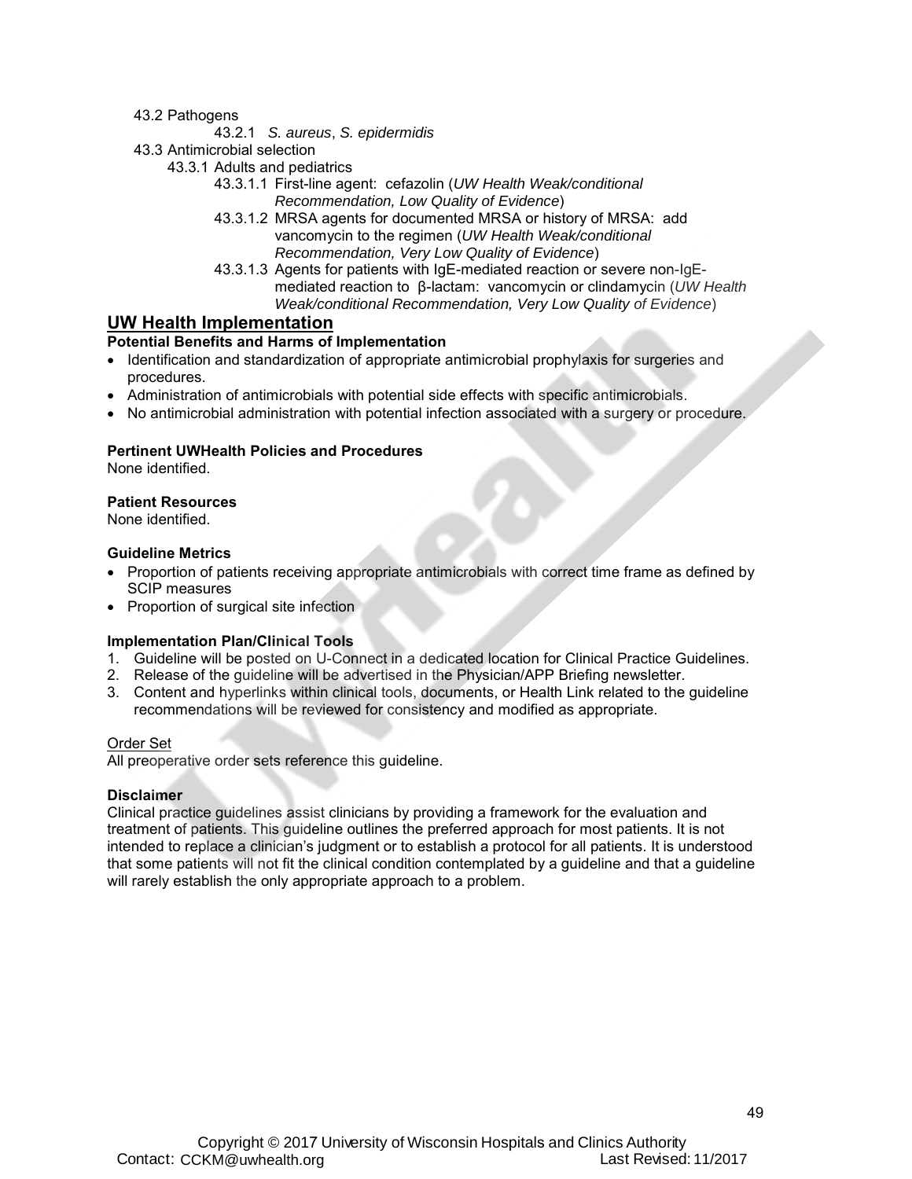43.2 Pathogens

43.2.1 *S. aureus*, *S. epidermidis*

43.3 Antimicrobial selection

43.3.1 Adults and pediatrics

43.3.1.1 First-line agent: cefazolin (*UW Health Weak/conditional Recommendation, Low Quality of Evidence*)

43.3.1.2 MRSA agents for documented MRSA or history of MRSA: add vancomycin to the regimen (*UW Health Weak/conditional Recommendation, Very Low Quality of Evidence*)

43.3.1.3 Agents for patients with IgE-mediated reaction or severe non-IgE-mediated reaction to β-lactam: vancomycin or clindamycin (*UW Health Weak/conditional Recommendation, Very Low Quality of Evidence*)

## UW Health Implementation

**Potential Benefits and Harms of Implementation**

- Identification and standardization of appropriate antimicrobial prophylaxis for surgeries and procedures.
- Administration of antimicrobials with potential side effects with specific antimicrobials.
- No antimicrobial administration with potential infection associated with a surgery or procedure.

**Pertinent UWHealth Policies and Procedures**

None identified.

**Patient Resources**

None identified.

**Guideline Metrics**

- Proportion of patients receiving appropriate antimicrobials with correct time frame as defined by SCIP measures
- Proportion of surgical site infection

**Implementation Plan/Clinical Tools**

1. Guideline will be posted on U-Connect in a dedicated location for Clinical Practice Guidelines.
2. Release of the guideline will be advertised in the Physician/APP Briefing newsletter.
3. Content and hyperlinks within clinical tools, documents, or Health Link related to the guideline recommendations will be reviewed for consistency and modified as appropriate.

Order Set

All preoperative order sets reference this guideline.

**Disclaimer**

Clinical practice guidelines assist clinicians by providing a framework for the evaluation and treatment of patients. This guideline outlines the preferred approach for most patients. It is not intended to replace a clinician's judgment or to establish a protocol for all patients. It is understood that some patients will not fit the clinical condition contemplated by a guideline and that a guideline will rarely establish the only appropriate approach to a problem.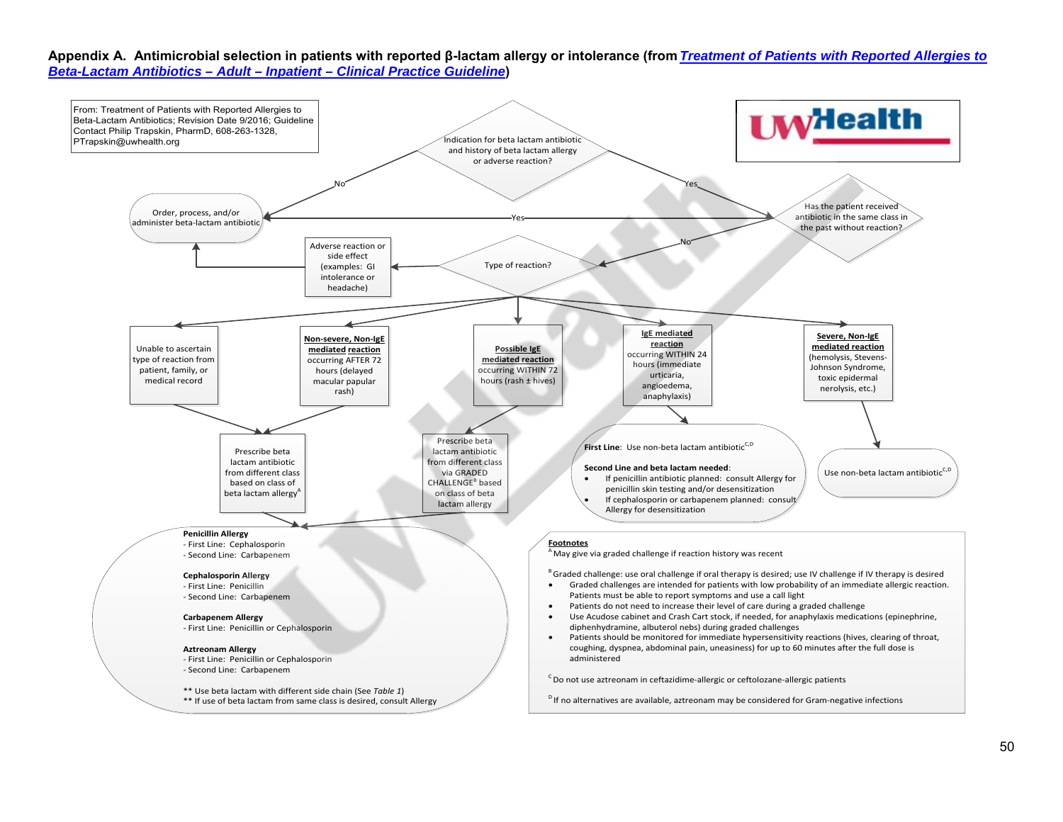## Appendix A. Antimicrobial selection in patients with reported β-lactam allergy or intolerance (from *Treatment of Patients with Reported Allergies to Beta-Lactam Antibiotics – Adult – Inpatient – Clinical Practice Guideline*)

From: Treatment of Patients with Reported Allergies to Beta-Lactam Antibiotics; Revision Date 9/2016; Guideline Contact Philip Trapskin, PharmD, 608-263-1328, PTrapskin@uwhealth.org

UW Health

**Indication for beta lactam antibiotic and history of beta lactam allergy or adverse reaction?**

- No → Order, process, and/or administer beta-lactam antibiotic
- Yes → Has the patient received antibiotic in the same class in the past without reaction?
  - Yes → Order, process, and/or administer beta-lactam antibiotic
  - No → Type of reaction?

**Type of reaction?**

- Adverse reaction or side effect (examples: GI intolerance or headache) → Order, process, and/or administer beta-lactam antibiotic
- Unable to ascertain type of reaction from patient, family, or medical record → Prescribe beta lactam antibiotic from different class based on class of beta lactam allergy[A]
- **Non-severe, Non-IgE mediated reaction** occurring AFTER 72 hours (delayed macular papular rash) → Prescribe beta lactam antibiotic from different class based on class of beta lactam allergy[A]
- **Possible IgE mediated reaction** occurring WITHIN 72 hours (rash ± hives) → Prescribe beta lactam antibiotic from different class via GRADED CHALLENGE[B] based on class of beta lactam allergy
- **IgE mediated reaction** occurring WITHIN 24 hours (immediate urticaria, angioedema, anaphylaxis) →
  - **First Line**: Use non-beta lactam antibiotic[C,D]
  - **Second Line and beta lactam needed**:
    - If penicillin antibiotic planned: consult Allergy for penicillin skin testing and/or desensitization
    - If cephalosporin or carbapenem planned: consult Allergy for desensitization
- **Severe, Non-IgE mediated reaction** (hemolysis, Stevens-Johnson Syndrome, toxic epidermal nerolysis, etc.) → Use non-beta lactam antibiotic[C,D]

**Penicillin Allergy**
- First Line: Cephalosporin
- Second Line: Carbapenem

**Cephalosporin Allergy**
- First Line: Penicillin
- Second Line: Carbapenem

**Carbapenem Allergy**
- First Line: Penicillin or Cephalosporin

**Aztreonam Allergy**
- First Line: Penicillin or Cephalosporin
- Second Line: Carbapenem

** Use beta lactam with different side chain (See *Table 1*)
** If use of beta lactam from same class is desired, consult Allergy

**Footnotes**

[A] May give via graded challenge if reaction history was recent

[B] Graded challenge: use oral challenge if oral therapy is desired; use IV challenge if IV therapy is desired
- Graded challenges are intended for patients with low probability of an immediate allergic reaction. Patients must be able to report symptoms and use a call light
- Patients do not need to increase their level of care during a graded challenge
- Use Acudose cabinet and Crash Cart stock, if needed, for anaphylaxis medications (epinephrine, diphenhydramine, albuterol nebs) during graded challenges
- Patients should be monitored for immediate hypersensitivity reactions (hives, clearing of throat, coughing, dyspnea, abdominal pain, uneasiness) for up to 60 minutes after the full dose is administered

[C] Do not use aztreonam in ceftazidime-allergic or ceftolozane-allergic patients

[D] If no alternatives are available, aztreonam may be considered for Gram-negative infections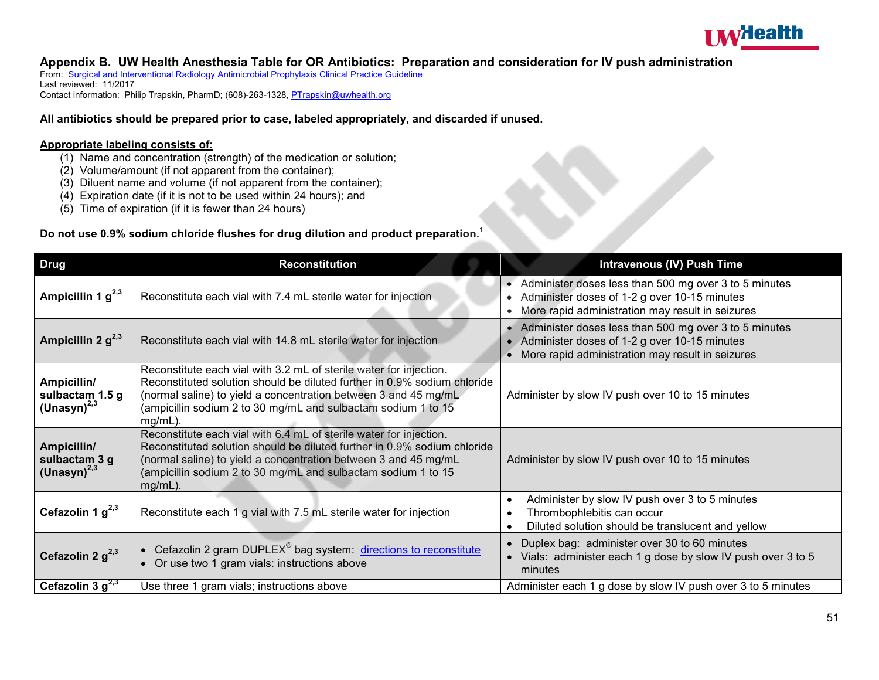## Appendix B. UW Health Anesthesia Table for OR Antibiotics: Preparation and consideration for IV push administration

From: Surgical and Interventional Radiology Antimicrobial Prophylaxis Clinical Practice Guideline
Last reviewed: 11/2017
Contact information: Philip Trapskin, PharmD; (608)-263-1328, PTrapskin@uwhealth.org

**All antibiotics should be prepared prior to case, labeled appropriately, and discarded if unused.**

**Appropriate labeling consists of:**

(1) Name and concentration (strength) of the medication or solution;
(2) Volume/amount (if not apparent from the container);
(3) Diluent name and volume (if not apparent from the container);
(4) Expiration date (if it is not to be used within 24 hours); and
(5) Time of expiration (if it is fewer than 24 hours)

**Do not use 0.9% sodium chloride flushes for drug dilution and product preparation.[1]**

| Drug | Reconstitution | Intravenous (IV) Push Time |
|---|---|---|
| **Ampicillin 1 g[2,3]** | Reconstitute each vial with 7.4 mL sterile water for injection | • Administer doses less than 500 mg over 3 to 5 minutes<br>• Administer doses of 1-2 g over 10-15 minutes<br>• More rapid administration may result in seizures |
| **Ampicillin 2 g[2,3]** | Reconstitute each vial with 14.8 mL sterile water for injection | • Administer doses less than 500 mg over 3 to 5 minutes<br>• Administer doses of 1-2 g over 10-15 minutes<br>• More rapid administration may result in seizures |
| **Ampicillin/ sulbactam 1.5 g (Unasyn)[2,3]** | Reconstitute each vial with 3.2 mL of sterile water for injection. Reconstituted solution should be diluted further in 0.9% sodium chloride (normal saline) to yield a concentration between 3 and 45 mg/mL (ampicillin sodium 2 to 30 mg/mL and sulbactam sodium 1 to 15 mg/mL). | Administer by slow IV push over 10 to 15 minutes |
| **Ampicillin/ sulbactam 3 g (Unasyn)[2,3]** | Reconstitute each vial with 6.4 mL of sterile water for injection. Reconstituted solution should be diluted further in 0.9% sodium chloride (normal saline) to yield a concentration between 3 and 45 mg/mL (ampicillin sodium 2 to 30 mg/mL and sulbactam sodium 1 to 15 mg/mL). | Administer by slow IV push over 10 to 15 minutes |
| **Cefazolin 1 g[2,3]** | Reconstitute each 1 g vial with 7.5 mL sterile water for injection | • Administer by slow IV push over 3 to 5 minutes<br>• Thrombophlebitis can occur<br>• Diluted solution should be translucent and yellow |
| **Cefazolin 2 g[2,3]** | • Cefazolin 2 gram DUPLEX® bag system: directions to reconstitute<br>• Or use two 1 gram vials: instructions above | • Duplex bag: administer over 30 to 60 minutes<br>• Vials: administer each 1 g dose by slow IV push over 3 to 5 minutes |
| **Cefazolin 3 g[2,3]** | Use three 1 gram vials; instructions above | Administer each 1 g dose by slow IV push over 3 to 5 minutes |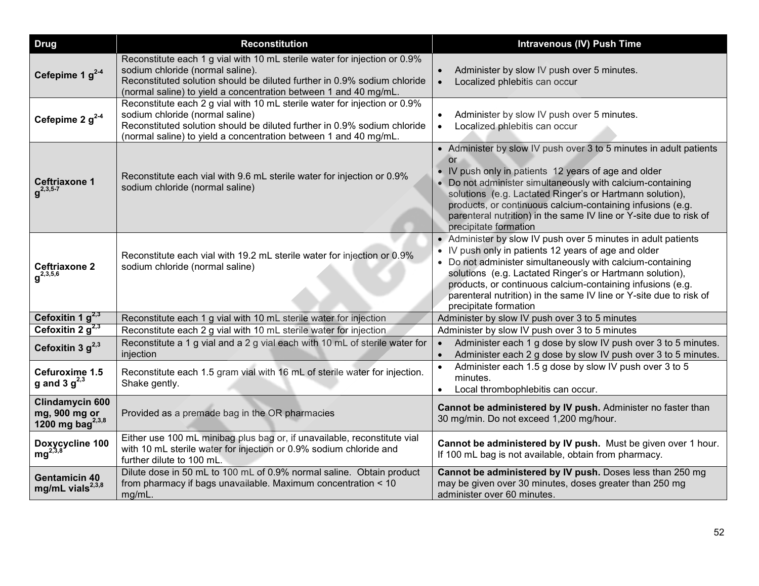| Drug | Reconstitution | Intravenous (IV) Push Time |
|---|---|---|
| **Cefepime 1 g**[2-4] | Reconstitute each 1 g vial with 10 mL sterile water for injection or 0.9% sodium chloride (normal saline).<br>Reconstituted solution should be diluted further in 0.9% sodium chloride (normal saline) to yield a concentration between 1 and 40 mg/mL. | • Administer by slow IV push over 5 minutes.<br>• Localized phlebitis can occur |
| **Cefepime 2 g**[2-4] | Reconstitute each 2 g vial with 10 mL sterile water for injection or 0.9% sodium chloride (normal saline)<br>Reconstituted solution should be diluted further in 0.9% sodium chloride (normal saline) to yield a concentration between 1 and 40 mg/mL. | • Administer by slow IV push over 5 minutes.<br>• Localized phlebitis can occur |
| **Ceftriaxone 1 g**[2,3,5-7] | Reconstitute each vial with 9.6 mL sterile water for injection or 0.9% sodium chloride (normal saline) | • Administer by slow IV push over 3 to 5 minutes in adult patients or<br>• IV push only in patients 12 years of age and older<br>• Do not administer simultaneously with calcium-containing solutions (e.g. Lactated Ringer's or Hartmann solution), products, or continuous calcium-containing infusions (e.g. parenteral nutrition) in the same IV line or Y-site due to risk of precipitate formation |
| **Ceftriaxone 2 g**[2,3,5,6] | Reconstitute each vial with 19.2 mL sterile water for injection or 0.9% sodium chloride (normal saline) | • Administer by slow IV push over 5 minutes in adult patients<br>• IV push only in patients 12 years of age and older<br>• Do not administer simultaneously with calcium-containing solutions (e.g. Lactated Ringer's or Hartmann solution), products, or continuous calcium-containing infusions (e.g. parenteral nutrition) in the same IV line or Y-site due to risk of precipitate formation |
| **Cefoxitin 1 g**[2,3] | Reconstitute each 1 g vial with 10 mL sterile water for injection | Administer by slow IV push over 3 to 5 minutes |
| **Cefoxitin 2 g**[2,3] | Reconstitute each 2 g vial with 10 mL sterile water for injection | Administer by slow IV push over 3 to 5 minutes |
| **Cefoxitin 3 g**[2,3] | Reconstitute a 1 g vial and a 2 g vial each with 10 mL of sterile water for injection | • Administer each 1 g dose by slow IV push over 3 to 5 minutes.<br>• Administer each 2 g dose by slow IV push over 3 to 5 minutes. |
| **Cefuroxime 1.5 g and 3 g**[2,3] | Reconstitute each 1.5 gram vial with 16 mL of sterile water for injection. Shake gently. | • Administer each 1.5 g dose by slow IV push over 3 to 5 minutes.<br>• Local thrombophlebitis can occur. |
| **Clindamycin 600 mg, 900 mg or 1200 mg bag**[2,3,8] | Provided as a premade bag in the OR pharmacies | **Cannot be administered by IV push.** Administer no faster than 30 mg/min. Do not exceed 1,200 mg/hour. |
| **Doxycycline 100 mg**[2,3,8] | Either use 100 mL minibag plus bag or, if unavailable, reconstitute vial with 10 mL sterile water for injection or 0.9% sodium chloride and further dilute to 100 mL. | **Cannot be administered by IV push.** Must be given over 1 hour. If 100 mL bag is not available, obtain from pharmacy. |
| **Gentamicin 40 mg/mL vials**[2,3,8] | Dilute dose in 50 mL to 100 mL of 0.9% normal saline. Obtain product from pharmacy if bags unavailable. Maximum concentration < 10 mg/mL. | **Cannot be administered by IV push.** Doses less than 250 mg may be given over 30 minutes, doses greater than 250 mg administer over 60 minutes. |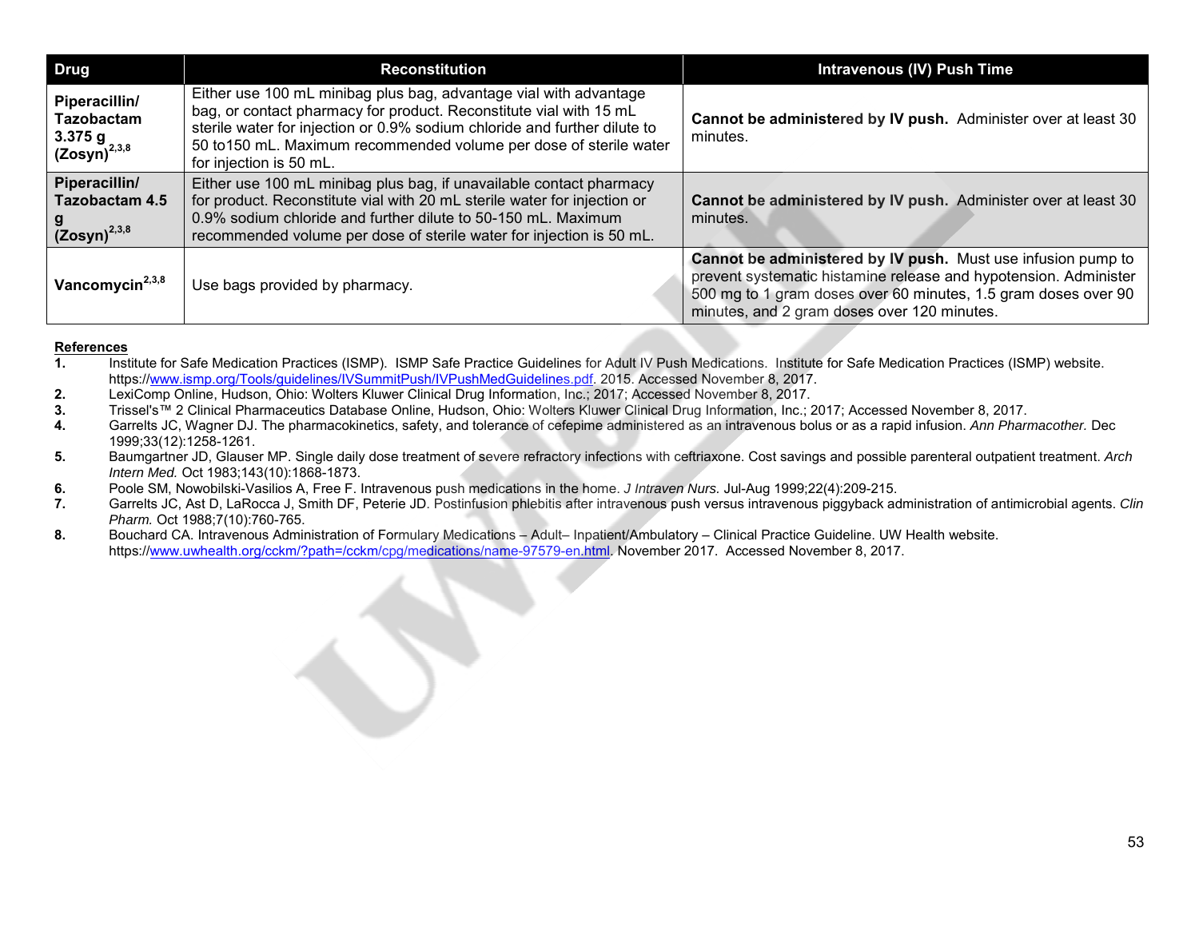| Drug | Reconstitution | Intravenous (IV) Push Time |
|---|---|---|
| **Piperacillin/ Tazobactam 3.375 g (Zosyn)[2,3,8]** | Either use 100 mL minibag plus bag, advantage vial with advantage bag, or contact pharmacy for product. Reconstitute vial with 15 mL sterile water for injection or 0.9% sodium chloride and further dilute to 50 to150 mL. Maximum recommended volume per dose of sterile water for injection is 50 mL. | **Cannot be administered by IV push.** Administer over at least 30 minutes. |
| **Piperacillin/ Tazobactam 4.5 g (Zosyn)[2,3,8]** | Either use 100 mL minibag plus bag, if unavailable contact pharmacy for product. Reconstitute vial with 20 mL sterile water for injection or 0.9% sodium chloride and further dilute to 50-150 mL. Maximum recommended volume per dose of sterile water for injection is 50 mL. | **Cannot be administered by IV push.** Administer over at least 30 minutes. |
| **Vancomycin[2,3,8]** | Use bags provided by pharmacy. | **Cannot be administered by IV push.** Must use infusion pump to prevent systematic histamine release and hypotension. Administer 500 mg to 1 gram doses over 60 minutes, 1.5 gram doses over 90 minutes, and 2 gram doses over 120 minutes. |

**References**

1. Institute for Safe Medication Practices (ISMP). ISMP Safe Practice Guidelines for Adult IV Push Medications. Institute for Safe Medication Practices (ISMP) website. https://www.ismp.org/Tools/guidelines/IVSummitPush/IVPushMedGuidelines.pdf. 2015. Accessed November 8, 2017.
2. LexiComp Online, Hudson, Ohio: Wolters Kluwer Clinical Drug Information, Inc.; 2017; Accessed November 8, 2017.
3. Trissel's™ 2 Clinical Pharmaceutics Database Online, Hudson, Ohio: Wolters Kluwer Clinical Drug Information, Inc.; 2017; Accessed November 8, 2017.
4. Garrelts JC, Wagner DJ. The pharmacokinetics, safety, and tolerance of cefepime administered as an intravenous bolus or as a rapid infusion. *Ann Pharmacother.* Dec 1999;33(12):1258-1261.
5. Baumgartner JD, Glauser MP. Single daily dose treatment of severe refractory infections with ceftriaxone. Cost savings and possible parenteral outpatient treatment. *Arch Intern Med.* Oct 1983;143(10):1868-1873.
6. Poole SM, Nowobilski-Vasilios A, Free F. Intravenous push medications in the home. *J Intraven Nurs.* Jul-Aug 1999;22(4):209-215.
7. Garrelts JC, Ast D, LaRocca J, Smith DF, Peterie JD. Postinfusion phlebitis after intravenous push versus intravenous piggyback administration of antimicrobial agents. *Clin Pharm.* Oct 1988;7(10):760-765.
8. Bouchard CA. Intravenous Administration of Formulary Medications – Adult– Inpatient/Ambulatory – Clinical Practice Guideline. UW Health website. https://www.uwhealth.org/cckm/?path=/cckm/cpg/medications/name-97579-en.html. November 2017. Accessed November 8, 2017.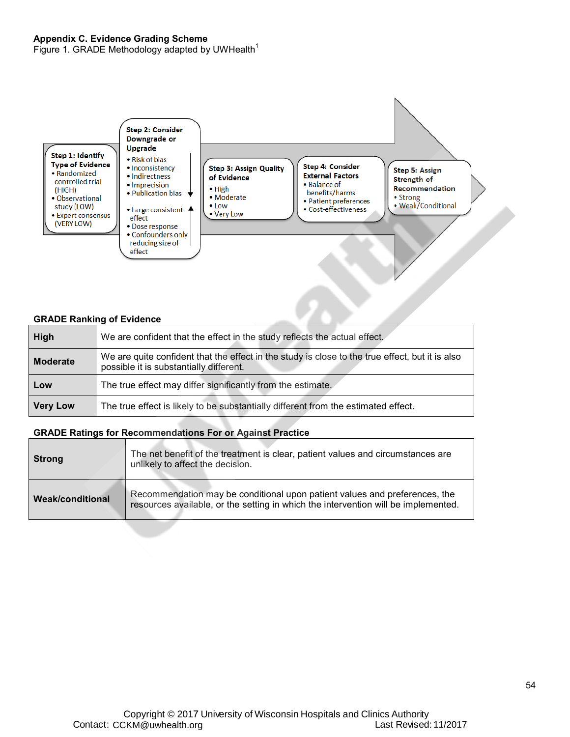## Appendix C. Evidence Grading Scheme

Figure 1. GRADE Methodology adapted by UWHealth[1]

**Step 1: Identify Type of Evidence**
- Randomized controlled trial (HIGH)
- Observational study (LOW)
- Expert consensus (VERY LOW)

**Step 2: Consider Downgrade or Upgrade**
- Risk of bias
- Inconsistency
- Indirectness
- Imprecision
- Publication bias

- Large consistent effect
- Dose response
- Confounders only reducing size of effect

**Step 3: Assign Quality of Evidence**
- High
- Moderate
- Low
- Very Low

**Step 4: Consider External Factors**
- Balance of benefits/harms
- Patient preferences
- Cost-effectiveness

**Step 5: Assign Strength of Recommendation**
- Strong
- Weak/Conditional

### GRADE Ranking of Evidence

| | |
|---|---|
| **High** | We are confident that the effect in the study reflects the actual effect. |
| **Moderate** | We are quite confident that the effect in the study is close to the true effect, but it is also possible it is substantially different. |
| **Low** | The true effect may differ significantly from the estimate. |
| **Very Low** | The true effect is likely to be substantially different from the estimated effect. |

### GRADE Ratings for Recommendations For or Against Practice

| | |
|---|---|
| **Strong** | The net benefit of the treatment is clear, patient values and circumstances are unlikely to affect the decision. |
| **Weak/conditional** | Recommendation may be conditional upon patient values and preferences, the resources available, or the setting in which the intervention will be implemented. |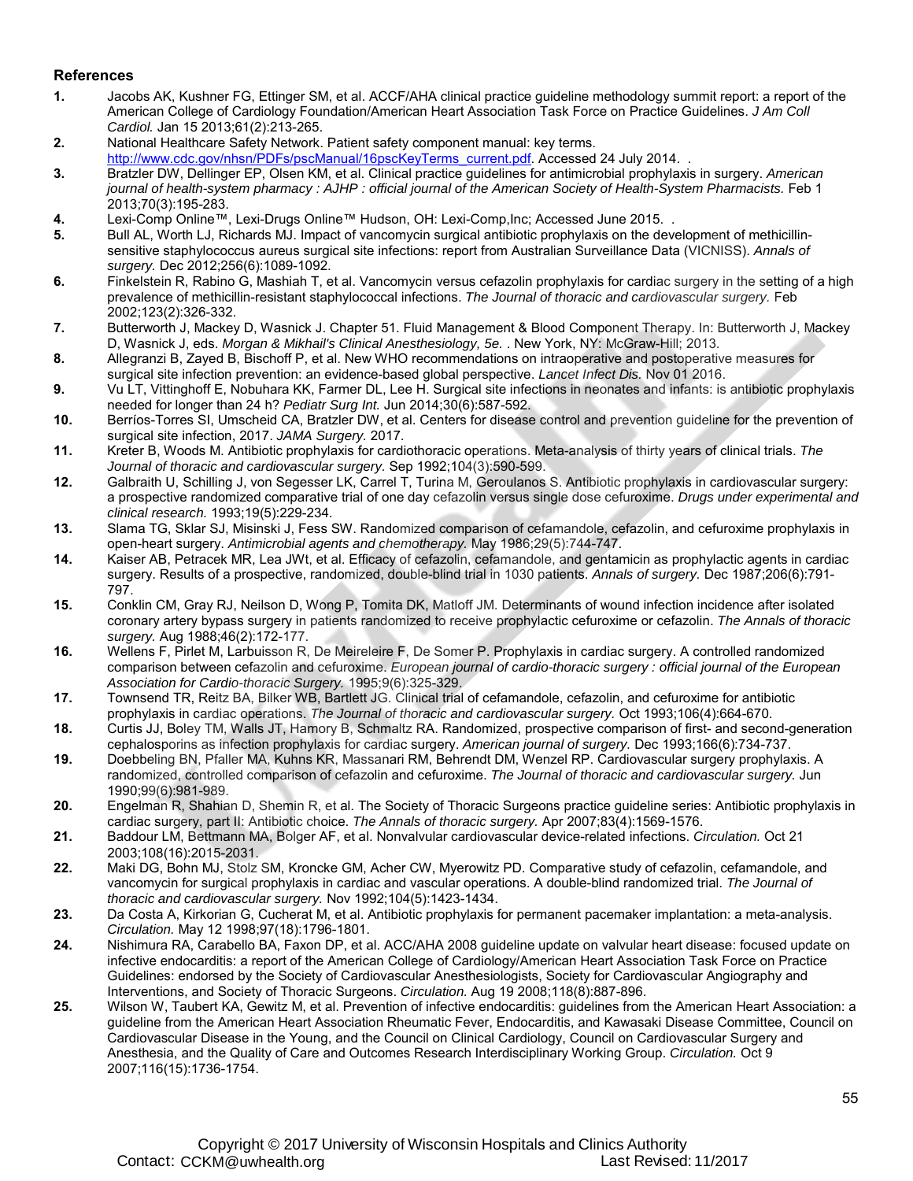## References

1. Jacobs AK, Kushner FG, Ettinger SM, et al. ACCF/AHA clinical practice guideline methodology summit report: a report of the American College of Cardiology Foundation/American Heart Association Task Force on Practice Guidelines. *J Am Coll Cardiol.* Jan 15 2013;61(2):213-265.
2. National Healthcare Safety Network. Patient safety component manual: key terms. http://www.cdc.gov/nhsn/PDFs/pscManual/16pscKeyTerms_current.pdf. Accessed 24 July 2014. .
3. Bratzler DW, Dellinger EP, Olsen KM, et al. Clinical practice guidelines for antimicrobial prophylaxis in surgery. *American journal of health-system pharmacy : AJHP : official journal of the American Society of Health-System Pharmacists.* Feb 1 2013;70(3):195-283.
4. Lexi-Comp Online™, Lexi-Drugs Online™ Hudson, OH: Lexi-Comp,Inc; Accessed June 2015. .
5. Bull AL, Worth LJ, Richards MJ. Impact of vancomycin surgical antibiotic prophylaxis on the development of methicillin-sensitive staphylococcus aureus surgical site infections: report from Australian Surveillance Data (VICNISS). *Annals of surgery.* Dec 2012;256(6):1089-1092.
6. Finkelstein R, Rabino G, Mashiah T, et al. Vancomycin versus cefazolin prophylaxis for cardiac surgery in the setting of a high prevalence of methicillin-resistant staphylococcal infections. *The Journal of thoracic and cardiovascular surgery.* Feb 2002;123(2):326-332.
7. Butterworth J, Mackey D, Wasnick J. Chapter 51. Fluid Management & Blood Component Therapy. In: Butterworth J, Mackey D, Wasnick J, eds. *Morgan & Mikhail's Clinical Anesthesiology, 5e.* . New York, NY: McGraw-Hill; 2013.
8. Allegranzi B, Zayed B, Bischoff P, et al. New WHO recommendations on intraoperative and postoperative measures for surgical site infection prevention: an evidence-based global perspective. *Lancet Infect Dis.* Nov 01 2016.
9. Vu LT, Vittinghoff E, Nobuhara KK, Farmer DL, Lee H. Surgical site infections in neonates and infants: is antibiotic prophylaxis needed for longer than 24 h? *Pediatr Surg Int.* Jun 2014;30(6):587-592.
10. Berríos-Torres SI, Umscheid CA, Bratzler DW, et al. Centers for disease control and prevention guideline for the prevention of surgical site infection, 2017. *JAMA Surgery.* 2017.
11. Kreter B, Woods M. Antibiotic prophylaxis for cardiothoracic operations. Meta-analysis of thirty years of clinical trials. *The Journal of thoracic and cardiovascular surgery.* Sep 1992;104(3):590-599.
12. Galbraith U, Schilling J, von Segesser LK, Carrel T, Turina M, Geroulanos S. Antibiotic prophylaxis in cardiovascular surgery: a prospective randomized comparative trial of one day cefazolin versus single dose cefuroxime. *Drugs under experimental and clinical research.* 1993;19(5):229-234.
13. Slama TG, Sklar SJ, Misinski J, Fess SW. Randomized comparison of cefamandole, cefazolin, and cefuroxime prophylaxis in open-heart surgery. *Antimicrobial agents and chemotherapy.* May 1986;29(5):744-747.
14. Kaiser AB, Petracek MR, Lea JWt, et al. Efficacy of cefazolin, cefamandole, and gentamicin as prophylactic agents in cardiac surgery. Results of a prospective, randomized, double-blind trial in 1030 patients. *Annals of surgery.* Dec 1987;206(6):791-797.
15. Conklin CM, Gray RJ, Neilson D, Wong P, Tomita DK, Matloff JM. Determinants of wound infection incidence after isolated coronary artery bypass surgery in patients randomized to receive prophylactic cefuroxime or cefazolin. *The Annals of thoracic surgery.* Aug 1988;46(2):172-177.
16. Wellens F, Pirlet M, Larbuisson R, De Meireleire F, De Somer P. Prophylaxis in cardiac surgery. A controlled randomized comparison between cefazolin and cefuroxime. *European journal of cardio-thoracic surgery : official journal of the European Association for Cardio-thoracic Surgery.* 1995;9(6):325-329.
17. Townsend TR, Reitz BA, Bilker WB, Bartlett JG. Clinical trial of cefamandole, cefazolin, and cefuroxime for antibiotic prophylaxis in cardiac operations. *The Journal of thoracic and cardiovascular surgery.* Oct 1993;106(4):664-670.
18. Curtis JJ, Boley TM, Walls JT, Hamory B, Schmaltz RA. Randomized, prospective comparison of first- and second-generation cephalosporins as infection prophylaxis for cardiac surgery. *American journal of surgery.* Dec 1993;166(6):734-737.
19. Doebbeling BN, Pfaller MA, Kuhns KR, Massanari RM, Behrendt DM, Wenzel RP. Cardiovascular surgery prophylaxis. A randomized, controlled comparison of cefazolin and cefuroxime. *The Journal of thoracic and cardiovascular surgery.* Jun 1990;99(6):981-989.
20. Engelman R, Shahian D, Shemin R, et al. The Society of Thoracic Surgeons practice guideline series: Antibiotic prophylaxis in cardiac surgery, part II: Antibiotic choice. *The Annals of thoracic surgery.* Apr 2007;83(4):1569-1576.
21. Baddour LM, Bettmann MA, Bolger AF, et al. Nonvalvular cardiovascular device-related infections. *Circulation.* Oct 21 2003;108(16):2015-2031.
22. Maki DG, Bohn MJ, Stolz SM, Kroncke GM, Acher CW, Myerowitz PD. Comparative study of cefazolin, cefamandole, and vancomycin for surgical prophylaxis in cardiac and vascular operations. A double-blind randomized trial. *The Journal of thoracic and cardiovascular surgery.* Nov 1992;104(5):1423-1434.
23. Da Costa A, Kirkorian G, Cucherat M, et al. Antibiotic prophylaxis for permanent pacemaker implantation: a meta-analysis. *Circulation.* May 12 1998;97(18):1796-1801.
24. Nishimura RA, Carabello BA, Faxon DP, et al. ACC/AHA 2008 guideline update on valvular heart disease: focused update on infective endocarditis: a report of the American College of Cardiology/American Heart Association Task Force on Practice Guidelines: endorsed by the Society of Cardiovascular Anesthesiologists, Society for Cardiovascular Angiography and Interventions, and Society of Thoracic Surgeons. *Circulation.* Aug 19 2008;118(8):887-896.
25. Wilson W, Taubert KA, Gewitz M, et al. Prevention of infective endocarditis: guidelines from the American Heart Association: a guideline from the American Heart Association Rheumatic Fever, Endocarditis, and Kawasaki Disease Committee, Council on Cardiovascular Disease in the Young, and the Council on Clinical Cardiology, Council on Cardiovascular Surgery and Anesthesia, and the Quality of Care and Outcomes Research Interdisciplinary Working Group. *Circulation.* Oct 9 2007;116(15):1736-1754.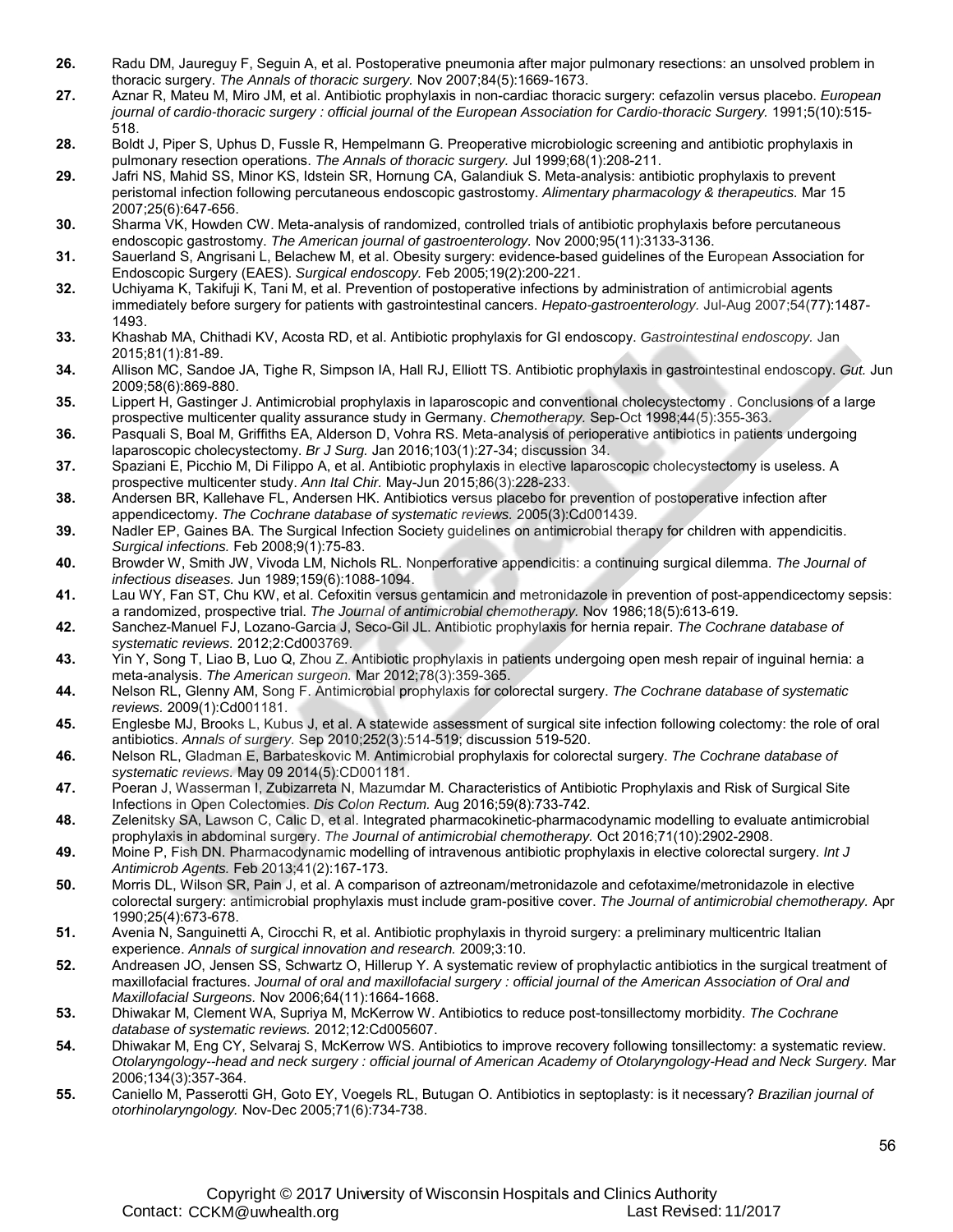26. Radu DM, Jaureguy F, Seguin A, et al. Postoperative pneumonia after major pulmonary resections: an unsolved problem in thoracic surgery. *The Annals of thoracic surgery.* Nov 2007;84(5):1669-1673.
27. Aznar R, Mateu M, Miro JM, et al. Antibiotic prophylaxis in non-cardiac thoracic surgery: cefazolin versus placebo. *European journal of cardio-thoracic surgery : official journal of the European Association for Cardio-thoracic Surgery.* 1991;5(10):515-518.
28. Boldt J, Piper S, Uphus D, Fussle R, Hempelmann G. Preoperative microbiologic screening and antibiotic prophylaxis in pulmonary resection operations. *The Annals of thoracic surgery.* Jul 1999;68(1):208-211.
29. Jafri NS, Mahid SS, Minor KS, Idstein SR, Hornung CA, Galandiuk S. Meta-analysis: antibiotic prophylaxis to prevent peristomal infection following percutaneous endoscopic gastrostomy. *Alimentary pharmacology & therapeutics.* Mar 15 2007;25(6):647-656.
30. Sharma VK, Howden CW. Meta-analysis of randomized, controlled trials of antibiotic prophylaxis before percutaneous endoscopic gastrostomy. *The American journal of gastroenterology.* Nov 2000;95(11):3133-3136.
31. Sauerland S, Angrisani L, Belachew M, et al. Obesity surgery: evidence-based guidelines of the European Association for Endoscopic Surgery (EAES). *Surgical endoscopy.* Feb 2005;19(2):200-221.
32. Uchiyama K, Takifuji K, Tani M, et al. Prevention of postoperative infections by administration of antimicrobial agents immediately before surgery for patients with gastrointestinal cancers. *Hepato-gastroenterology.* Jul-Aug 2007;54(77):1487-1493.
33. Khashab MA, Chithadi KV, Acosta RD, et al. Antibiotic prophylaxis for GI endoscopy. *Gastrointestinal endoscopy.* Jan 2015;81(1):81-89.
34. Allison MC, Sandoe JA, Tighe R, Simpson IA, Hall RJ, Elliott TS. Antibiotic prophylaxis in gastrointestinal endoscopy. *Gut.* Jun 2009;58(6):869-880.
35. Lippert H, Gastinger J. Antimicrobial prophylaxis in laparoscopic and conventional cholecystectomy . Conclusions of a large prospective multicenter quality assurance study in Germany. *Chemotherapy.* Sep-Oct 1998;44(5):355-363.
36. Pasquali S, Boal M, Griffiths EA, Alderson D, Vohra RS. Meta-analysis of perioperative antibiotics in patients undergoing laparoscopic cholecystectomy. *Br J Surg.* Jan 2016;103(1):27-34; discussion 34.
37. Spaziani E, Picchio M, Di Filippo A, et al. Antibiotic prophylaxis in elective laparoscopic cholecystectomy is useless. A prospective multicenter study. *Ann Ital Chir.* May-Jun 2015;86(3):228-233.
38. Andersen BR, Kallehave FL, Andersen HK. Antibiotics versus placebo for prevention of postoperative infection after appendicectomy. *The Cochrane database of systematic reviews.* 2005(3):Cd001439.
39. Nadler EP, Gaines BA. The Surgical Infection Society guidelines on antimicrobial therapy for children with appendicitis. *Surgical infections.* Feb 2008;9(1):75-83.
40. Browder W, Smith JW, Vivoda LM, Nichols RL. Nonperforative appendicitis: a continuing surgical dilemma. *The Journal of infectious diseases.* Jun 1989;159(6):1088-1094.
41. Lau WY, Fan ST, Chu KW, et al. Cefoxitin versus gentamicin and metronidazole in prevention of post-appendicectomy sepsis: a randomized, prospective trial. *The Journal of antimicrobial chemotherapy.* Nov 1986;18(5):613-619.
42. Sanchez-Manuel FJ, Lozano-Garcia J, Seco-Gil JL. Antibiotic prophylaxis for hernia repair. *The Cochrane database of systematic reviews.* 2012;2:Cd003769.
43. Yin Y, Song T, Liao B, Luo Q, Zhou Z. Antibiotic prophylaxis in patients undergoing open mesh repair of inguinal hernia: a meta-analysis. *The American surgeon.* Mar 2012;78(3):359-365.
44. Nelson RL, Glenny AM, Song F. Antimicrobial prophylaxis for colorectal surgery. *The Cochrane database of systematic reviews.* 2009(1):Cd001181.
45. Englesbe MJ, Brooks L, Kubus J, et al. A statewide assessment of surgical site infection following colectomy: the role of oral antibiotics. *Annals of surgery.* Sep 2010;252(3):514-519; discussion 519-520.
46. Nelson RL, Gladman E, Barbateskovic M. Antimicrobial prophylaxis for colorectal surgery. *The Cochrane database of systematic reviews.* May 09 2014(5):CD001181.
47. Poeran J, Wasserman I, Zubizarreta N, Mazumdar M. Characteristics of Antibiotic Prophylaxis and Risk of Surgical Site Infections in Open Colectomies. *Dis Colon Rectum.* Aug 2016;59(8):733-742.
48. Zelenitsky SA, Lawson C, Calic D, et al. Integrated pharmacokinetic-pharmacodynamic modelling to evaluate antimicrobial prophylaxis in abdominal surgery. *The Journal of antimicrobial chemotherapy.* Oct 2016;71(10):2902-2908.
49. Moine P, Fish DN. Pharmacodynamic modelling of intravenous antibiotic prophylaxis in elective colorectal surgery. *Int J Antimicrob Agents.* Feb 2013;41(2):167-173.
50. Morris DL, Wilson SR, Pain J, et al. A comparison of aztreonam/metronidazole and cefotaxime/metronidazole in elective colorectal surgery: antimicrobial prophylaxis must include gram-positive cover. *The Journal of antimicrobial chemotherapy.* Apr 1990;25(4):673-678.
51. Avenia N, Sanguinetti A, Cirocchi R, et al. Antibiotic prophylaxis in thyroid surgery: a preliminary multicentric Italian experience. *Annals of surgical innovation and research.* 2009;3:10.
52. Andreasen JO, Jensen SS, Schwartz O, Hillerup Y. A systematic review of prophylactic antibiotics in the surgical treatment of maxillofacial fractures. *Journal of oral and maxillofacial surgery : official journal of the American Association of Oral and Maxillofacial Surgeons.* Nov 2006;64(11):1664-1668.
53. Dhiwakar M, Clement WA, Supriya M, McKerrow W. Antibiotics to reduce post-tonsillectomy morbidity. *The Cochrane database of systematic reviews.* 2012;12:Cd005607.
54. Dhiwakar M, Eng CY, Selvaraj S, McKerrow WS. Antibiotics to improve recovery following tonsillectomy: a systematic review. *Otolaryngology--head and neck surgery : official journal of American Academy of Otolaryngology-Head and Neck Surgery.* Mar 2006;134(3):357-364.
55. Caniello M, Passerotti GH, Goto EY, Voegels RL, Butugan O. Antibiotics in septoplasty: is it necessary? *Brazilian journal of otorhinolaryngology.* Nov-Dec 2005;71(6):734-738.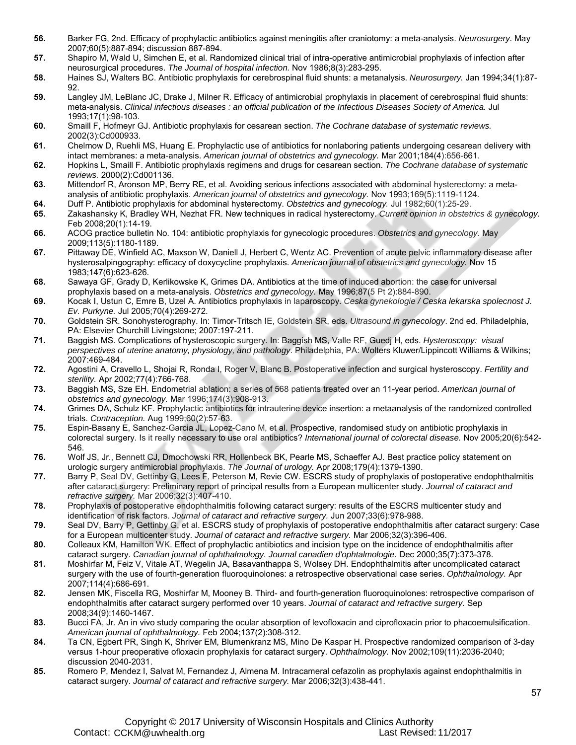**56.** Barker FG, 2nd. Efficacy of prophylactic antibiotics against meningitis after craniotomy: a meta-analysis. *Neurosurgery.* May 2007;60(5):887-894; discussion 887-894.

**57.** Shapiro M, Wald U, Simchen E, et al. Randomized clinical trial of intra-operative antimicrobial prophylaxis of infection after neurosurgical procedures. *The Journal of hospital infection.* Nov 1986;8(3):283-295.

**58.** Haines SJ, Walters BC. Antibiotic prophylaxis for cerebrospinal fluid shunts: a metanalysis. *Neurosurgery.* Jan 1994;34(1):87-92.

**59.** Langley JM, LeBlanc JC, Drake J, Milner R. Efficacy of antimicrobial prophylaxis in placement of cerebrospinal fluid shunts: meta-analysis. *Clinical infectious diseases : an official publication of the Infectious Diseases Society of America.* Jul 1993;17(1):98-103.

**60.** Smaill F, Hofmeyr GJ. Antibiotic prophylaxis for cesarean section. *The Cochrane database of systematic reviews.* 2002(3):Cd000933.

**61.** Chelmow D, Ruehli MS, Huang E. Prophylactic use of antibiotics for nonlaboring patients undergoing cesarean delivery with intact membranes: a meta-analysis. *American journal of obstetrics and gynecology.* Mar 2001;184(4):656-661.

**62.** Hopkins L, Smaill F. Antibiotic prophylaxis regimens and drugs for cesarean section. *The Cochrane database of systematic reviews.* 2000(2):Cd001136.

**63.** Mittendorf R, Aronson MP, Berry RE, et al. Avoiding serious infections associated with abdominal hysterectomy: a meta-analysis of antibiotic prophylaxis. *American journal of obstetrics and gynecology.* Nov 1993;169(5):1119-1124.

**64.** Duff P. Antibiotic prophylaxis for abdominal hysterectomy. *Obstetrics and gynecology.* Jul 1982;60(1):25-29.

**65.** Zakashansky K, Bradley WH, Nezhat FR. New techniques in radical hysterectomy. *Current opinion in obstetrics & gynecology.* Feb 2008;20(1):14-19.

**66.** ACOG practice bulletin No. 104: antibiotic prophylaxis for gynecologic procedures. *Obstetrics and gynecology.* May 2009;113(5):1180-1189.

**67.** Pittaway DE, Winfield AC, Maxson W, Daniell J, Herbert C, Wentz AC. Prevention of acute pelvic inflammatory disease after hysterosalpingography: efficacy of doxycycline prophylaxis. *American journal of obstetrics and gynecology.* Nov 15 1983;147(6):623-626.

**68.** Sawaya GF, Grady D, Kerlikowske K, Grimes DA. Antibiotics at the time of induced abortion: the case for universal prophylaxis based on a meta-analysis. *Obstetrics and gynecology.* May 1996;87(5 Pt 2):884-890.

**69.** Kocak I, Ustun C, Emre B, Uzel A. Antibiotics prophylaxis in laparoscopy. *Ceska gynekologie / Ceska lekarska spolecnost J. Ev. Purkyne.* Jul 2005;70(4):269-272.

**70.** Goldstein SR. Sonohysterography. In: Timor-Tritsch IE, Goldstein SR, eds. *Ultrasound in gynecology*. 2nd ed. Philadelphia, PA: Elsevier Churchill Livingstone; 2007:197-211.

**71.** Baggish MS. Complications of hysteroscopic surgery. In: Baggish MS, Valle RF, Guedj H, eds. *Hysteroscopy: visual perspectives of uterine anatomy, physiology, and pathology*. Philadelphia, PA: Wolters Kluwer/Lippincott Williams & Wilkins; 2007:469-484.

**72.** Agostini A, Cravello L, Shojai R, Ronda I, Roger V, Blanc B. Postoperative infection and surgical hysteroscopy. *Fertility and sterility.* Apr 2002;77(4):766-768.

**73.** Baggish MS, Sze EH. Endometrial ablation: a series of 568 patients treated over an 11-year period. *American journal of obstetrics and gynecology.* Mar 1996;174(3):908-913.

**74.** Grimes DA, Schulz KF. Prophylactic antibiotics for intrauterine device insertion: a metaanalysis of the randomized controlled trials. *Contraception.* Aug 1999;60(2):57-63.

**75.** Espin-Basany E, Sanchez-Garcia JL, Lopez-Cano M, et al. Prospective, randomised study on antibiotic prophylaxis in colorectal surgery. Is it really necessary to use oral antibiotics? *International journal of colorectal disease.* Nov 2005;20(6):542-546.

**76.** Wolf JS, Jr., Bennett CJ, Dmochowski RR, Hollenbeck BK, Pearle MS, Schaeffer AJ. Best practice policy statement on urologic surgery antimicrobial prophylaxis. *The Journal of urology.* Apr 2008;179(4):1379-1390.

**77.** Barry P, Seal DV, Gettinby G, Lees F, Peterson M, Revie CW. ESCRS study of prophylaxis of postoperative endophthalmitis after cataract surgery: Preliminary report of principal results from a European multicenter study. *Journal of cataract and refractive surgery.* Mar 2006;32(3):407-410.

**78.** Prophylaxis of postoperative endophthalmitis following cataract surgery: results of the ESCRS multicenter study and identification of risk factors. *Journal of cataract and refractive surgery.* Jun 2007;33(6):978-988.

**79.** Seal DV, Barry P, Gettinby G, et al. ESCRS study of prophylaxis of postoperative endophthalmitis after cataract surgery: Case for a European multicenter study. *Journal of cataract and refractive surgery.* Mar 2006;32(3):396-406.

**80.** Colleaux KM, Hamilton WK. Effect of prophylactic antibiotics and incision type on the incidence of endophthalmitis after cataract surgery. *Canadian journal of ophthalmology. Journal canadien d'ophtalmologie.* Dec 2000;35(7):373-378.

**81.** Moshirfar M, Feiz V, Vitale AT, Wegelin JA, Basavanthappa S, Wolsey DH. Endophthalmitis after uncomplicated cataract surgery with the use of fourth-generation fluoroquinolones: a retrospective observational case series. *Ophthalmology.* Apr 2007;114(4):686-691.

**82.** Jensen MK, Fiscella RG, Moshirfar M, Mooney B. Third- and fourth-generation fluoroquinolones: retrospective comparison of endophthalmitis after cataract surgery performed over 10 years. *Journal of cataract and refractive surgery.* Sep 2008;34(9):1460-1467.

**83.** Bucci FA, Jr. An in vivo study comparing the ocular absorption of levofloxacin and ciprofloxacin prior to phacoemulsification. *American journal of ophthalmology.* Feb 2004;137(2):308-312.

**84.** Ta CN, Egbert PR, Singh K, Shriver EM, Blumenkranz MS, Mino De Kaspar H. Prospective randomized comparison of 3-day versus 1-hour preoperative ofloxacin prophylaxis for cataract surgery. *Ophthalmology.* Nov 2002;109(11):2036-2040; discussion 2040-2031.

**85.** Romero P, Mendez I, Salvat M, Fernandez J, Almena M. Intracameral cefazolin as prophylaxis against endophthalmitis in cataract surgery. *Journal of cataract and refractive surgery.* Mar 2006;32(3):438-441.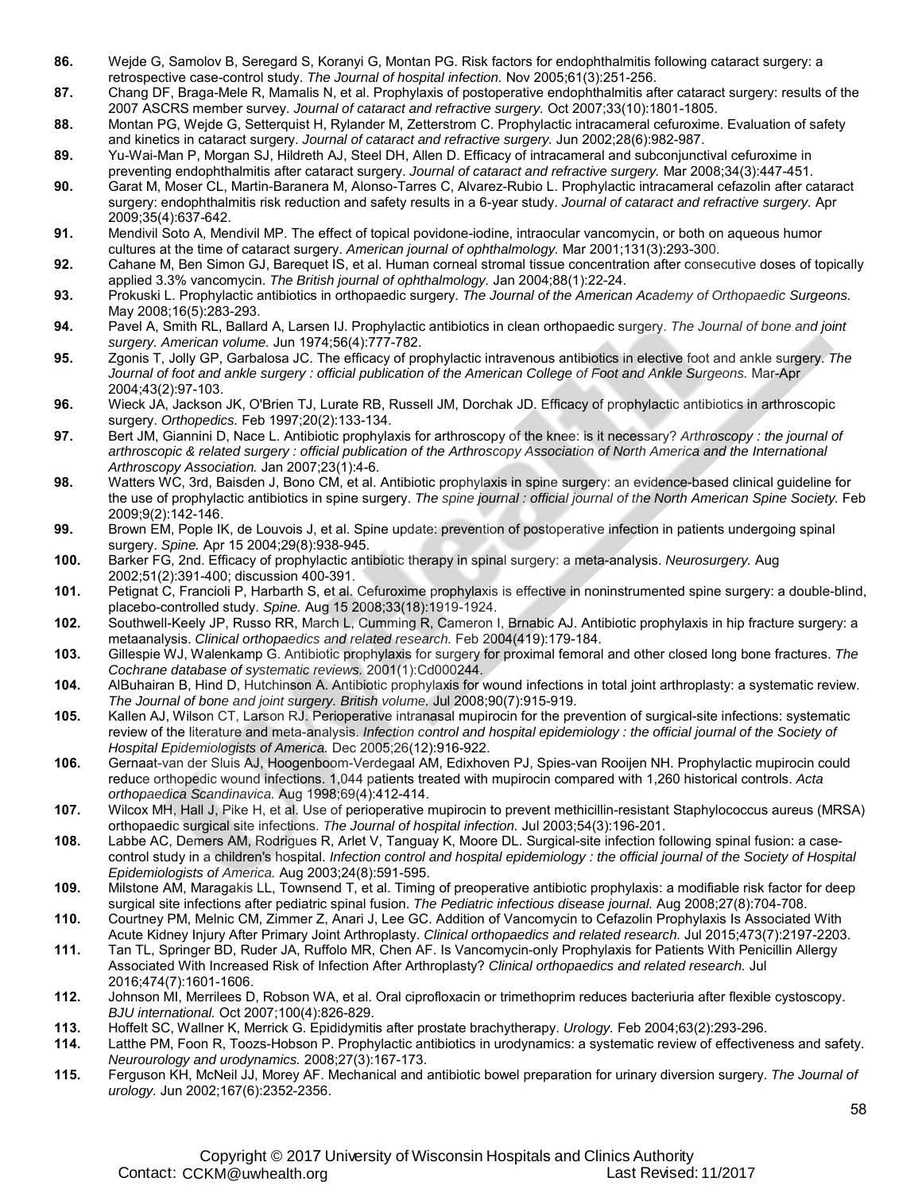86. Wejde G, Samolov B, Seregard S, Koranyi G, Montan PG. Risk factors for endophthalmitis following cataract surgery: a retrospective case-control study. *The Journal of hospital infection.* Nov 2005;61(3):251-256.
87. Chang DF, Braga-Mele R, Mamalis N, et al. Prophylaxis of postoperative endophthalmitis after cataract surgery: results of the 2007 ASCRS member survey. *Journal of cataract and refractive surgery.* Oct 2007;33(10):1801-1805.
88. Montan PG, Wejde G, Setterquist H, Rylander M, Zetterstrom C. Prophylactic intracameral cefuroxime. Evaluation of safety and kinetics in cataract surgery. *Journal of cataract and refractive surgery.* Jun 2002;28(6):982-987.
89. Yu-Wai-Man P, Morgan SJ, Hildreth AJ, Steel DH, Allen D. Efficacy of intracameral and subconjunctival cefuroxime in preventing endophthalmitis after cataract surgery. *Journal of cataract and refractive surgery.* Mar 2008;34(3):447-451.
90. Garat M, Moser CL, Martin-Baranera M, Alonso-Tarres C, Alvarez-Rubio L. Prophylactic intracameral cefazolin after cataract surgery: endophthalmitis risk reduction and safety results in a 6-year study. *Journal of cataract and refractive surgery.* Apr 2009;35(4):637-642.
91. Mendivil Soto A, Mendivil MP. The effect of topical povidone-iodine, intraocular vancomycin, or both on aqueous humor cultures at the time of cataract surgery. *American journal of ophthalmology.* Mar 2001;131(3):293-300.
92. Cahane M, Ben Simon GJ, Barequet IS, et al. Human corneal stromal tissue concentration after consecutive doses of topically applied 3.3% vancomycin. *The British journal of ophthalmology.* Jan 2004;88(1):22-24.
93. Prokuski L. Prophylactic antibiotics in orthopaedic surgery. *The Journal of the American Academy of Orthopaedic Surgeons.* May 2008;16(5):283-293.
94. Pavel A, Smith RL, Ballard A, Larsen IJ. Prophylactic antibiotics in clean orthopaedic surgery. *The Journal of bone and joint surgery. American volume.* Jun 1974;56(4):777-782.
95. Zgonis T, Jolly GP, Garbalosa JC. The efficacy of prophylactic intravenous antibiotics in elective foot and ankle surgery. *The Journal of foot and ankle surgery : official publication of the American College of Foot and Ankle Surgeons.* Mar-Apr 2004;43(2):97-103.
96. Wieck JA, Jackson JK, O'Brien TJ, Lurate RB, Russell JM, Dorchak JD. Efficacy of prophylactic antibiotics in arthroscopic surgery. *Orthopedics.* Feb 1997;20(2):133-134.
97. Bert JM, Giannini D, Nace L. Antibiotic prophylaxis for arthroscopy of the knee: is it necessary? *Arthroscopy : the journal of arthroscopic & related surgery : official publication of the Arthroscopy Association of North America and the International Arthroscopy Association.* Jan 2007;23(1):4-6.
98. Watters WC, 3rd, Baisden J, Bono CM, et al. Antibiotic prophylaxis in spine surgery: an evidence-based clinical guideline for the use of prophylactic antibiotics in spine surgery. *The spine journal : official journal of the North American Spine Society.* Feb 2009;9(2):142-146.
99. Brown EM, Pople IK, de Louvois J, et al. Spine update: prevention of postoperative infection in patients undergoing spinal surgery. *Spine.* Apr 15 2004;29(8):938-945.
100. Barker FG, 2nd. Efficacy of prophylactic antibiotic therapy in spinal surgery: a meta-analysis. *Neurosurgery.* Aug 2002;51(2):391-400; discussion 400-391.
101. Petignat C, Francioli P, Harbarth S, et al. Cefuroxime prophylaxis is effective in noninstrumented spine surgery: a double-blind, placebo-controlled study. *Spine.* Aug 15 2008;33(18):1919-1924.
102. Southwell-Keely JP, Russo RR, March L, Cumming R, Cameron I, Brnabic AJ. Antibiotic prophylaxis in hip fracture surgery: a metaanalysis. *Clinical orthopaedics and related research.* Feb 2004(419):179-184.
103. Gillespie WJ, Walenkamp G. Antibiotic prophylaxis for surgery for proximal femoral and other closed long bone fractures. *The Cochrane database of systematic reviews.* 2001(1):Cd000244.
104. AlBuhairan B, Hind D, Hutchinson A. Antibiotic prophylaxis for wound infections in total joint arthroplasty: a systematic review. *The Journal of bone and joint surgery. British volume.* Jul 2008;90(7):915-919.
105. Kallen AJ, Wilson CT, Larson RJ. Perioperative intranasal mupirocin for the prevention of surgical-site infections: systematic review of the literature and meta-analysis. *Infection control and hospital epidemiology : the official journal of the Society of Hospital Epidemiologists of America.* Dec 2005;26(12):916-922.
106. Gernaat-van der Sluis AJ, Hoogenboom-Verdegaal AM, Edixhoven PJ, Spies-van Rooijen NH. Prophylactic mupirocin could reduce orthopedic wound infections. 1,044 patients treated with mupirocin compared with 1,260 historical controls. *Acta orthopaedica Scandinavica.* Aug 1998;69(4):412-414.
107. Wilcox MH, Hall J, Pike H, et al. Use of perioperative mupirocin to prevent methicillin-resistant Staphylococcus aureus (MRSA) orthopaedic surgical site infections. *The Journal of hospital infection.* Jul 2003;54(3):196-201.
108. Labbe AC, Demers AM, Rodrigues R, Arlet V, Tanguay K, Moore DL. Surgical-site infection following spinal fusion: a case-control study in a children's hospital. *Infection control and hospital epidemiology : the official journal of the Society of Hospital Epidemiologists of America.* Aug 2003;24(8):591-595.
109. Milstone AM, Maragakis LL, Townsend T, et al. Timing of preoperative antibiotic prophylaxis: a modifiable risk factor for deep surgical site infections after pediatric spinal fusion. *The Pediatric infectious disease journal.* Aug 2008;27(8):704-708.
110. Courtney PM, Melnic CM, Zimmer Z, Anari J, Lee GC. Addition of Vancomycin to Cefazolin Prophylaxis Is Associated With Acute Kidney Injury After Primary Joint Arthroplasty. *Clinical orthopaedics and related research.* Jul 2015;473(7):2197-2203.
111. Tan TL, Springer BD, Ruder JA, Ruffolo MR, Chen AF. Is Vancomycin-only Prophylaxis for Patients With Penicillin Allergy Associated With Increased Risk of Infection After Arthroplasty? *Clinical orthopaedics and related research.* Jul 2016;474(7):1601-1606.
112. Johnson MI, Merrilees D, Robson WA, et al. Oral ciprofloxacin or trimethoprim reduces bacteriuria after flexible cystoscopy. *BJU international.* Oct 2007;100(4):826-829.
113. Hoffelt SC, Wallner K, Merrick G. Epididymitis after prostate brachytherapy. *Urology.* Feb 2004;63(2):293-296.
114. Latthe PM, Foon R, Toozs-Hobson P. Prophylactic antibiotics in urodynamics: a systematic review of effectiveness and safety. *Neurourology and urodynamics.* 2008;27(3):167-173.
115. Ferguson KH, McNeil JJ, Morey AF. Mechanical and antibiotic bowel preparation for urinary diversion surgery. *The Journal of urology.* Jun 2002;167(6):2352-2356.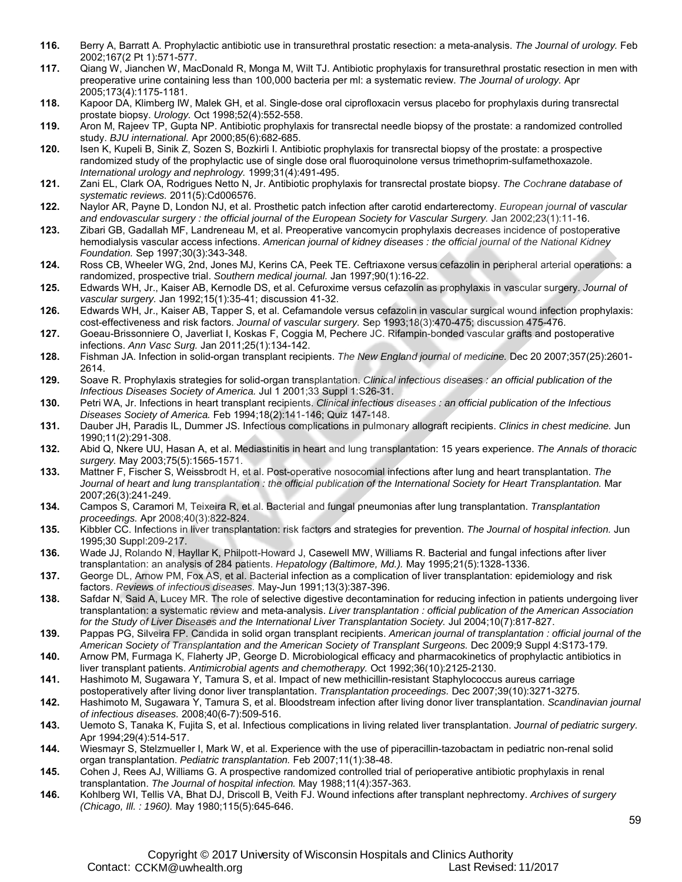**116.** Berry A, Barratt A. Prophylactic antibiotic use in transurethral prostatic resection: a meta-analysis. *The Journal of urology.* Feb 2002;167(2 Pt 1):571-577.

**117.** Qiang W, Jianchen W, MacDonald R, Monga M, Wilt TJ. Antibiotic prophylaxis for transurethral prostatic resection in men with preoperative urine containing less than 100,000 bacteria per ml: a systematic review. *The Journal of urology.* Apr 2005;173(4):1175-1181.

**118.** Kapoor DA, Klimberg IW, Malek GH, et al. Single-dose oral ciprofloxacin versus placebo for prophylaxis during transrectal prostate biopsy. *Urology.* Oct 1998;52(4):552-558.

**119.** Aron M, Rajeev TP, Gupta NP. Antibiotic prophylaxis for transrectal needle biopsy of the prostate: a randomized controlled study. *BJU international.* Apr 2000;85(6):682-685.

**120.** Isen K, Kupeli B, Sinik Z, Sozen S, Bozkirli I. Antibiotic prophylaxis for transrectal biopsy of the prostate: a prospective randomized study of the prophylactic use of single dose oral fluoroquinolone versus trimethoprim-sulfamethoxazole. *International urology and nephrology.* 1999;31(4):491-495.

**121.** Zani EL, Clark OA, Rodrigues Netto N, Jr. Antibiotic prophylaxis for transrectal prostate biopsy. *The Cochrane database of systematic reviews.* 2011(5):Cd006576.

**122.** Naylor AR, Payne D, London NJ, et al. Prosthetic patch infection after carotid endarterectomy. *European journal of vascular and endovascular surgery : the official journal of the European Society for Vascular Surgery.* Jan 2002;23(1):11-16.

**123.** Zibari GB, Gadallah MF, Landreneau M, et al. Preoperative vancomycin prophylaxis decreases incidence of postoperative hemodialysis vascular access infections. *American journal of kidney diseases : the official journal of the National Kidney Foundation.* Sep 1997;30(3):343-348.

**124.** Ross CB, Wheeler WG, 2nd, Jones MJ, Kerins CA, Peek TE. Ceftriaxone versus cefazolin in peripheral arterial operations: a randomized, prospective trial. *Southern medical journal.* Jan 1997;90(1):16-22.

**125.** Edwards WH, Jr., Kaiser AB, Kernodle DS, et al. Cefuroxime versus cefazolin as prophylaxis in vascular surgery. *Journal of vascular surgery.* Jan 1992;15(1):35-41; discussion 41-32.

**126.** Edwards WH, Jr., Kaiser AB, Tapper S, et al. Cefamandole versus cefazolin in vascular surgical wound infection prophylaxis: cost-effectiveness and risk factors. *Journal of vascular surgery.* Sep 1993;18(3):470-475; discussion 475-476.

**127.** Goeau-Brissonniere O, Javerliat I, Koskas F, Coggia M, Pechere JC. Rifampin-bonded vascular grafts and postoperative infections. *Ann Vasc Surg.* Jan 2011;25(1):134-142.

**128.** Fishman JA. Infection in solid-organ transplant recipients. *The New England journal of medicine.* Dec 20 2007;357(25):2601-2614.

**129.** Soave R. Prophylaxis strategies for solid-organ transplantation. *Clinical infectious diseases : an official publication of the Infectious Diseases Society of America.* Jul 1 2001;33 Suppl 1:S26-31.

**130.** Petri WA, Jr. Infections in heart transplant recipients. *Clinical infectious diseases : an official publication of the Infectious Diseases Society of America.* Feb 1994;18(2):141-146; Quiz 147-148.

**131.** Dauber JH, Paradis IL, Dummer JS. Infectious complications in pulmonary allograft recipients. *Clinics in chest medicine.* Jun 1990;11(2):291-308.

**132.** Abid Q, Nkere UU, Hasan A, et al. Mediastinitis in heart and lung transplantation: 15 years experience. *The Annals of thoracic surgery.* May 2003;75(5):1565-1571.

**133.** Mattner F, Fischer S, Weissbrodt H, et al. Post-operative nosocomial infections after lung and heart transplantation. *The Journal of heart and lung transplantation : the official publication of the International Society for Heart Transplantation.* Mar 2007;26(3):241-249.

**134.** Campos S, Caramori M, Teixeira R, et al. Bacterial and fungal pneumonias after lung transplantation. *Transplantation proceedings.* Apr 2008;40(3):822-824.

**135.** Kibbler CC. Infections in liver transplantation: risk factors and strategies for prevention. *The Journal of hospital infection.* Jun 1995;30 Suppl:209-217.

**136.** Wade JJ, Rolando N, Hayllar K, Philpott-Howard J, Casewell MW, Williams R. Bacterial and fungal infections after liver transplantation: an analysis of 284 patients. *Hepatology (Baltimore, Md.).* May 1995;21(5):1328-1336.

**137.** George DL, Arnow PM, Fox AS, et al. Bacterial infection as a complication of liver transplantation: epidemiology and risk factors. *Reviews of infectious diseases.* May-Jun 1991;13(3):387-396.

**138.** Safdar N, Said A, Lucey MR. The role of selective digestive decontamination for reducing infection in patients undergoing liver transplantation: a systematic review and meta-analysis. *Liver transplantation : official publication of the American Association for the Study of Liver Diseases and the International Liver Transplantation Society.* Jul 2004;10(7):817-827.

**139.** Pappas PG, Silveira FP. Candida in solid organ transplant recipients. *American journal of transplantation : official journal of the American Society of Transplantation and the American Society of Transplant Surgeons.* Dec 2009;9 Suppl 4:S173-179.

**140.** Arnow PM, Furmaga K, Flaherty JP, George D. Microbiological efficacy and pharmacokinetics of prophylactic antibiotics in liver transplant patients. *Antimicrobial agents and chemotherapy.* Oct 1992;36(10):2125-2130.

**141.** Hashimoto M, Sugawara Y, Tamura S, et al. Impact of new methicillin-resistant Staphylococcus aureus carriage postoperatively after living donor liver transplantation. *Transplantation proceedings.* Dec 2007;39(10):3271-3275.

**142.** Hashimoto M, Sugawara Y, Tamura S, et al. Bloodstream infection after living donor liver transplantation. *Scandinavian journal of infectious diseases.* 2008;40(6-7):509-516.

**143.** Uemoto S, Tanaka K, Fujita S, et al. Infectious complications in living related liver transplantation. *Journal of pediatric surgery.* Apr 1994;29(4):514-517.

**144.** Wiesmayr S, Stelzmueller I, Mark W, et al. Experience with the use of piperacillin-tazobactam in pediatric non-renal solid organ transplantation. *Pediatric transplantation.* Feb 2007;11(1):38-48.

**145.** Cohen J, Rees AJ, Williams G. A prospective randomized controlled trial of perioperative antibiotic prophylaxis in renal transplantation. *The Journal of hospital infection.* May 1988;11(4):357-363.

**146.** Kohlberg WI, Tellis VA, Bhat DJ, Driscoll B, Veith FJ. Wound infections after transplant nephrectomy. *Archives of surgery (Chicago, Ill. : 1960).* May 1980;115(5):645-646.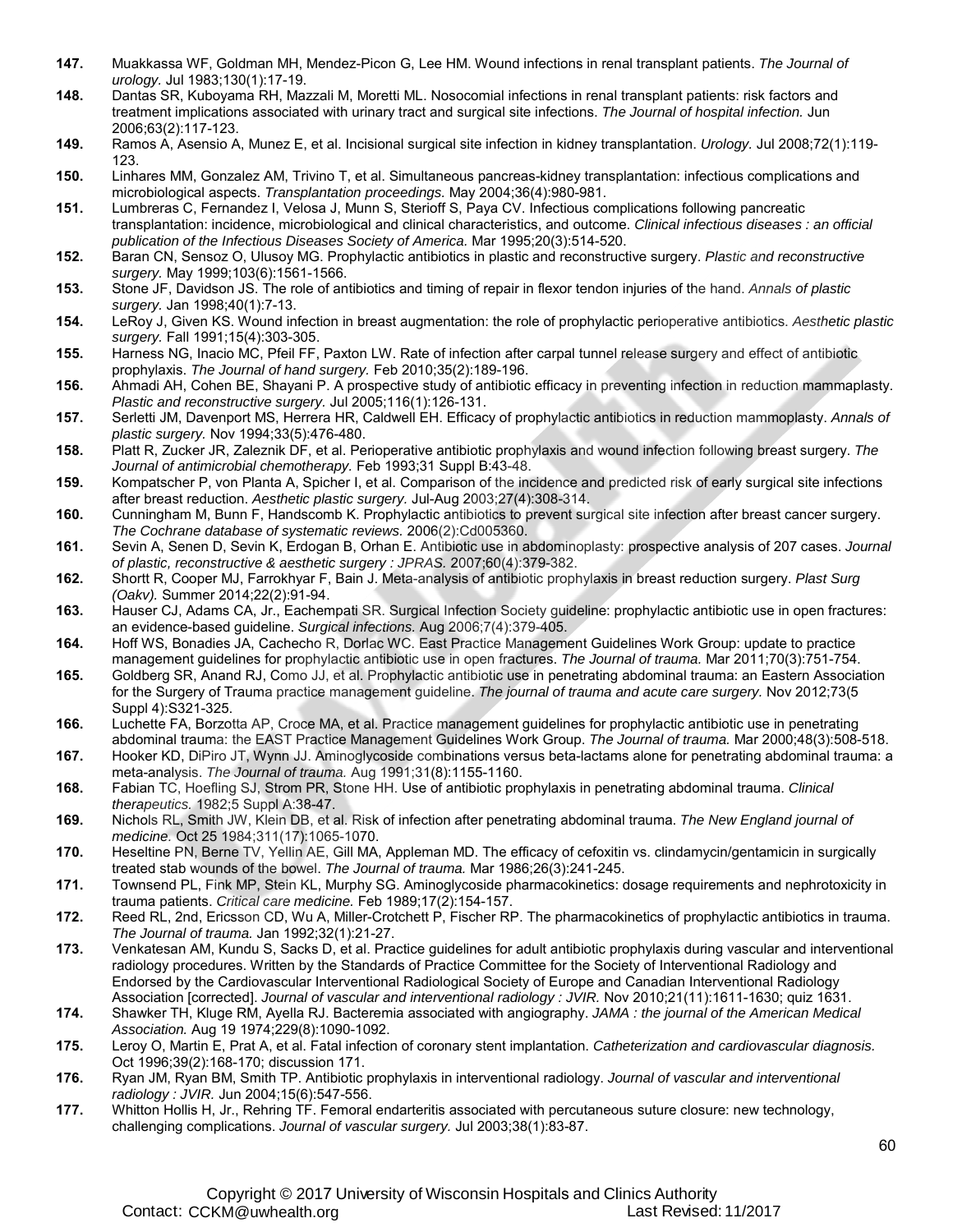**147.** Muakkassa WF, Goldman MH, Mendez-Picon G, Lee HM. Wound infections in renal transplant patients. *The Journal of urology.* Jul 1983;130(1):17-19.

**148.** Dantas SR, Kuboyama RH, Mazzali M, Moretti ML. Nosocomial infections in renal transplant patients: risk factors and treatment implications associated with urinary tract and surgical site infections. *The Journal of hospital infection.* Jun 2006;63(2):117-123.

**149.** Ramos A, Asensio A, Munez E, et al. Incisional surgical site infection in kidney transplantation. *Urology.* Jul 2008;72(1):119-123.

**150.** Linhares MM, Gonzalez AM, Trivino T, et al. Simultaneous pancreas-kidney transplantation: infectious complications and microbiological aspects. *Transplantation proceedings.* May 2004;36(4):980-981.

**151.** Lumbreras C, Fernandez I, Velosa J, Munn S, Sterioff S, Paya CV. Infectious complications following pancreatic transplantation: incidence, microbiological and clinical characteristics, and outcome. *Clinical infectious diseases : an official publication of the Infectious Diseases Society of America.* Mar 1995;20(3):514-520.

**152.** Baran CN, Sensoz O, Ulusoy MG. Prophylactic antibiotics in plastic and reconstructive surgery. *Plastic and reconstructive surgery.* May 1999;103(6):1561-1566.

**153.** Stone JF, Davidson JS. The role of antibiotics and timing of repair in flexor tendon injuries of the hand. *Annals of plastic surgery.* Jan 1998;40(1):7-13.

**154.** LeRoy J, Given KS. Wound infection in breast augmentation: the role of prophylactic perioperative antibiotics. *Aesthetic plastic surgery.* Fall 1991;15(4):303-305.

**155.** Harness NG, Inacio MC, Pfeil FF, Paxton LW. Rate of infection after carpal tunnel release surgery and effect of antibiotic prophylaxis. *The Journal of hand surgery.* Feb 2010;35(2):189-196.

**156.** Ahmadi AH, Cohen BE, Shayani P. A prospective study of antibiotic efficacy in preventing infection in reduction mammaplasty. *Plastic and reconstructive surgery.* Jul 2005;116(1):126-131.

**157.** Serletti JM, Davenport MS, Herrera HR, Caldwell EH. Efficacy of prophylactic antibiotics in reduction mammoplasty. *Annals of plastic surgery.* Nov 1994;33(5):476-480.

**158.** Platt R, Zucker JR, Zaleznik DF, et al. Perioperative antibiotic prophylaxis and wound infection following breast surgery. *The Journal of antimicrobial chemotherapy.* Feb 1993;31 Suppl B:43-48.

**159.** Kompatscher P, von Planta A, Spicher I, et al. Comparison of the incidence and predicted risk of early surgical site infections after breast reduction. *Aesthetic plastic surgery.* Jul-Aug 2003;27(4):308-314.

**160.** Cunningham M, Bunn F, Handscomb K. Prophylactic antibiotics to prevent surgical site infection after breast cancer surgery. *The Cochrane database of systematic reviews.* 2006(2):Cd005360.

**161.** Sevin A, Senen D, Sevin K, Erdogan B, Orhan E. Antibiotic use in abdominoplasty: prospective analysis of 207 cases. *Journal of plastic, reconstructive & aesthetic surgery : JPRAS.* 2007;60(4):379-382.

**162.** Shortt R, Cooper MJ, Farrokhyar F, Bain J. Meta-analysis of antibiotic prophylaxis in breast reduction surgery. *Plast Surg (Oakv).* Summer 2014;22(2):91-94.

**163.** Hauser CJ, Adams CA, Jr., Eachempati SR. Surgical Infection Society guideline: prophylactic antibiotic use in open fractures: an evidence-based guideline. *Surgical infections.* Aug 2006;7(4):379-405.

**164.** Hoff WS, Bonadies JA, Cachecho R, Dorlac WC. East Practice Management Guidelines Work Group: update to practice management guidelines for prophylactic antibiotic use in open fractures. *The Journal of trauma.* Mar 2011;70(3):751-754.

**165.** Goldberg SR, Anand RJ, Como JJ, et al. Prophylactic antibiotic use in penetrating abdominal trauma: an Eastern Association for the Surgery of Trauma practice management guideline. *The journal of trauma and acute care surgery.* Nov 2012;73(5 Suppl 4):S321-325.

**166.** Luchette FA, Borzotta AP, Croce MA, et al. Practice management guidelines for prophylactic antibiotic use in penetrating abdominal trauma: the EAST Practice Management Guidelines Work Group. *The Journal of trauma.* Mar 2000;48(3):508-518.

**167.** Hooker KD, DiPiro JT, Wynn JJ. Aminoglycoside combinations versus beta-lactams alone for penetrating abdominal trauma: a meta-analysis. *The Journal of trauma.* Aug 1991;31(8):1155-1160.

**168.** Fabian TC, Hoefling SJ, Strom PR, Stone HH. Use of antibiotic prophylaxis in penetrating abdominal trauma. *Clinical therapeutics.* 1982;5 Suppl A:38-47.

**169.** Nichols RL, Smith JW, Klein DB, et al. Risk of infection after penetrating abdominal trauma. *The New England journal of medicine.* Oct 25 1984;311(17):1065-1070.

**170.** Heseltine PN, Berne TV, Yellin AE, Gill MA, Appleman MD. The efficacy of cefoxitin vs. clindamycin/gentamicin in surgically treated stab wounds of the bowel. *The Journal of trauma.* Mar 1986;26(3):241-245.

**171.** Townsend PL, Fink MP, Stein KL, Murphy SG. Aminoglycoside pharmacokinetics: dosage requirements and nephrotoxicity in trauma patients. *Critical care medicine.* Feb 1989;17(2):154-157.

**172.** Reed RL, 2nd, Ericsson CD, Wu A, Miller-Crotchett P, Fischer RP. The pharmacokinetics of prophylactic antibiotics in trauma. *The Journal of trauma.* Jan 1992;32(1):21-27.

**173.** Venkatesan AM, Kundu S, Sacks D, et al. Practice guidelines for adult antibiotic prophylaxis during vascular and interventional radiology procedures. Written by the Standards of Practice Committee for the Society of Interventional Radiology and Endorsed by the Cardiovascular Interventional Radiological Society of Europe and Canadian Interventional Radiology Association [corrected]. *Journal of vascular and interventional radiology : JVIR.* Nov 2010;21(11):1611-1630; quiz 1631.

**174.** Shawker TH, Kluge RM, Ayella RJ. Bacteremia associated with angiography. *JAMA : the journal of the American Medical Association.* Aug 19 1974;229(8):1090-1092.

**175.** Leroy O, Martin E, Prat A, et al. Fatal infection of coronary stent implantation. *Catheterization and cardiovascular diagnosis.* Oct 1996;39(2):168-170; discussion 171.

**176.** Ryan JM, Ryan BM, Smith TP. Antibiotic prophylaxis in interventional radiology. *Journal of vascular and interventional radiology : JVIR.* Jun 2004;15(6):547-556.

**177.** Whitton Hollis H, Jr., Rehring TF. Femoral endarteritis associated with percutaneous suture closure: new technology, challenging complications. *Journal of vascular surgery.* Jul 2003;38(1):83-87.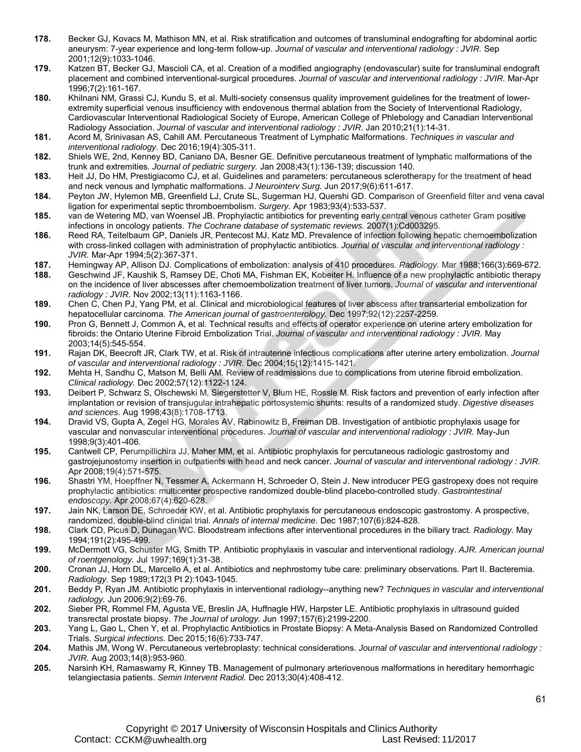**178.** Becker GJ, Kovacs M, Mathison MN, et al. Risk stratification and outcomes of transluminal endografting for abdominal aortic aneurysm: 7-year experience and long-term follow-up. *Journal of vascular and interventional radiology : JVIR.* Sep 2001;12(9):1033-1046.

**179.** Katzen BT, Becker GJ, Mascioli CA, et al. Creation of a modified angiography (endovascular) suite for transluminal endograft placement and combined interventional-surgical procedures. *Journal of vascular and interventional radiology : JVIR.* Mar-Apr 1996;7(2):161-167.

**180.** Khilnani NM, Grassi CJ, Kundu S, et al. Multi-society consensus quality improvement guidelines for the treatment of lower-extremity superficial venous insufficiency with endovenous thermal ablation from the Society of Interventional Radiology, Cardiovascular Interventional Radiological Society of Europe, American College of Phlebology and Canadian Interventional Radiology Association. *Journal of vascular and interventional radiology : JVIR.* Jan 2010;21(1):14-31.

**181.** Acord M, Srinivasan AS, Cahill AM. Percutaneous Treatment of Lymphatic Malformations. *Techniques in vascular and interventional radiology.* Dec 2016;19(4):305-311.

**182.** Shiels WE, 2nd, Kenney BD, Caniano DA, Besner GE. Definitive percutaneous treatment of lymphatic malformations of the trunk and extremities. *Journal of pediatric surgery.* Jan 2008;43(1):136-139; discussion 140.

**183.** Heit JJ, Do HM, Prestigiacomo CJ, et al. Guidelines and parameters: percutaneous sclerotherapy for the treatment of head and neck venous and lymphatic malformations. *J Neurointerv Surg.* Jun 2017;9(6):611-617.

**184.** Peyton JW, Hylemon MB, Greenfield LJ, Crute SL, Sugerman HJ, Quershi GD. Comparison of Greenfield filter and vena caval ligation for experimental septic thromboembolism. *Surgery.* Apr 1983;93(4):533-537.

**185.** van de Wetering MD, van Woensel JB. Prophylactic antibiotics for preventing early central venous catheter Gram positive infections in oncology patients. *The Cochrane database of systematic reviews.* 2007(1):Cd003295.

**186.** Reed RA, Teitelbaum GP, Daniels JR, Pentecost MJ, Katz MD. Prevalence of infection following hepatic chemoembolization with cross-linked collagen with administration of prophylactic antibiotics. *Journal of vascular and interventional radiology : JVIR.* Mar-Apr 1994;5(2):367-371.

**187.** Hemingway AP, Allison DJ. Complications of embolization: analysis of 410 procedures. *Radiology.* Mar 1988;166(3):669-672.

**188.** Geschwind JF, Kaushik S, Ramsey DE, Choti MA, Fishman EK, Kobeiter H. Influence of a new prophylactic antibiotic therapy on the incidence of liver abscesses after chemoembolization treatment of liver tumors. *Journal of vascular and interventional radiology : JVIR.* Nov 2002;13(11):1163-1166.

**189.** Chen C, Chen PJ, Yang PM, et al. Clinical and microbiological features of liver abscess after transarterial embolization for hepatocellular carcinoma. *The American journal of gastroenterology.* Dec 1997;92(12):2257-2259.

**190.** Pron G, Bennett J, Common A, et al. Technical results and effects of operator experience on uterine artery embolization for fibroids: the Ontario Uterine Fibroid Embolization Trial. *Journal of vascular and interventional radiology : JVIR.* May 2003;14(5):545-554.

**191.** Rajan DK, Beecroft JR, Clark TW, et al. Risk of intrauterine infectious complications after uterine artery embolization. *Journal of vascular and interventional radiology : JVIR.* Dec 2004;15(12):1415-1421.

**192.** Mehta H, Sandhu C, Matson M, Belli AM. Review of readmissions due to complications from uterine fibroid embolization. *Clinical radiology.* Dec 2002;57(12):1122-1124.

**193.** Deibert P, Schwarz S, Olschewski M, Siegerstetter V, Blum HE, Rossle M. Risk factors and prevention of early infection after implantation or revision of transjugular intrahepatic portosystemic shunts: results of a randomized study. *Digestive diseases and sciences.* Aug 1998;43(8):1708-1713.

**194.** Dravid VS, Gupta A, Zegel HG, Morales AV, Rabinowitz B, Freiman DB. Investigation of antibiotic prophylaxis usage for vascular and nonvascular interventional procedures. *Journal of vascular and interventional radiology : JVIR.* May-Jun 1998;9(3):401-406.

**195.** Cantwell CP, Perumpillichira JJ, Maher MM, et al. Antibiotic prophylaxis for percutaneous radiologic gastrostomy and gastrojejunostomy insertion in outpatients with head and neck cancer. *Journal of vascular and interventional radiology : JVIR.* Apr 2008;19(4):571-575.

**196.** Shastri YM, Hoepffner N, Tessmer A, Ackermann H, Schroeder O, Stein J. New introducer PEG gastropexy does not require prophylactic antibiotics: multicenter prospective randomized double-blind placebo-controlled study. *Gastrointestinal endoscopy.* Apr 2008;67(4):620-628.

**197.** Jain NK, Larson DE, Schroeder KW, et al. Antibiotic prophylaxis for percutaneous endoscopic gastrostomy. A prospective, randomized, double-blind clinical trial. *Annals of internal medicine.* Dec 1987;107(6):824-828.

**198.** Clark CD, Picus D, Dunagan WC. Bloodstream infections after interventional procedures in the biliary tract. *Radiology.* May 1994;191(2):495-499.

**199.** McDermott VG, Schuster MG, Smith TP. Antibiotic prophylaxis in vascular and interventional radiology. *AJR. American journal of roentgenology.* Jul 1997;169(1):31-38.

**200.** Cronan JJ, Horn DL, Marcello A, et al. Antibiotics and nephrostomy tube care: preliminary observations. Part II. Bacteremia. *Radiology.* Sep 1989;172(3 Pt 2):1043-1045.

**201.** Beddy P, Ryan JM. Antibiotic prophylaxis in interventional radiology--anything new? *Techniques in vascular and interventional radiology.* Jun 2006;9(2):69-76.

**202.** Sieber PR, Rommel FM, Agusta VE, Breslin JA, Huffnagle HW, Harpster LE. Antibiotic prophylaxis in ultrasound guided transrectal prostate biopsy. *The Journal of urology.* Jun 1997;157(6):2199-2200.

**203.** Yang L, Gao L, Chen Y, et al. Prophylactic Antibiotics in Prostate Biopsy: A Meta-Analysis Based on Randomized Controlled Trials. *Surgical infections.* Dec 2015;16(6):733-747.

**204.** Mathis JM, Wong W. Percutaneous vertebroplasty: technical considerations. *Journal of vascular and interventional radiology : JVIR.* Aug 2003;14(8):953-960.

**205.** Narsinh KH, Ramaswamy R, Kinney TB. Management of pulmonary arteriovenous malformations in hereditary hemorrhagic telangiectasia patients. *Semin Intervent Radiol.* Dec 2013;30(4):408-412.